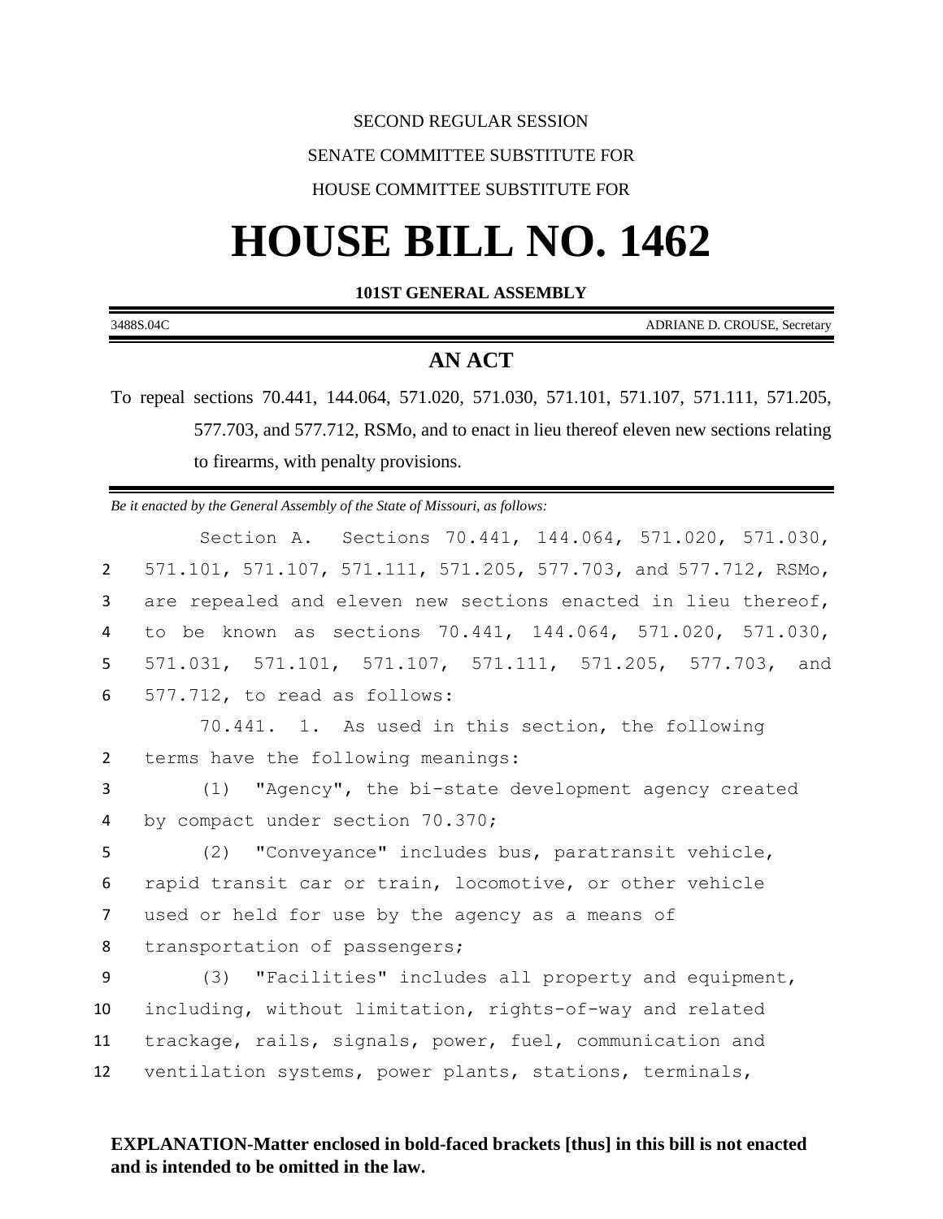SECOND REGULAR SESSION

SENATE COMMITTEE SUBSTITUTE FOR

HOUSE COMMITTEE SUBSTITUTE FOR

# HOUSE BILL NO. 1462

**101ST GENERAL ASSEMBLY**

3488S.04C ADRIANE D. CROUSE, Secretary

## AN ACT

To repeal sections 70.441, 144.064, 571.020, 571.030, 571.101, 571.107, 571.111, 571.205, 577.703, and 577.712, RSMo, and to enact in lieu thereof eleven new sections relating to firearms, with penalty provisions.

*Be it enacted by the General Assembly of the State of Missouri, as follows:*

Section A. Sections 70.441, 144.064, 571.020, 571.030, 571.101, 571.107, 571.111, 571.205, 577.703, and 577.712, RSMo, are repealed and eleven new sections enacted in lieu thereof, to be known as sections 70.441, 144.064, 571.020, 571.030, 571.031, 571.101, 571.107, 571.111, 571.205, 577.703, and 577.712, to read as follows:

70.441. 1. As used in this section, the following terms have the following meanings:

(1) "Agency", the bi-state development agency created by compact under section 70.370;

(2) "Conveyance" includes bus, paratransit vehicle, rapid transit car or train, locomotive, or other vehicle used or held for use by the agency as a means of transportation of passengers;

(3) "Facilities" includes all property and equipment, including, without limitation, rights-of-way and related trackage, rails, signals, power, fuel, communication and ventilation systems, power plants, stations, terminals,

**EXPLANATION-Matter enclosed in bold-faced brackets [thus] in this bill is not enacted and is intended to be omitted in the law.**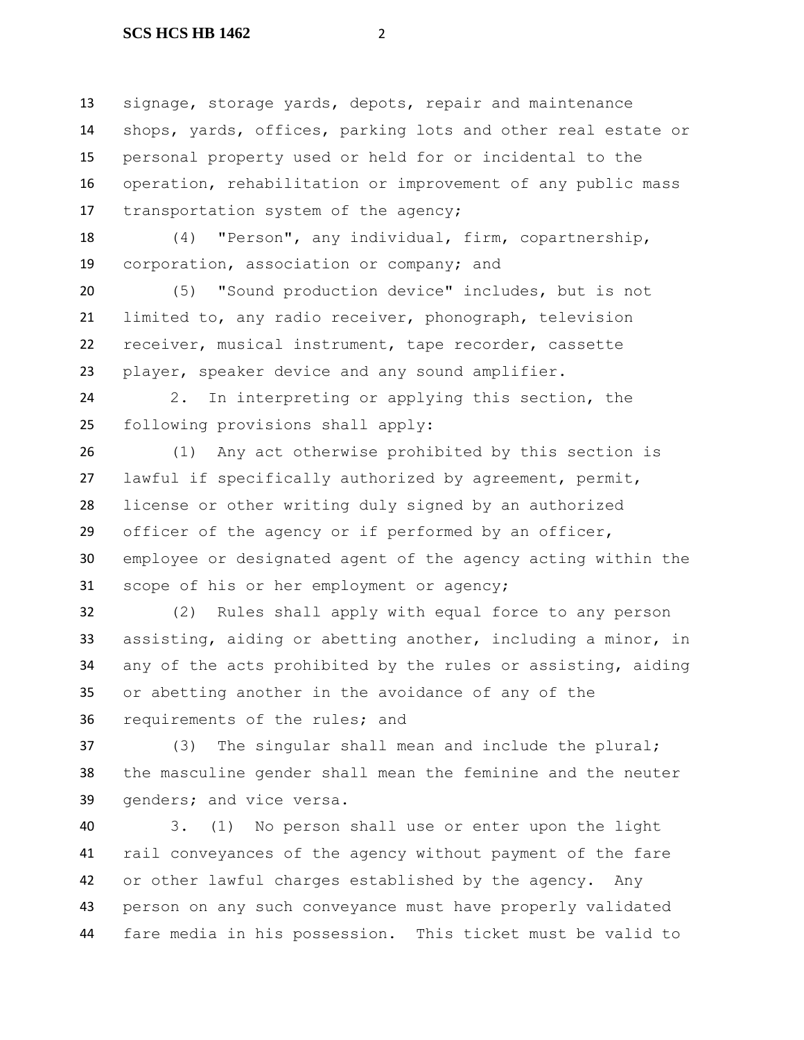signage, storage yards, depots, repair and maintenance shops, yards, offices, parking lots and other real estate or personal property used or held for or incidental to the operation, rehabilitation or improvement of any public mass transportation system of the agency;

(4) "Person", any individual, firm, copartnership, corporation, association or company; and

(5) "Sound production device" includes, but is not limited to, any radio receiver, phonograph, television receiver, musical instrument, tape recorder, cassette player, speaker device and any sound amplifier.

2. In interpreting or applying this section, the following provisions shall apply:

(1) Any act otherwise prohibited by this section is lawful if specifically authorized by agreement, permit, license or other writing duly signed by an authorized officer of the agency or if performed by an officer, employee or designated agent of the agency acting within the scope of his or her employment or agency;

(2) Rules shall apply with equal force to any person assisting, aiding or abetting another, including a minor, in any of the acts prohibited by the rules or assisting, aiding or abetting another in the avoidance of any of the requirements of the rules; and

(3) The singular shall mean and include the plural; the masculine gender shall mean the feminine and the neuter genders; and vice versa.

3. (1) No person shall use or enter upon the light rail conveyances of the agency without payment of the fare or other lawful charges established by the agency. Any person on any such conveyance must have properly validated fare media in his possession. This ticket must be valid to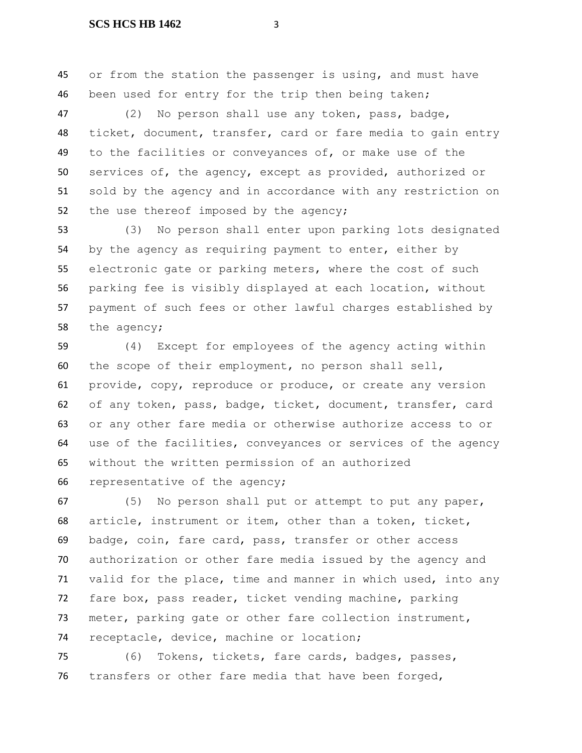or from the station the passenger is using, and must have been used for entry for the trip then being taken;

(2) No person shall use any token, pass, badge, ticket, document, transfer, card or fare media to gain entry to the facilities or conveyances of, or make use of the services of, the agency, except as provided, authorized or sold by the agency and in accordance with any restriction on the use thereof imposed by the agency;

(3) No person shall enter upon parking lots designated by the agency as requiring payment to enter, either by electronic gate or parking meters, where the cost of such parking fee is visibly displayed at each location, without payment of such fees or other lawful charges established by the agency;

(4) Except for employees of the agency acting within the scope of their employment, no person shall sell, provide, copy, reproduce or produce, or create any version of any token, pass, badge, ticket, document, transfer, card or any other fare media or otherwise authorize access to or use of the facilities, conveyances or services of the agency without the written permission of an authorized representative of the agency;

(5) No person shall put or attempt to put any paper, article, instrument or item, other than a token, ticket, badge, coin, fare card, pass, transfer or other access authorization or other fare media issued by the agency and valid for the place, time and manner in which used, into any fare box, pass reader, ticket vending machine, parking meter, parking gate or other fare collection instrument, receptacle, device, machine or location;

(6) Tokens, tickets, fare cards, badges, passes, transfers or other fare media that have been forged,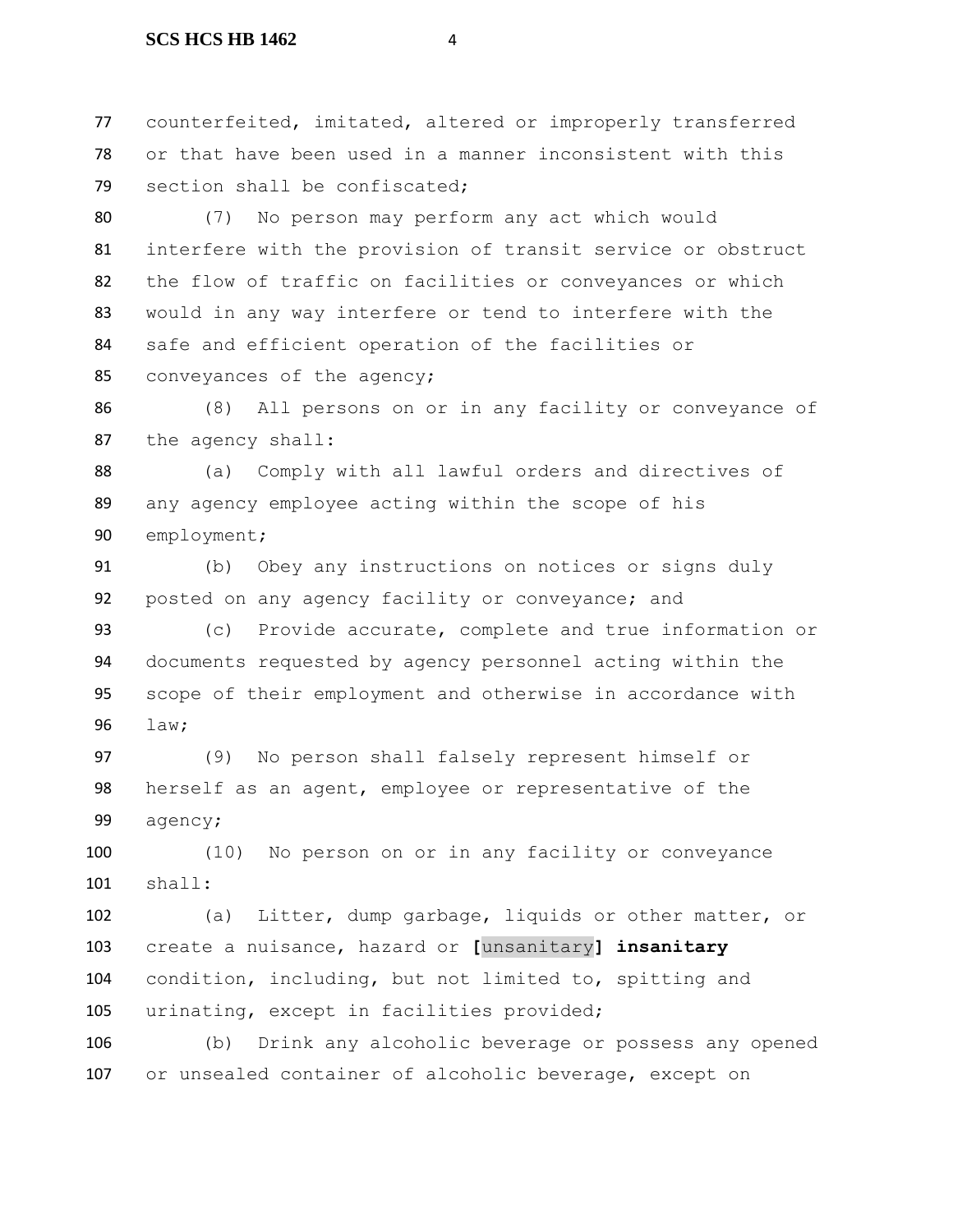counterfeited, imitated, altered or improperly transferred or that have been used in a manner inconsistent with this section shall be confiscated;

(7) No person may perform any act which would interfere with the provision of transit service or obstruct the flow of traffic on facilities or conveyances or which would in any way interfere or tend to interfere with the safe and efficient operation of the facilities or conveyances of the agency;

(8) All persons on or in any facility or conveyance of the agency shall:

(a) Comply with all lawful orders and directives of any agency employee acting within the scope of his employment;

(b) Obey any instructions on notices or signs duly posted on any agency facility or conveyance; and

(c) Provide accurate, complete and true information or documents requested by agency personnel acting within the scope of their employment and otherwise in accordance with law;

(9) No person shall falsely represent himself or herself as an agent, employee or representative of the agency;

(10) No person on or in any facility or conveyance shall:

(a) Litter, dump garbage, liquids or other matter, or create a nuisance, hazard or **[**unsanitary**]** **insanitary** condition, including, but not limited to, spitting and urinating, except in facilities provided;

(b) Drink any alcoholic beverage or possess any opened or unsealed container of alcoholic beverage, except on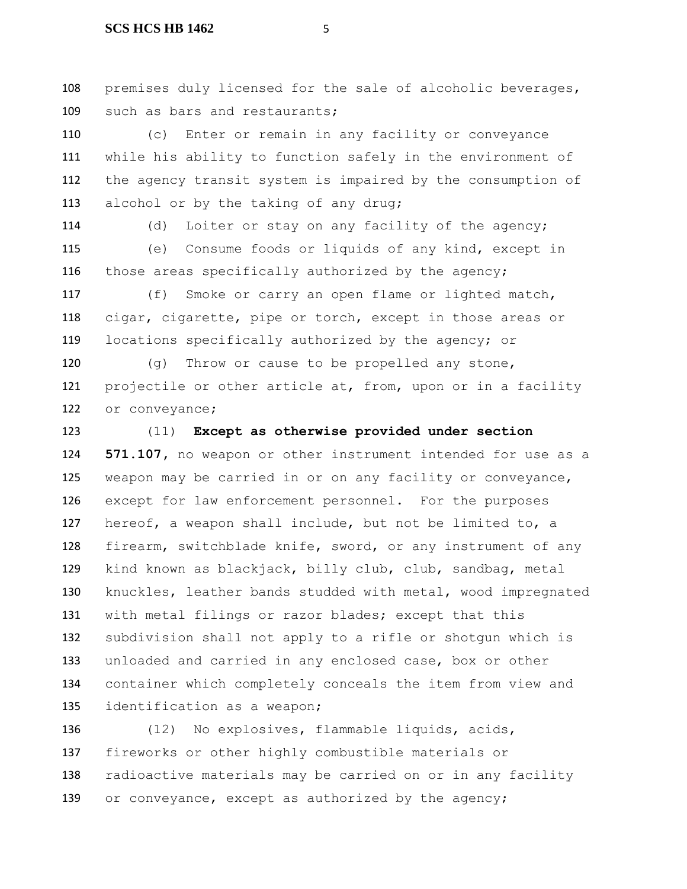premises duly licensed for the sale of alcoholic beverages, such as bars and restaurants;

(c) Enter or remain in any facility or conveyance while his ability to function safely in the environment of the agency transit system is impaired by the consumption of alcohol or by the taking of any drug;

(d) Loiter or stay on any facility of the agency;

(e) Consume foods or liquids of any kind, except in those areas specifically authorized by the agency;

(f) Smoke or carry an open flame or lighted match, cigar, cigarette, pipe or torch, except in those areas or locations specifically authorized by the agency; or

(g) Throw or cause to be propelled any stone, projectile or other article at, from, upon or in a facility or conveyance;

(11) **Except as otherwise provided under section 571.107,** no weapon or other instrument intended for use as a weapon may be carried in or on any facility or conveyance, except for law enforcement personnel. For the purposes hereof, a weapon shall include, but not be limited to, a firearm, switchblade knife, sword, or any instrument of any kind known as blackjack, billy club, club, sandbag, metal knuckles, leather bands studded with metal, wood impregnated with metal filings or razor blades; except that this subdivision shall not apply to a rifle or shotgun which is unloaded and carried in any enclosed case, box or other container which completely conceals the item from view and identification as a weapon;

(12) No explosives, flammable liquids, acids, fireworks or other highly combustible materials or radioactive materials may be carried on or in any facility or conveyance, except as authorized by the agency;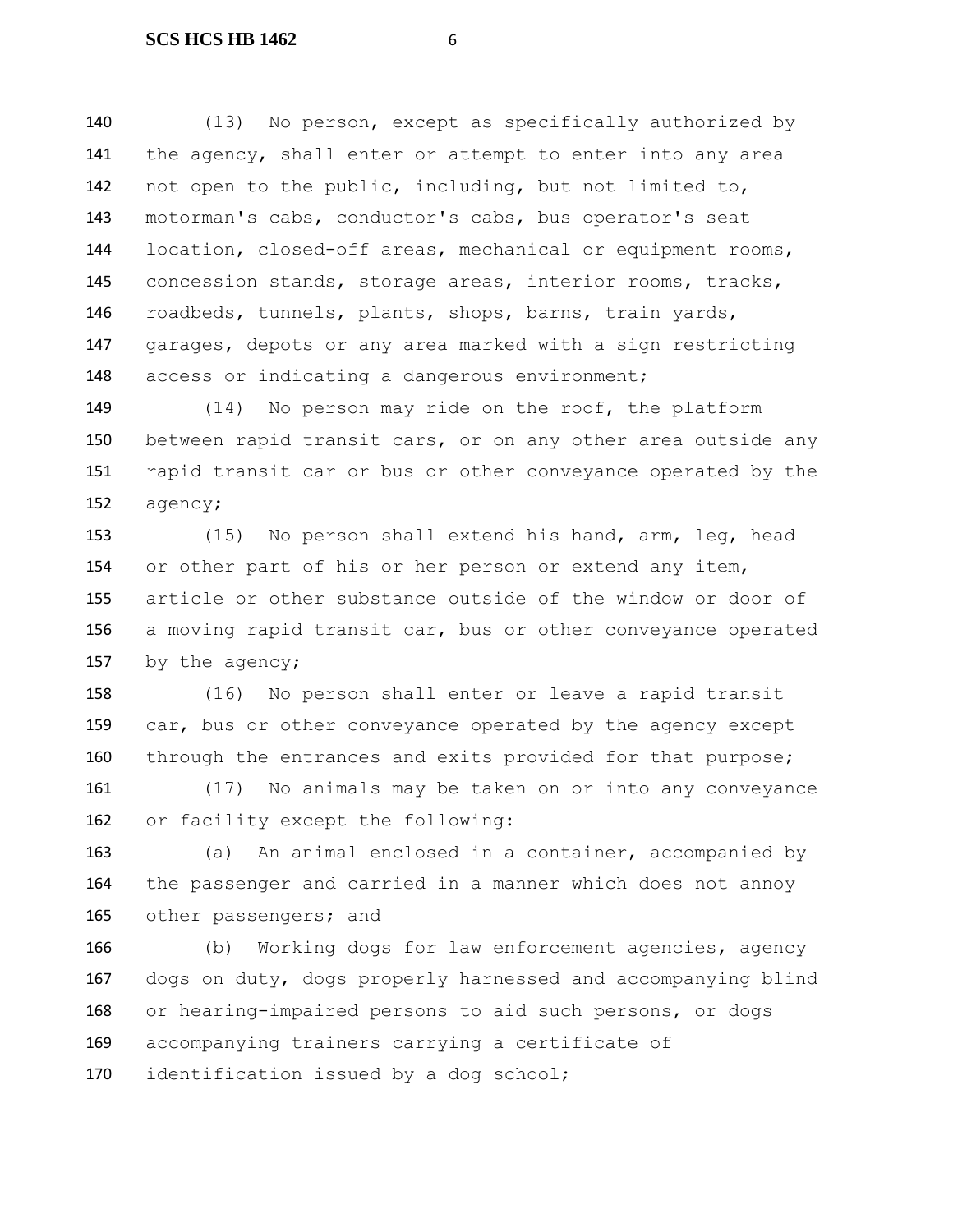(13) No person, except as specifically authorized by the agency, shall enter or attempt to enter into any area not open to the public, including, but not limited to, motorman's cabs, conductor's cabs, bus operator's seat location, closed-off areas, mechanical or equipment rooms, concession stands, storage areas, interior rooms, tracks, roadbeds, tunnels, plants, shops, barns, train yards, garages, depots or any area marked with a sign restricting access or indicating a dangerous environment;

(14) No person may ride on the roof, the platform between rapid transit cars, or on any other area outside any rapid transit car or bus or other conveyance operated by the agency;

(15) No person shall extend his hand, arm, leg, head or other part of his or her person or extend any item, article or other substance outside of the window or door of a moving rapid transit car, bus or other conveyance operated by the agency;

(16) No person shall enter or leave a rapid transit car, bus or other conveyance operated by the agency except through the entrances and exits provided for that purpose;

(17) No animals may be taken on or into any conveyance or facility except the following:

(a) An animal enclosed in a container, accompanied by the passenger and carried in a manner which does not annoy other passengers; and

(b) Working dogs for law enforcement agencies, agency dogs on duty, dogs properly harnessed and accompanying blind or hearing-impaired persons to aid such persons, or dogs accompanying trainers carrying a certificate of identification issued by a dog school;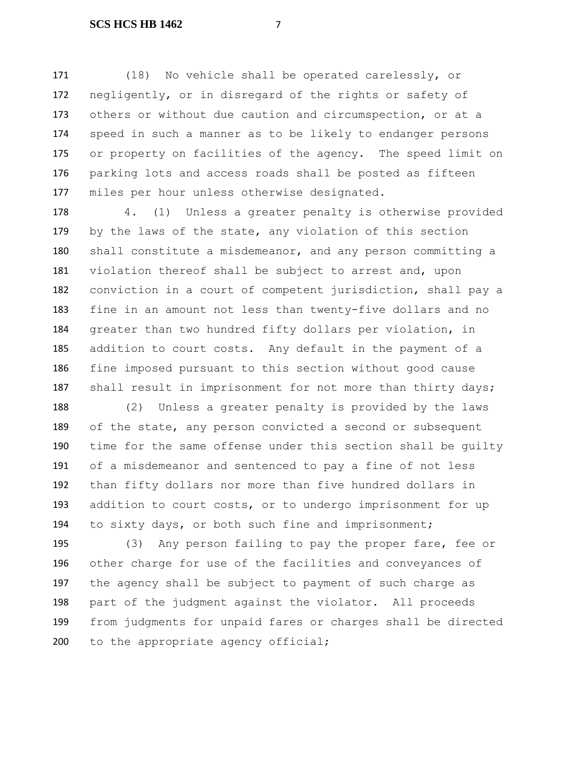(18) No vehicle shall be operated carelessly, or negligently, or in disregard of the rights or safety of others or without due caution and circumspection, or at a speed in such a manner as to be likely to endanger persons or property on facilities of the agency. The speed limit on parking lots and access roads shall be posted as fifteen miles per hour unless otherwise designated.

4. (1) Unless a greater penalty is otherwise provided by the laws of the state, any violation of this section shall constitute a misdemeanor, and any person committing a violation thereof shall be subject to arrest and, upon conviction in a court of competent jurisdiction, shall pay a fine in an amount not less than twenty-five dollars and no greater than two hundred fifty dollars per violation, in addition to court costs. Any default in the payment of a fine imposed pursuant to this section without good cause shall result in imprisonment for not more than thirty days;

(2) Unless a greater penalty is provided by the laws of the state, any person convicted a second or subsequent time for the same offense under this section shall be guilty of a misdemeanor and sentenced to pay a fine of not less than fifty dollars nor more than five hundred dollars in addition to court costs, or to undergo imprisonment for up to sixty days, or both such fine and imprisonment;

(3) Any person failing to pay the proper fare, fee or other charge for use of the facilities and conveyances of the agency shall be subject to payment of such charge as part of the judgment against the violator. All proceeds from judgments for unpaid fares or charges shall be directed to the appropriate agency official;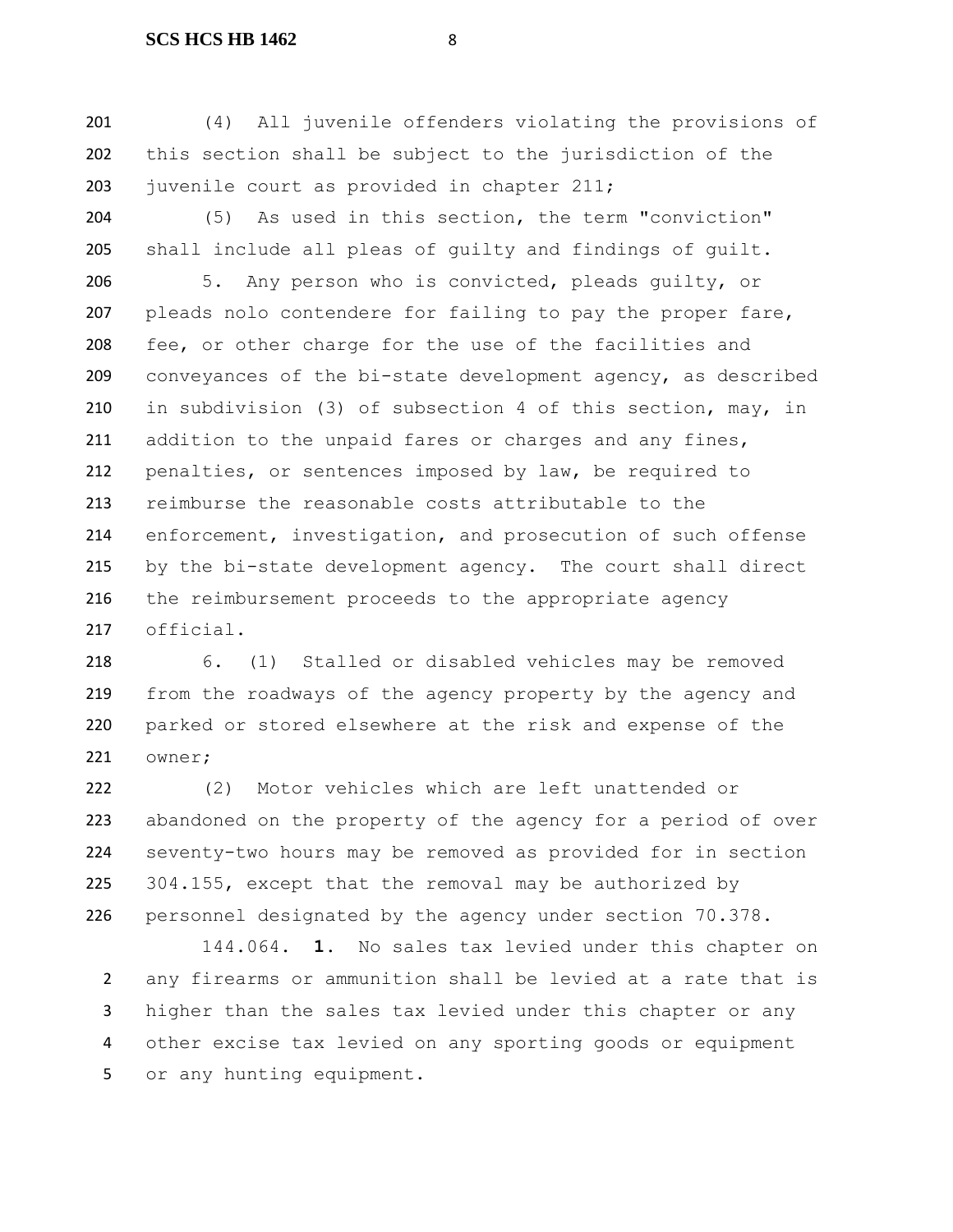(4) All juvenile offenders violating the provisions of this section shall be subject to the jurisdiction of the juvenile court as provided in chapter 211;

(5) As used in this section, the term "conviction" shall include all pleas of guilty and findings of guilt.

5. Any person who is convicted, pleads guilty, or pleads nolo contendere for failing to pay the proper fare, fee, or other charge for the use of the facilities and conveyances of the bi-state development agency, as described in subdivision (3) of subsection 4 of this section, may, in addition to the unpaid fares or charges and any fines, penalties, or sentences imposed by law, be required to reimburse the reasonable costs attributable to the enforcement, investigation, and prosecution of such offense by the bi-state development agency. The court shall direct the reimbursement proceeds to the appropriate agency official.

6. (1) Stalled or disabled vehicles may be removed from the roadways of the agency property by the agency and parked or stored elsewhere at the risk and expense of the owner;

(2) Motor vehicles which are left unattended or abandoned on the property of the agency for a period of over seventy-two hours may be removed as provided for in section 304.155, except that the removal may be authorized by personnel designated by the agency under section 70.378.

144.064. **1.** No sales tax levied under this chapter on any firearms or ammunition shall be levied at a rate that is higher than the sales tax levied under this chapter or any other excise tax levied on any sporting goods or equipment or any hunting equipment.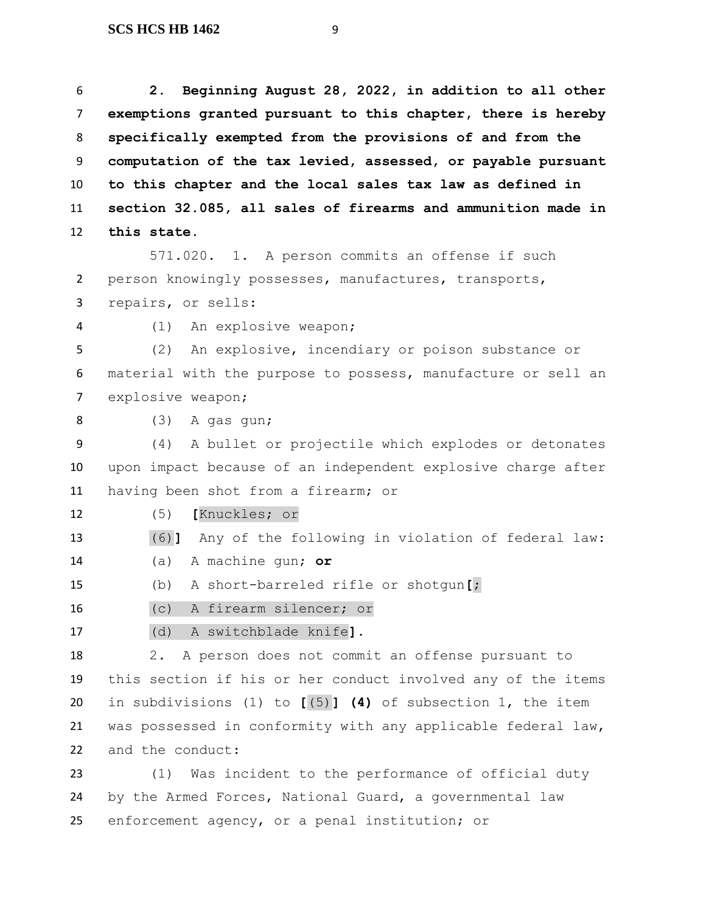**2. Beginning August 28, 2022, in addition to all other exemptions granted pursuant to this chapter, there is hereby specifically exempted from the provisions of and from the computation of the tax levied, assessed, or payable pursuant to this chapter and the local sales tax law as defined in section 32.085, all sales of firearms and ammunition made in this state.**

571.020. 1. A person commits an offense if such person knowingly possesses, manufactures, transports, repairs, or sells:

(1) An explosive weapon;

(2) An explosive, incendiary or poison substance or material with the purpose to possess, manufacture or sell an explosive weapon;

(3) A gas gun;

(4) A bullet or projectile which explodes or detonates upon impact because of an independent explosive charge after having been shot from a firearm; or

(5) **[**Knuckles; or

(6)**]** Any of the following in violation of federal law:

(a) A machine gun; **or**

(b) A short-barreled rifle or shotgun**[**;

(c) A firearm silencer; or

(d) A switchblade knife**]**.

2. A person does not commit an offense pursuant to this section if his or her conduct involved any of the items in subdivisions (1) to **[**(5)**]** **(4)** of subsection 1, the item was possessed in conformity with any applicable federal law, and the conduct:

(1) Was incident to the performance of official duty by the Armed Forces, National Guard, a governmental law enforcement agency, or a penal institution; or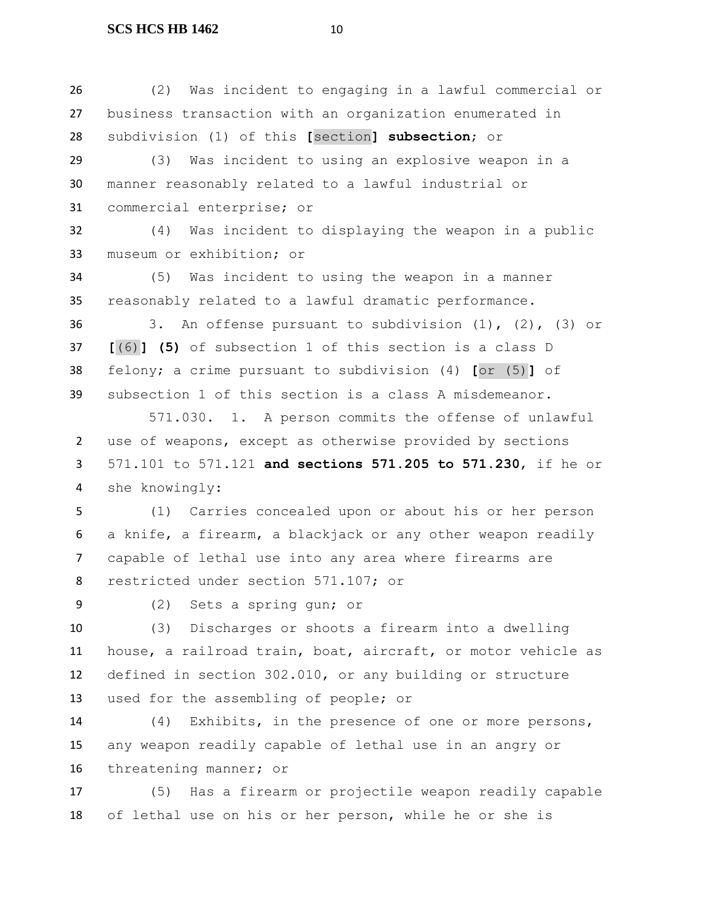(2) Was incident to engaging in a lawful commercial or business transaction with an organization enumerated in subdivision (1) of this [section] **subsection**; or

(3) Was incident to using an explosive weapon in a manner reasonably related to a lawful industrial or commercial enterprise; or

(4) Was incident to displaying the weapon in a public museum or exhibition; or

(5) Was incident to using the weapon in a manner reasonably related to a lawful dramatic performance.

3. An offense pursuant to subdivision (1), (2), (3) or [(6)] **(5)** of subsection 1 of this section is a class D felony; a crime pursuant to subdivision (4) [or (5)] of subsection 1 of this section is a class A misdemeanor.

571.030. 1. A person commits the offense of unlawful use of weapons, except as otherwise provided by sections 571.101 to 571.121 **and sections 571.205 to 571.230**, if he or she knowingly:

(1) Carries concealed upon or about his or her person a knife, a firearm, a blackjack or any other weapon readily capable of lethal use into any area where firearms are restricted under section 571.107; or

(2) Sets a spring gun; or

(3) Discharges or shoots a firearm into a dwelling house, a railroad train, boat, aircraft, or motor vehicle as defined in section 302.010, or any building or structure used for the assembling of people; or

(4) Exhibits, in the presence of one or more persons, any weapon readily capable of lethal use in an angry or threatening manner; or

(5) Has a firearm or projectile weapon readily capable of lethal use on his or her person, while he or she is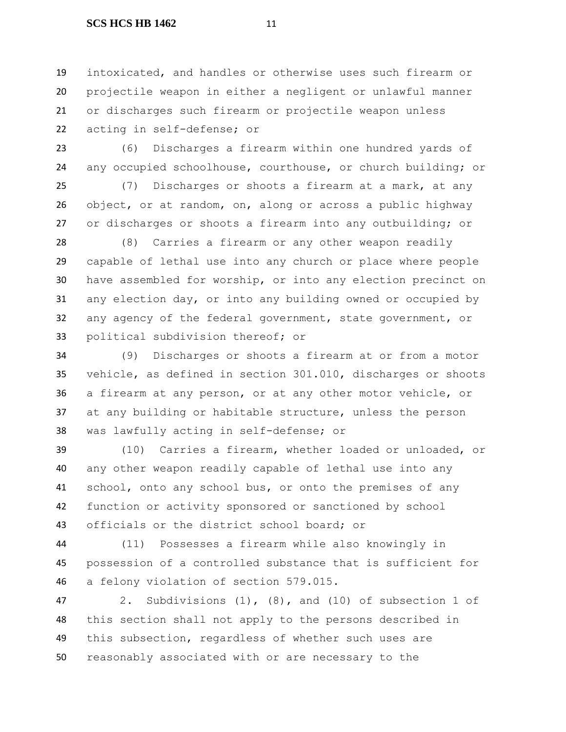intoxicated, and handles or otherwise uses such firearm or projectile weapon in either a negligent or unlawful manner or discharges such firearm or projectile weapon unless acting in self-defense; or

(6) Discharges a firearm within one hundred yards of any occupied schoolhouse, courthouse, or church building; or

(7) Discharges or shoots a firearm at a mark, at any object, or at random, on, along or across a public highway or discharges or shoots a firearm into any outbuilding; or

(8) Carries a firearm or any other weapon readily capable of lethal use into any church or place where people have assembled for worship, or into any election precinct on any election day, or into any building owned or occupied by any agency of the federal government, state government, or political subdivision thereof; or

(9) Discharges or shoots a firearm at or from a motor vehicle, as defined in section 301.010, discharges or shoots a firearm at any person, or at any other motor vehicle, or at any building or habitable structure, unless the person was lawfully acting in self-defense; or

(10) Carries a firearm, whether loaded or unloaded, or any other weapon readily capable of lethal use into any school, onto any school bus, or onto the premises of any function or activity sponsored or sanctioned by school officials or the district school board; or

(11) Possesses a firearm while also knowingly in possession of a controlled substance that is sufficient for a felony violation of section 579.015.

2. Subdivisions (1), (8), and (10) of subsection 1 of this section shall not apply to the persons described in this subsection, regardless of whether such uses are reasonably associated with or are necessary to the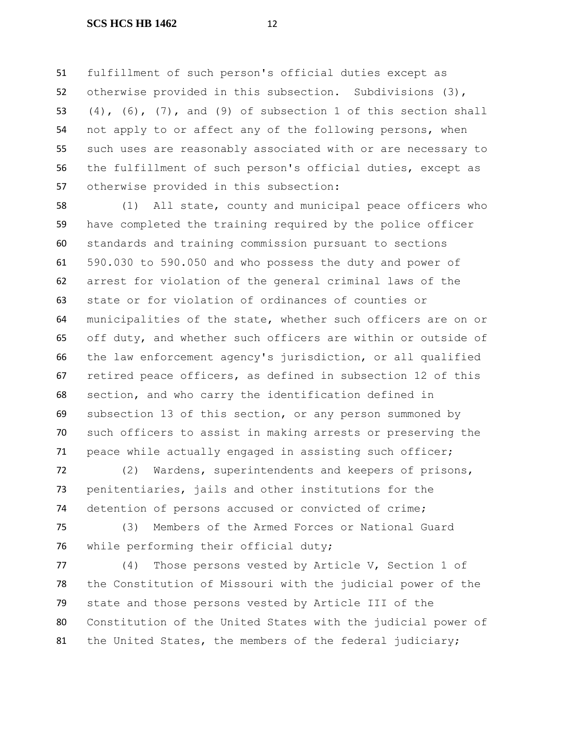fulfillment of such person's official duties except as otherwise provided in this subsection. Subdivisions (3), (4), (6), (7), and (9) of subsection 1 of this section shall not apply to or affect any of the following persons, when such uses are reasonably associated with or are necessary to the fulfillment of such person's official duties, except as otherwise provided in this subsection:

(1) All state, county and municipal peace officers who have completed the training required by the police officer standards and training commission pursuant to sections 590.030 to 590.050 and who possess the duty and power of arrest for violation of the general criminal laws of the state or for violation of ordinances of counties or municipalities of the state, whether such officers are on or off duty, and whether such officers are within or outside of the law enforcement agency's jurisdiction, or all qualified retired peace officers, as defined in subsection 12 of this section, and who carry the identification defined in subsection 13 of this section, or any person summoned by such officers to assist in making arrests or preserving the peace while actually engaged in assisting such officer;

(2) Wardens, superintendents and keepers of prisons, penitentiaries, jails and other institutions for the detention of persons accused or convicted of crime;

(3) Members of the Armed Forces or National Guard while performing their official duty;

(4) Those persons vested by Article V, Section 1 of the Constitution of Missouri with the judicial power of the state and those persons vested by Article III of the Constitution of the United States with the judicial power of the United States, the members of the federal judiciary;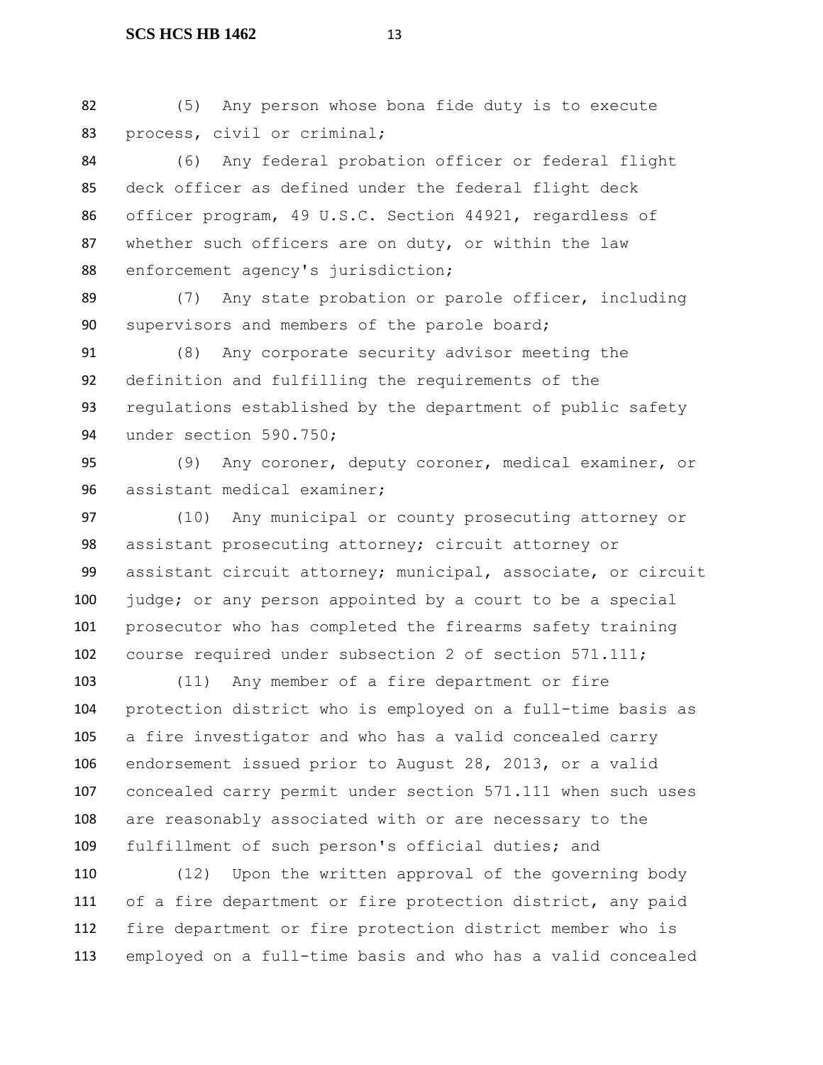(5) Any person whose bona fide duty is to execute process, civil or criminal;

(6) Any federal probation officer or federal flight deck officer as defined under the federal flight deck officer program, 49 U.S.C. Section 44921, regardless of whether such officers are on duty, or within the law enforcement agency's jurisdiction;

(7) Any state probation or parole officer, including supervisors and members of the parole board;

(8) Any corporate security advisor meeting the definition and fulfilling the requirements of the regulations established by the department of public safety under section 590.750;

(9) Any coroner, deputy coroner, medical examiner, or assistant medical examiner;

(10) Any municipal or county prosecuting attorney or assistant prosecuting attorney; circuit attorney or assistant circuit attorney; municipal, associate, or circuit judge; or any person appointed by a court to be a special prosecutor who has completed the firearms safety training course required under subsection 2 of section 571.111;

(11) Any member of a fire department or fire protection district who is employed on a full-time basis as a fire investigator and who has a valid concealed carry endorsement issued prior to August 28, 2013, or a valid concealed carry permit under section 571.111 when such uses are reasonably associated with or are necessary to the fulfillment of such person's official duties; and

(12) Upon the written approval of the governing body of a fire department or fire protection district, any paid fire department or fire protection district member who is employed on a full-time basis and who has a valid concealed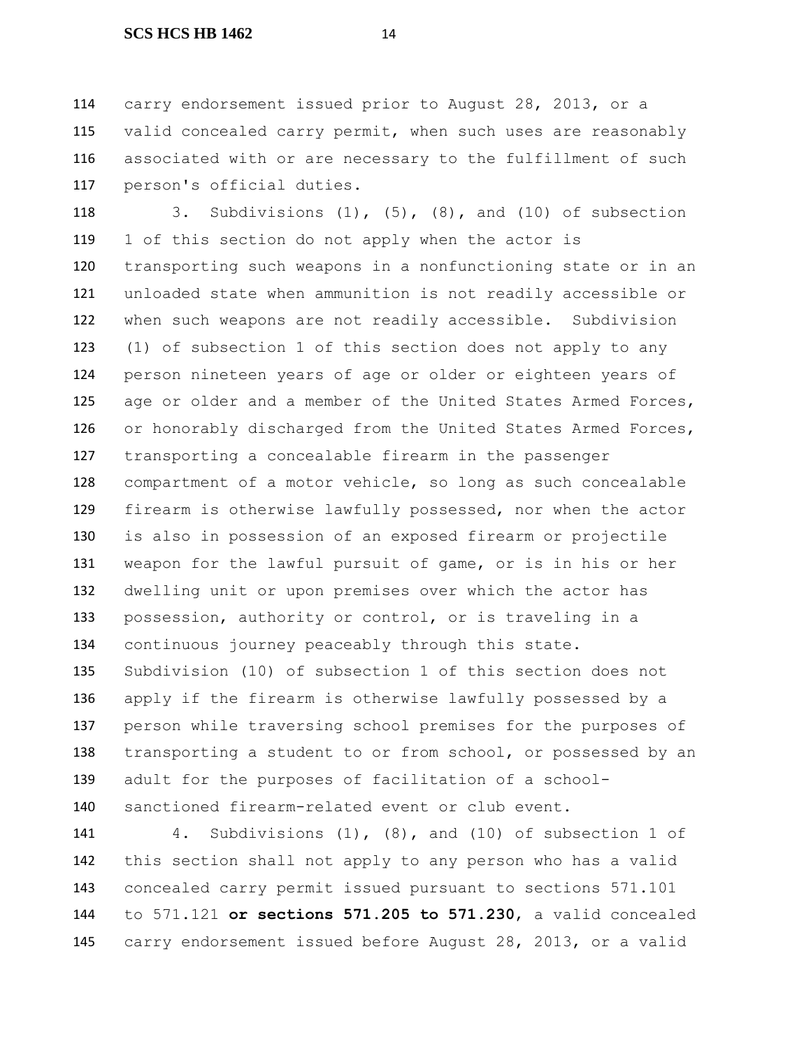carry endorsement issued prior to August 28, 2013, or a valid concealed carry permit, when such uses are reasonably associated with or are necessary to the fulfillment of such person's official duties.

3. Subdivisions (1), (5), (8), and (10) of subsection 1 of this section do not apply when the actor is transporting such weapons in a nonfunctioning state or in an unloaded state when ammunition is not readily accessible or when such weapons are not readily accessible. Subdivision (1) of subsection 1 of this section does not apply to any person nineteen years of age or older or eighteen years of age or older and a member of the United States Armed Forces, or honorably discharged from the United States Armed Forces, transporting a concealable firearm in the passenger compartment of a motor vehicle, so long as such concealable firearm is otherwise lawfully possessed, nor when the actor is also in possession of an exposed firearm or projectile weapon for the lawful pursuit of game, or is in his or her dwelling unit or upon premises over which the actor has possession, authority or control, or is traveling in a continuous journey peaceably through this state. Subdivision (10) of subsection 1 of this section does not apply if the firearm is otherwise lawfully possessed by a person while traversing school premises for the purposes of transporting a student to or from school, or possessed by an adult for the purposes of facilitation of a school-sanctioned firearm-related event or club event.

4. Subdivisions (1), (8), and (10) of subsection 1 of this section shall not apply to any person who has a valid concealed carry permit issued pursuant to sections 571.101 to 571.121 **or sections 571.205 to 571.230**, a valid concealed carry endorsement issued before August 28, 2013, or a valid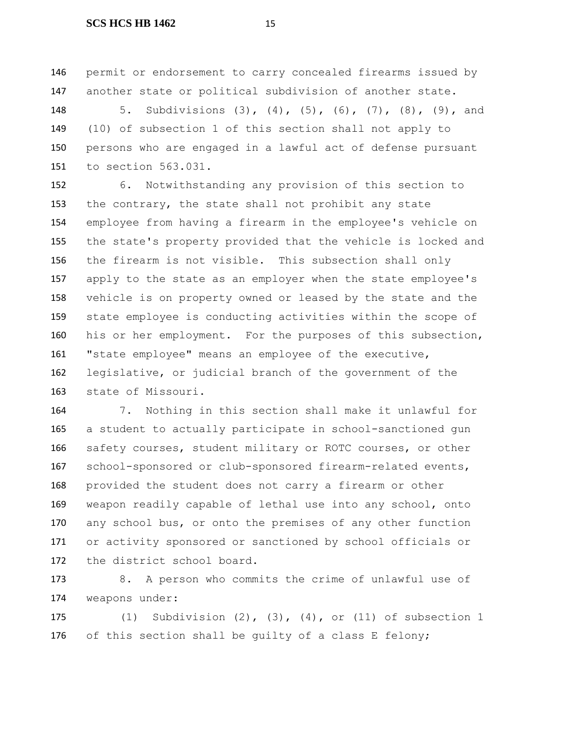permit or endorsement to carry concealed firearms issued by another state or political subdivision of another state.

5. Subdivisions (3), (4), (5), (6), (7), (8), (9), and (10) of subsection 1 of this section shall not apply to persons who are engaged in a lawful act of defense pursuant to section 563.031.

6. Notwithstanding any provision of this section to the contrary, the state shall not prohibit any state employee from having a firearm in the employee's vehicle on the state's property provided that the vehicle is locked and the firearm is not visible. This subsection shall only apply to the state as an employer when the state employee's vehicle is on property owned or leased by the state and the state employee is conducting activities within the scope of his or her employment. For the purposes of this subsection, "state employee" means an employee of the executive, legislative, or judicial branch of the government of the state of Missouri.

7. Nothing in this section shall make it unlawful for a student to actually participate in school-sanctioned gun safety courses, student military or ROTC courses, or other school-sponsored or club-sponsored firearm-related events, provided the student does not carry a firearm or other weapon readily capable of lethal use into any school, onto any school bus, or onto the premises of any other function or activity sponsored or sanctioned by school officials or the district school board.

8. A person who commits the crime of unlawful use of weapons under:

(1) Subdivision (2), (3), (4), or (11) of subsection 1 of this section shall be guilty of a class E felony;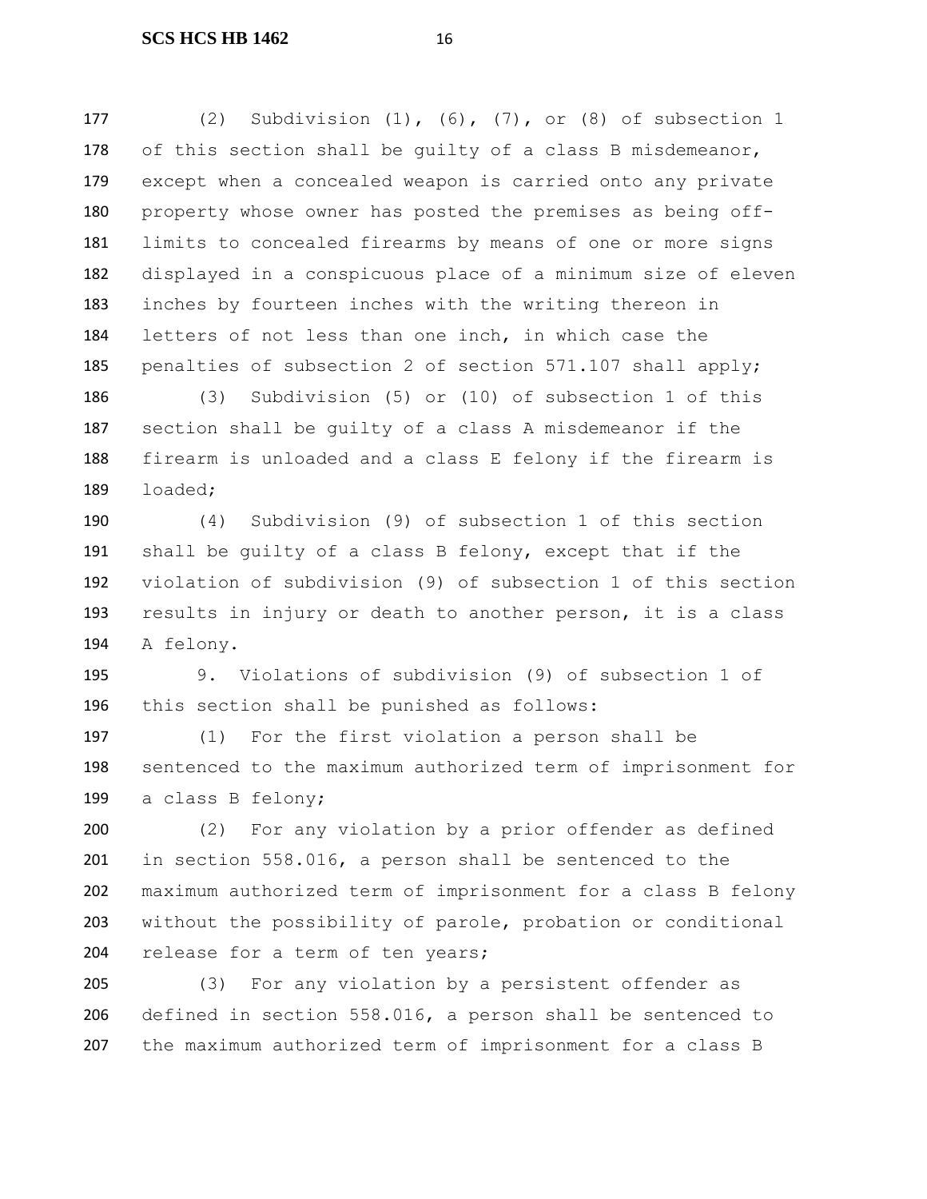(2) Subdivision (1), (6), (7), or (8) of subsection 1 of this section shall be guilty of a class B misdemeanor, except when a concealed weapon is carried onto any private property whose owner has posted the premises as being off-limits to concealed firearms by means of one or more signs displayed in a conspicuous place of a minimum size of eleven inches by fourteen inches with the writing thereon in letters of not less than one inch, in which case the penalties of subsection 2 of section 571.107 shall apply;

(3) Subdivision (5) or (10) of subsection 1 of this section shall be guilty of a class A misdemeanor if the firearm is unloaded and a class E felony if the firearm is loaded;

(4) Subdivision (9) of subsection 1 of this section shall be guilty of a class B felony, except that if the violation of subdivision (9) of subsection 1 of this section results in injury or death to another person, it is a class A felony.

9. Violations of subdivision (9) of subsection 1 of this section shall be punished as follows:

(1) For the first violation a person shall be sentenced to the maximum authorized term of imprisonment for a class B felony;

(2) For any violation by a prior offender as defined in section 558.016, a person shall be sentenced to the maximum authorized term of imprisonment for a class B felony without the possibility of parole, probation or conditional release for a term of ten years;

(3) For any violation by a persistent offender as defined in section 558.016, a person shall be sentenced to the maximum authorized term of imprisonment for a class B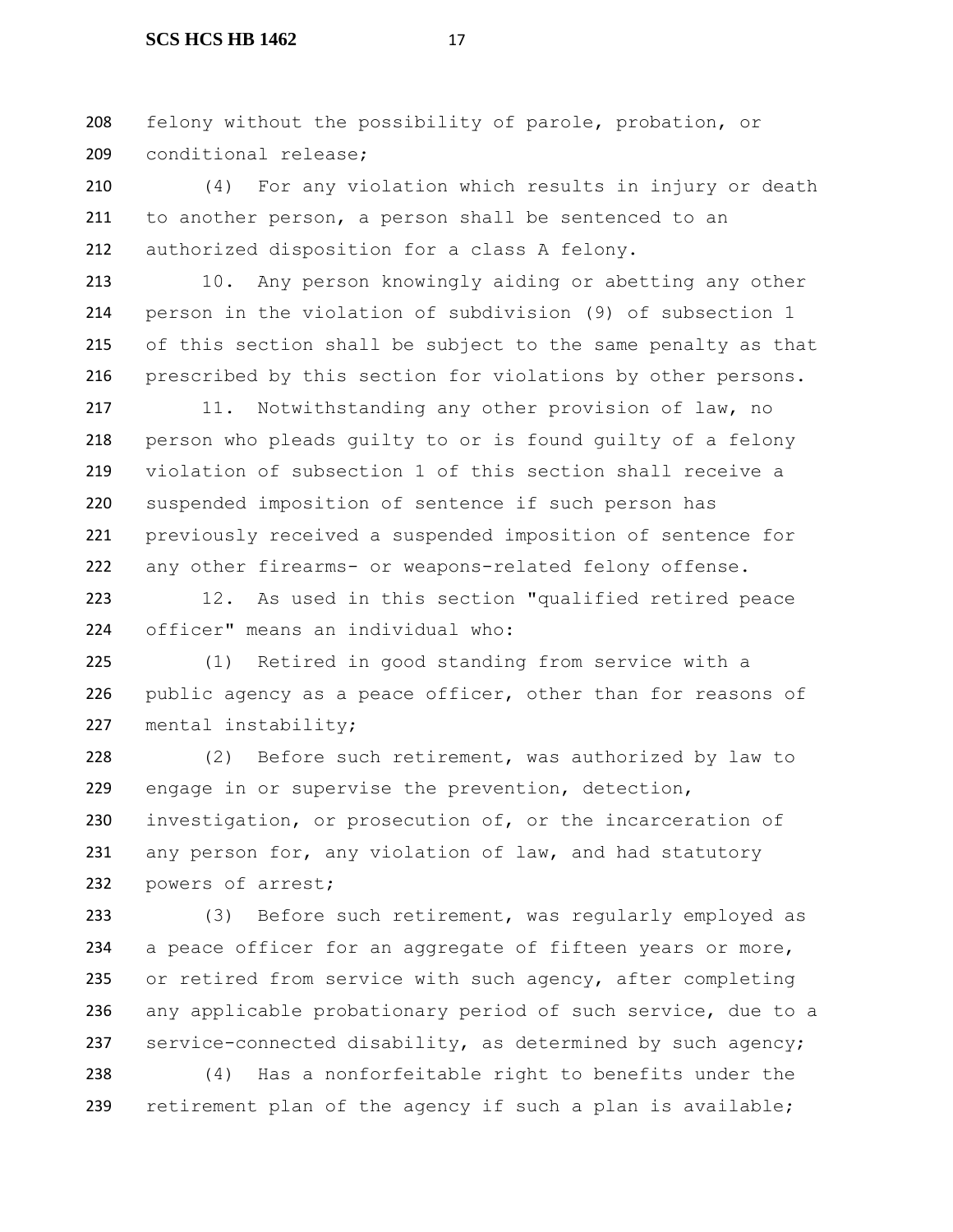felony without the possibility of parole, probation, or conditional release;

(4) For any violation which results in injury or death to another person, a person shall be sentenced to an authorized disposition for a class A felony.

10. Any person knowingly aiding or abetting any other person in the violation of subdivision (9) of subsection 1 of this section shall be subject to the same penalty as that prescribed by this section for violations by other persons.

11. Notwithstanding any other provision of law, no person who pleads guilty to or is found guilty of a felony violation of subsection 1 of this section shall receive a suspended imposition of sentence if such person has previously received a suspended imposition of sentence for any other firearms- or weapons-related felony offense.

12. As used in this section "qualified retired peace officer" means an individual who:

(1) Retired in good standing from service with a public agency as a peace officer, other than for reasons of mental instability;

(2) Before such retirement, was authorized by law to engage in or supervise the prevention, detection, investigation, or prosecution of, or the incarceration of any person for, any violation of law, and had statutory powers of arrest;

(3) Before such retirement, was regularly employed as a peace officer for an aggregate of fifteen years or more, or retired from service with such agency, after completing any applicable probationary period of such service, due to a service-connected disability, as determined by such agency;

(4) Has a nonforfeitable right to benefits under the retirement plan of the agency if such a plan is available;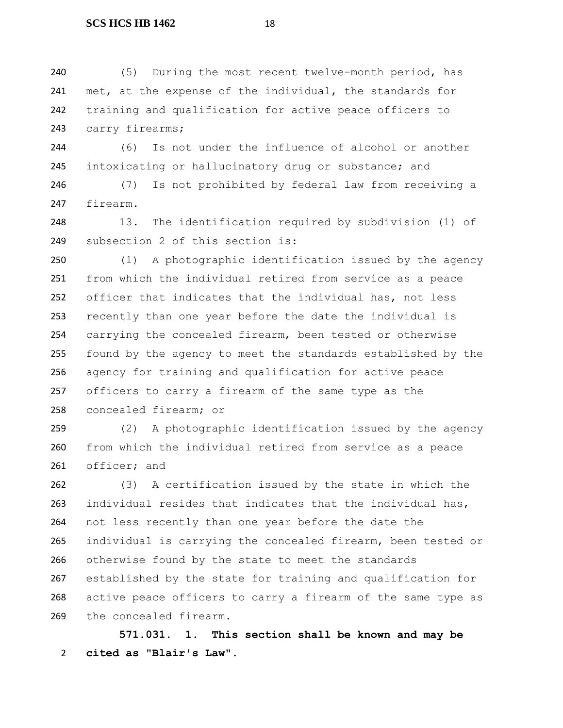(5) During the most recent twelve-month period, has met, at the expense of the individual, the standards for training and qualification for active peace officers to carry firearms;

(6) Is not under the influence of alcohol or another intoxicating or hallucinatory drug or substance; and

(7) Is not prohibited by federal law from receiving a firearm.

13. The identification required by subdivision (1) of subsection 2 of this section is:

(1) A photographic identification issued by the agency from which the individual retired from service as a peace officer that indicates that the individual has, not less recently than one year before the date the individual is carrying the concealed firearm, been tested or otherwise found by the agency to meet the standards established by the agency for training and qualification for active peace officers to carry a firearm of the same type as the concealed firearm; or

(2) A photographic identification issued by the agency from which the individual retired from service as a peace officer; and

(3) A certification issued by the state in which the individual resides that indicates that the individual has, not less recently than one year before the date the individual is carrying the concealed firearm, been tested or otherwise found by the state to meet the standards established by the state for training and qualification for active peace officers to carry a firearm of the same type as the concealed firearm.

**571.031. 1. This section shall be known and may be cited as "Blair's Law".**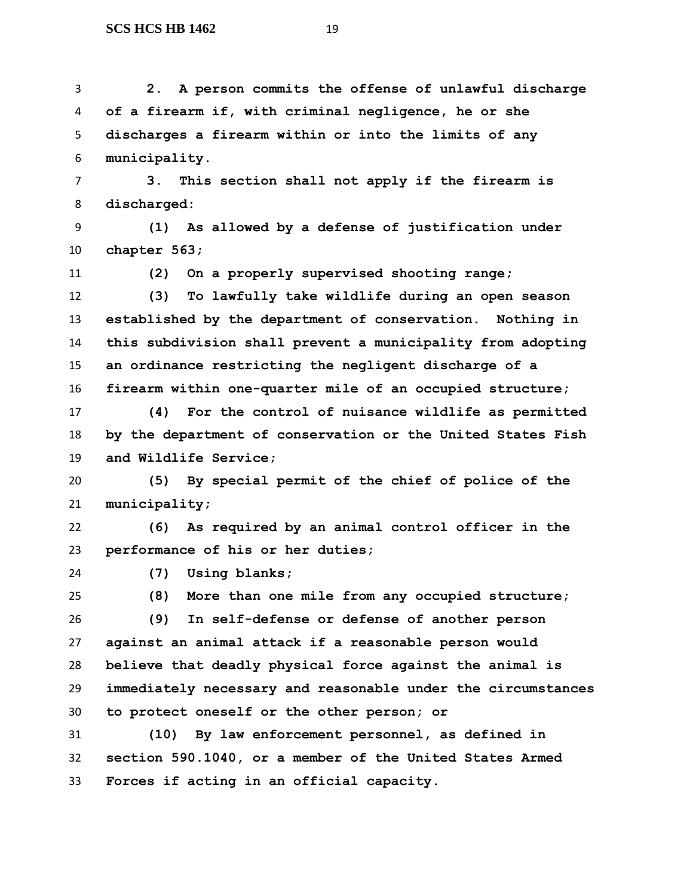**2. A person commits the offense of unlawful discharge of a firearm if, with criminal negligence, he or she discharges a firearm within or into the limits of any municipality.**

**3. This section shall not apply if the firearm is discharged:**

**(1) As allowed by a defense of justification under chapter 563;**

**(2) On a properly supervised shooting range;**

**(3) To lawfully take wildlife during an open season established by the department of conservation. Nothing in this subdivision shall prevent a municipality from adopting an ordinance restricting the negligent discharge of a firearm within one-quarter mile of an occupied structure;**

**(4) For the control of nuisance wildlife as permitted by the department of conservation or the United States Fish and Wildlife Service;**

**(5) By special permit of the chief of police of the municipality;**

**(6) As required by an animal control officer in the performance of his or her duties;**

**(7) Using blanks;**

**(8) More than one mile from any occupied structure;**

**(9) In self-defense or defense of another person against an animal attack if a reasonable person would believe that deadly physical force against the animal is immediately necessary and reasonable under the circumstances to protect oneself or the other person; or**

**(10) By law enforcement personnel, as defined in section 590.1040, or a member of the United States Armed Forces if acting in an official capacity.**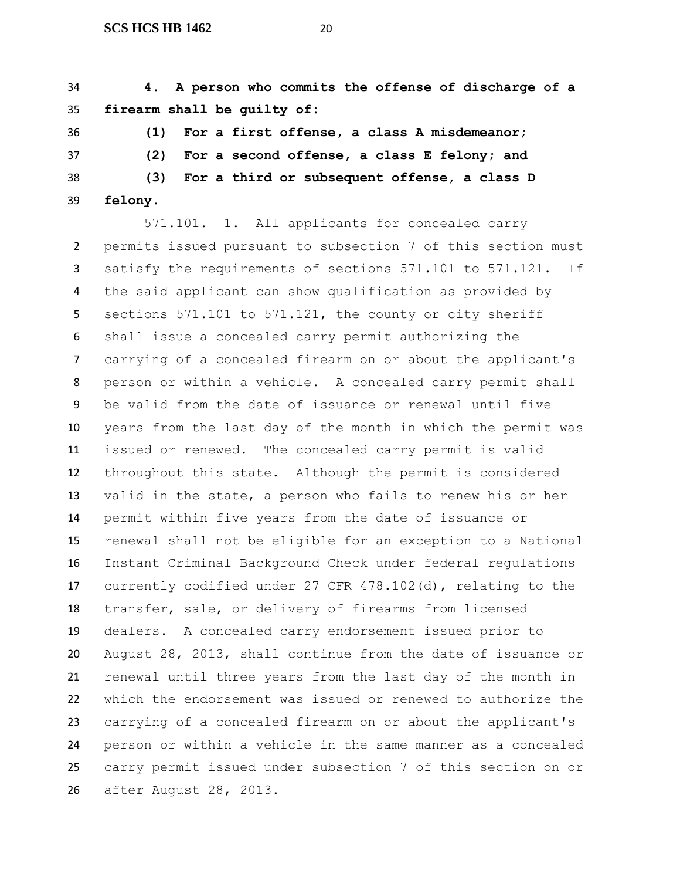**4. A person who commits the offense of discharge of a firearm shall be guilty of:**

**(1) For a first offense, a class A misdemeanor;**

**(2) For a second offense, a class E felony; and**

**(3) For a third or subsequent offense, a class D felony.**

571.101. 1. All applicants for concealed carry permits issued pursuant to subsection 7 of this section must satisfy the requirements of sections 571.101 to 571.121. If the said applicant can show qualification as provided by sections 571.101 to 571.121, the county or city sheriff shall issue a concealed carry permit authorizing the carrying of a concealed firearm on or about the applicant's person or within a vehicle. A concealed carry permit shall be valid from the date of issuance or renewal until five years from the last day of the month in which the permit was issued or renewed. The concealed carry permit is valid throughout this state. Although the permit is considered valid in the state, a person who fails to renew his or her permit within five years from the date of issuance or renewal shall not be eligible for an exception to a National Instant Criminal Background Check under federal regulations currently codified under 27 CFR 478.102(d), relating to the transfer, sale, or delivery of firearms from licensed dealers. A concealed carry endorsement issued prior to August 28, 2013, shall continue from the date of issuance or renewal until three years from the last day of the month in which the endorsement was issued or renewed to authorize the carrying of a concealed firearm on or about the applicant's person or within a vehicle in the same manner as a concealed carry permit issued under subsection 7 of this section on or after August 28, 2013.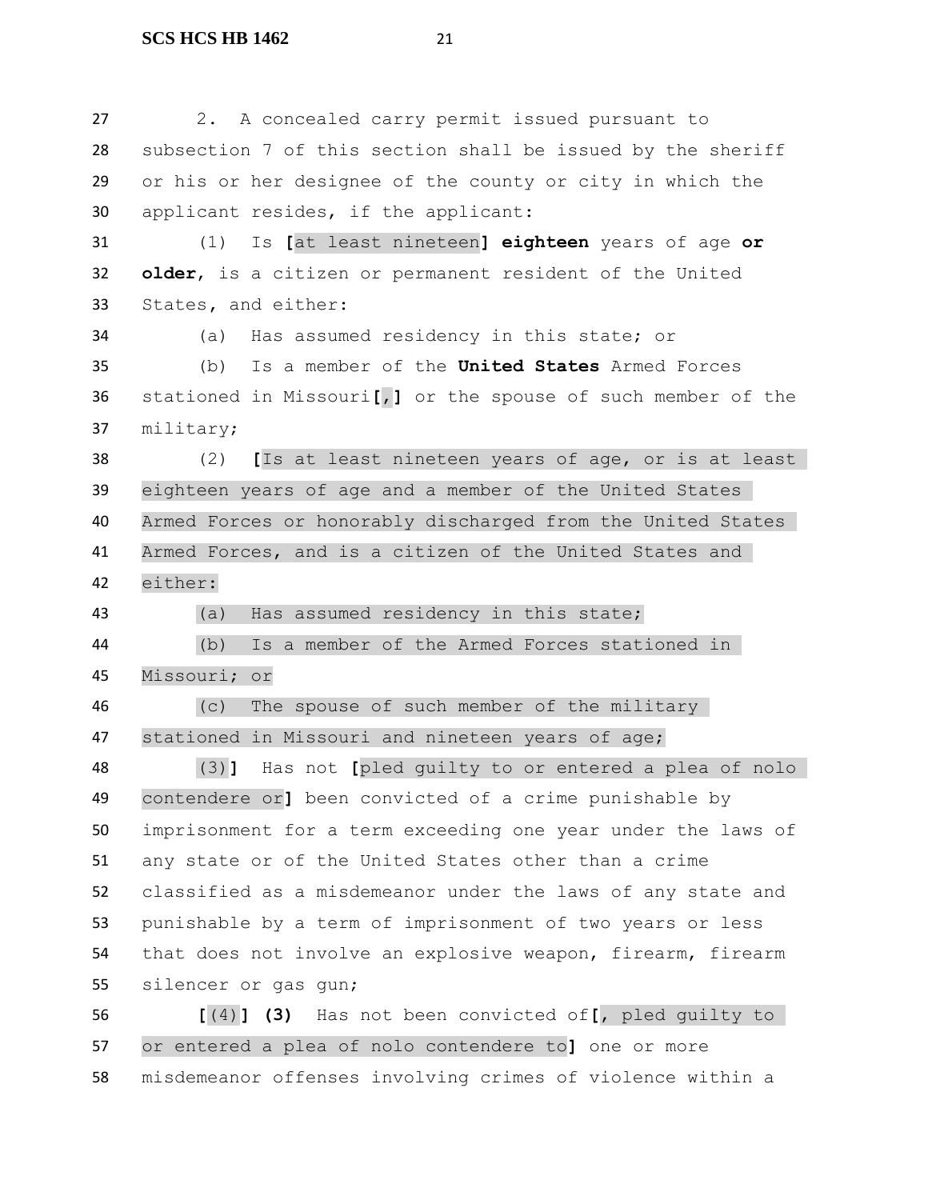2. A concealed carry permit issued pursuant to subsection 7 of this section shall be issued by the sheriff or his or her designee of the county or city in which the applicant resides, if the applicant:

(1) Is **[**at least nineteen**]** **eighteen** years of age **or older**, is a citizen or permanent resident of the United States, and either:

(a) Has assumed residency in this state; or

(b) Is a member of the **United States** Armed Forces stationed in Missouri**[**,**]** or the spouse of such member of the military;

(2) **[**Is at least nineteen years of age, or is at least eighteen years of age and a member of the United States Armed Forces or honorably discharged from the United States Armed Forces, and is a citizen of the United States and either:

(a) Has assumed residency in this state;

(b) Is a member of the Armed Forces stationed in Missouri; or

(c) The spouse of such member of the military stationed in Missouri and nineteen years of age;

(3)**]** Has not **[**pled guilty to or entered a plea of nolo contendere or**]** been convicted of a crime punishable by imprisonment for a term exceeding one year under the laws of any state or of the United States other than a crime classified as a misdemeanor under the laws of any state and punishable by a term of imprisonment of two years or less that does not involve an explosive weapon, firearm, firearm silencer or gas gun;

**[**(4)**]** **(3)** Has not been convicted of**[**, pled guilty to or entered a plea of nolo contendere to**]** one or more misdemeanor offenses involving crimes of violence within a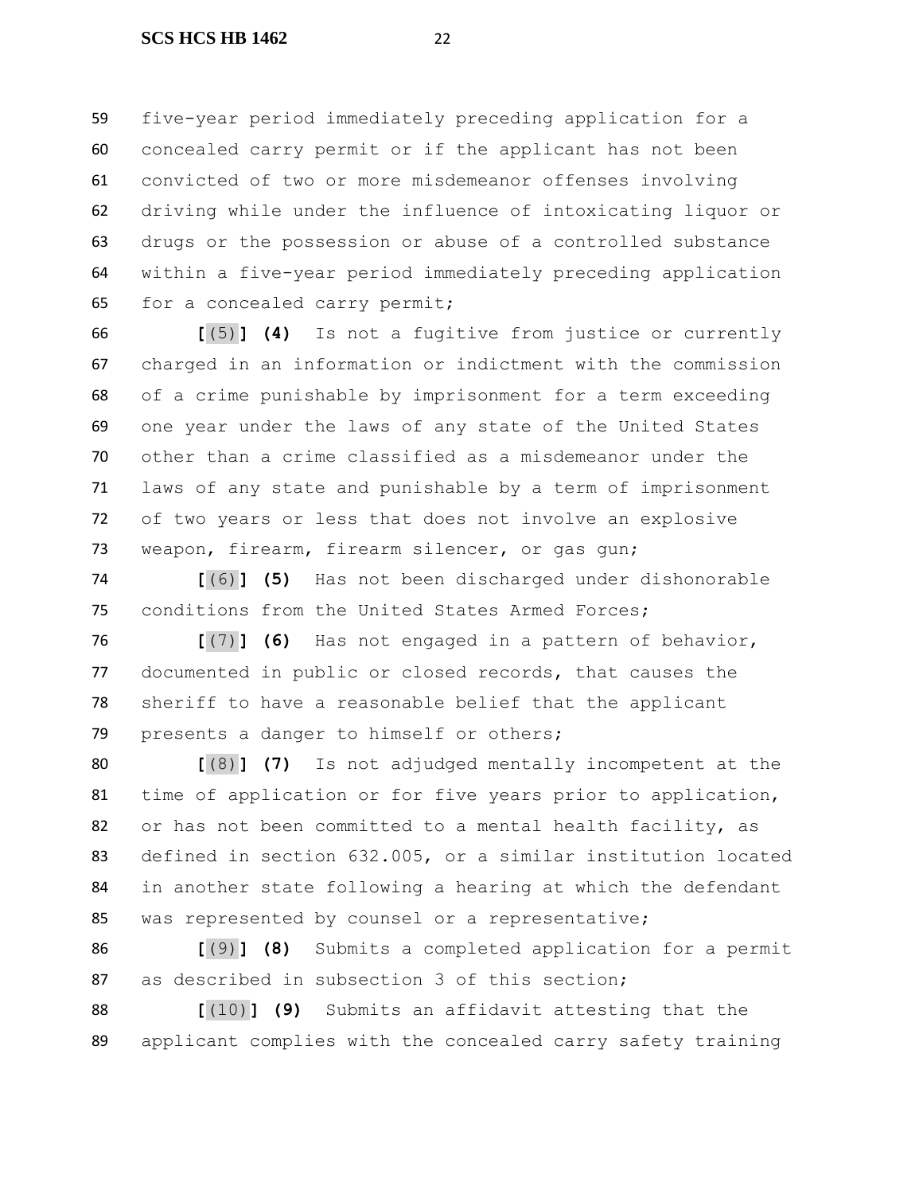five-year period immediately preceding application for a concealed carry permit or if the applicant has not been convicted of two or more misdemeanor offenses involving driving while under the influence of intoxicating liquor or drugs or the possession or abuse of a controlled substance within a five-year period immediately preceding application for a concealed carry permit;

**[**(5)**]** **(4)** Is not a fugitive from justice or currently charged in an information or indictment with the commission of a crime punishable by imprisonment for a term exceeding one year under the laws of any state of the United States other than a crime classified as a misdemeanor under the laws of any state and punishable by a term of imprisonment of two years or less that does not involve an explosive weapon, firearm, firearm silencer, or gas gun;

**[**(6)**]** **(5)** Has not been discharged under dishonorable conditions from the United States Armed Forces;

**[**(7)**]** **(6)** Has not engaged in a pattern of behavior, documented in public or closed records, that causes the sheriff to have a reasonable belief that the applicant presents a danger to himself or others;

**[**(8)**]** **(7)** Is not adjudged mentally incompetent at the time of application or for five years prior to application, or has not been committed to a mental health facility, as defined in section 632.005, or a similar institution located in another state following a hearing at which the defendant was represented by counsel or a representative;

**[**(9)**]** **(8)** Submits a completed application for a permit as described in subsection 3 of this section;

**[**(10)**]** **(9)** Submits an affidavit attesting that the applicant complies with the concealed carry safety training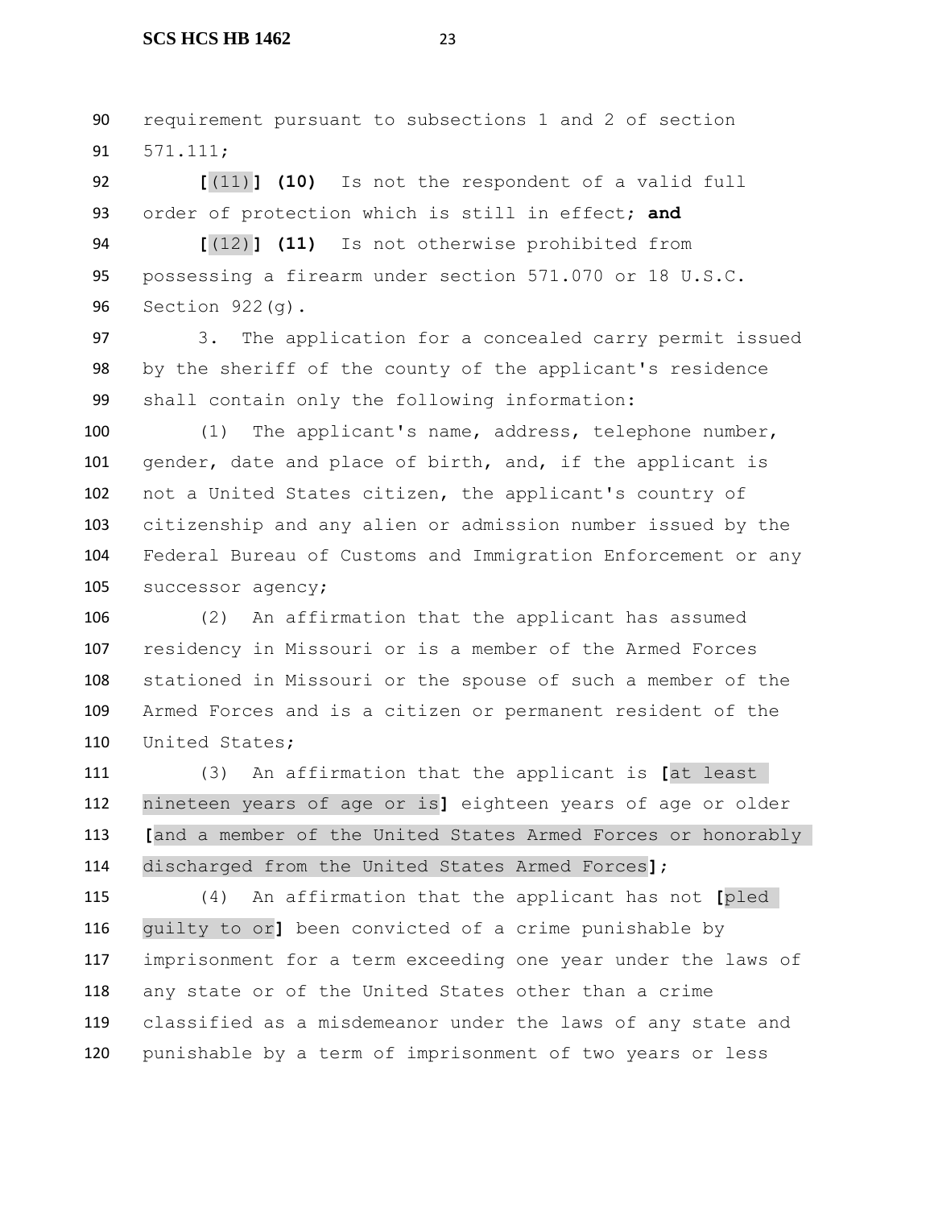requirement pursuant to subsections 1 and 2 of section 571.111;

[(11)] **(10)** Is not the respondent of a valid full order of protection which is still in effect; **and**

[(12)] **(11)** Is not otherwise prohibited from possessing a firearm under section 571.070 or 18 U.S.C. Section 922(g).

3. The application for a concealed carry permit issued by the sheriff of the county of the applicant's residence shall contain only the following information:

(1) The applicant's name, address, telephone number, gender, date and place of birth, and, if the applicant is not a United States citizen, the applicant's country of citizenship and any alien or admission number issued by the Federal Bureau of Customs and Immigration Enforcement or any successor agency;

(2) An affirmation that the applicant has assumed residency in Missouri or is a member of the Armed Forces stationed in Missouri or the spouse of such a member of the Armed Forces and is a citizen or permanent resident of the United States;

(3) An affirmation that the applicant is [at least nineteen years of age or is] eighteen years of age or older [and a member of the United States Armed Forces or honorably discharged from the United States Armed Forces];

(4) An affirmation that the applicant has not [pled guilty to or] been convicted of a crime punishable by imprisonment for a term exceeding one year under the laws of any state or of the United States other than a crime classified as a misdemeanor under the laws of any state and punishable by a term of imprisonment of two years or less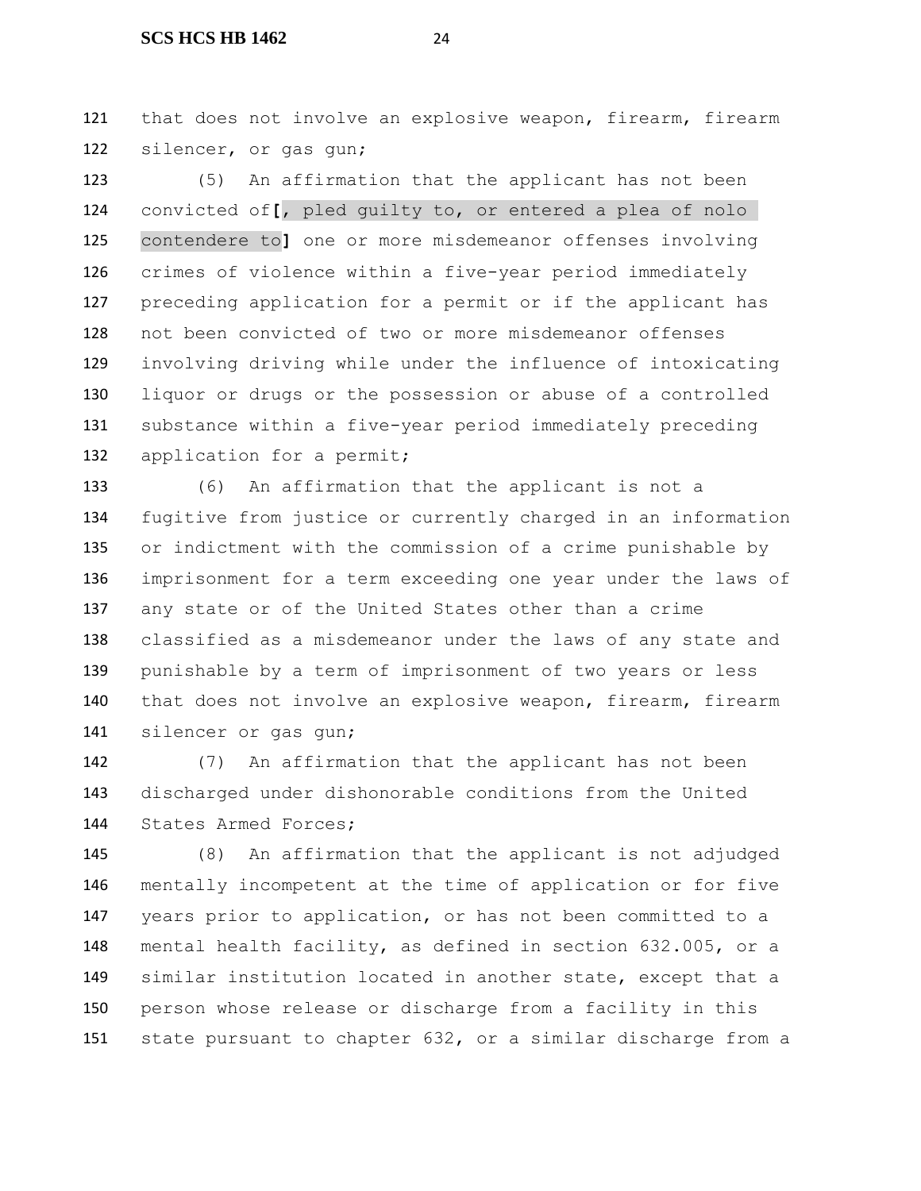that does not involve an explosive weapon, firearm, firearm silencer, or gas gun;

(5) An affirmation that the applicant has not been convicted of[, pled guilty to, or entered a plea of nolo contendere to] one or more misdemeanor offenses involving crimes of violence within a five-year period immediately preceding application for a permit or if the applicant has not been convicted of two or more misdemeanor offenses involving driving while under the influence of intoxicating liquor or drugs or the possession or abuse of a controlled substance within a five-year period immediately preceding application for a permit;

(6) An affirmation that the applicant is not a fugitive from justice or currently charged in an information or indictment with the commission of a crime punishable by imprisonment for a term exceeding one year under the laws of any state or of the United States other than a crime classified as a misdemeanor under the laws of any state and punishable by a term of imprisonment of two years or less that does not involve an explosive weapon, firearm, firearm silencer or gas gun;

(7) An affirmation that the applicant has not been discharged under dishonorable conditions from the United States Armed Forces;

(8) An affirmation that the applicant is not adjudged mentally incompetent at the time of application or for five years prior to application, or has not been committed to a mental health facility, as defined in section 632.005, or a similar institution located in another state, except that a person whose release or discharge from a facility in this state pursuant to chapter 632, or a similar discharge from a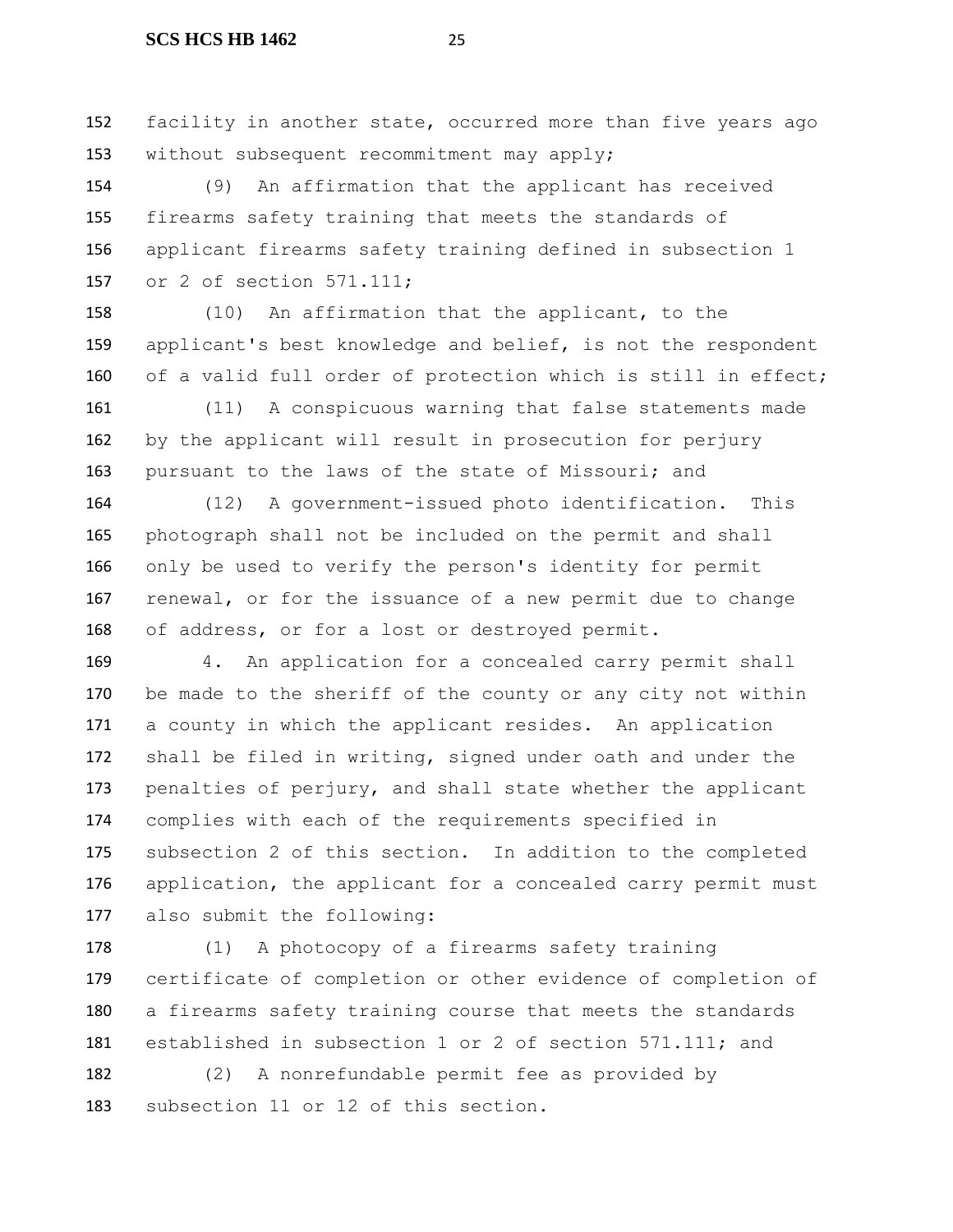facility in another state, occurred more than five years ago without subsequent recommitment may apply;

(9) An affirmation that the applicant has received firearms safety training that meets the standards of applicant firearms safety training defined in subsection 1 or 2 of section 571.111;

(10) An affirmation that the applicant, to the applicant's best knowledge and belief, is not the respondent of a valid full order of protection which is still in effect;

(11) A conspicuous warning that false statements made by the applicant will result in prosecution for perjury pursuant to the laws of the state of Missouri; and

(12) A government-issued photo identification. This photograph shall not be included on the permit and shall only be used to verify the person's identity for permit renewal, or for the issuance of a new permit due to change of address, or for a lost or destroyed permit.

4. An application for a concealed carry permit shall be made to the sheriff of the county or any city not within a county in which the applicant resides. An application shall be filed in writing, signed under oath and under the penalties of perjury, and shall state whether the applicant complies with each of the requirements specified in subsection 2 of this section. In addition to the completed application, the applicant for a concealed carry permit must also submit the following:

(1) A photocopy of a firearms safety training certificate of completion or other evidence of completion of a firearms safety training course that meets the standards established in subsection 1 or 2 of section 571.111; and

(2) A nonrefundable permit fee as provided by subsection 11 or 12 of this section.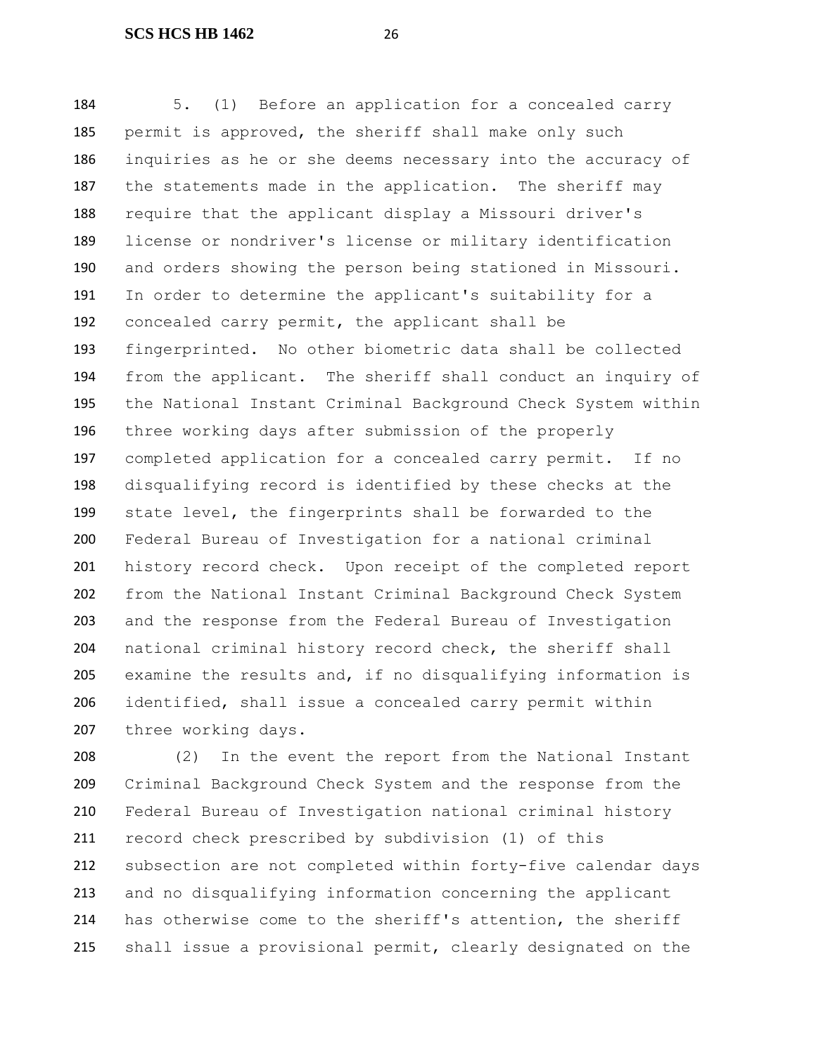5. (1) Before an application for a concealed carry permit is approved, the sheriff shall make only such inquiries as he or she deems necessary into the accuracy of the statements made in the application. The sheriff may require that the applicant display a Missouri driver's license or nondriver's license or military identification and orders showing the person being stationed in Missouri. In order to determine the applicant's suitability for a concealed carry permit, the applicant shall be fingerprinted. No other biometric data shall be collected from the applicant. The sheriff shall conduct an inquiry of the National Instant Criminal Background Check System within three working days after submission of the properly completed application for a concealed carry permit. If no disqualifying record is identified by these checks at the state level, the fingerprints shall be forwarded to the Federal Bureau of Investigation for a national criminal history record check. Upon receipt of the completed report from the National Instant Criminal Background Check System and the response from the Federal Bureau of Investigation national criminal history record check, the sheriff shall examine the results and, if no disqualifying information is identified, shall issue a concealed carry permit within three working days.

(2) In the event the report from the National Instant Criminal Background Check System and the response from the Federal Bureau of Investigation national criminal history record check prescribed by subdivision (1) of this subsection are not completed within forty-five calendar days and no disqualifying information concerning the applicant has otherwise come to the sheriff's attention, the sheriff shall issue a provisional permit, clearly designated on the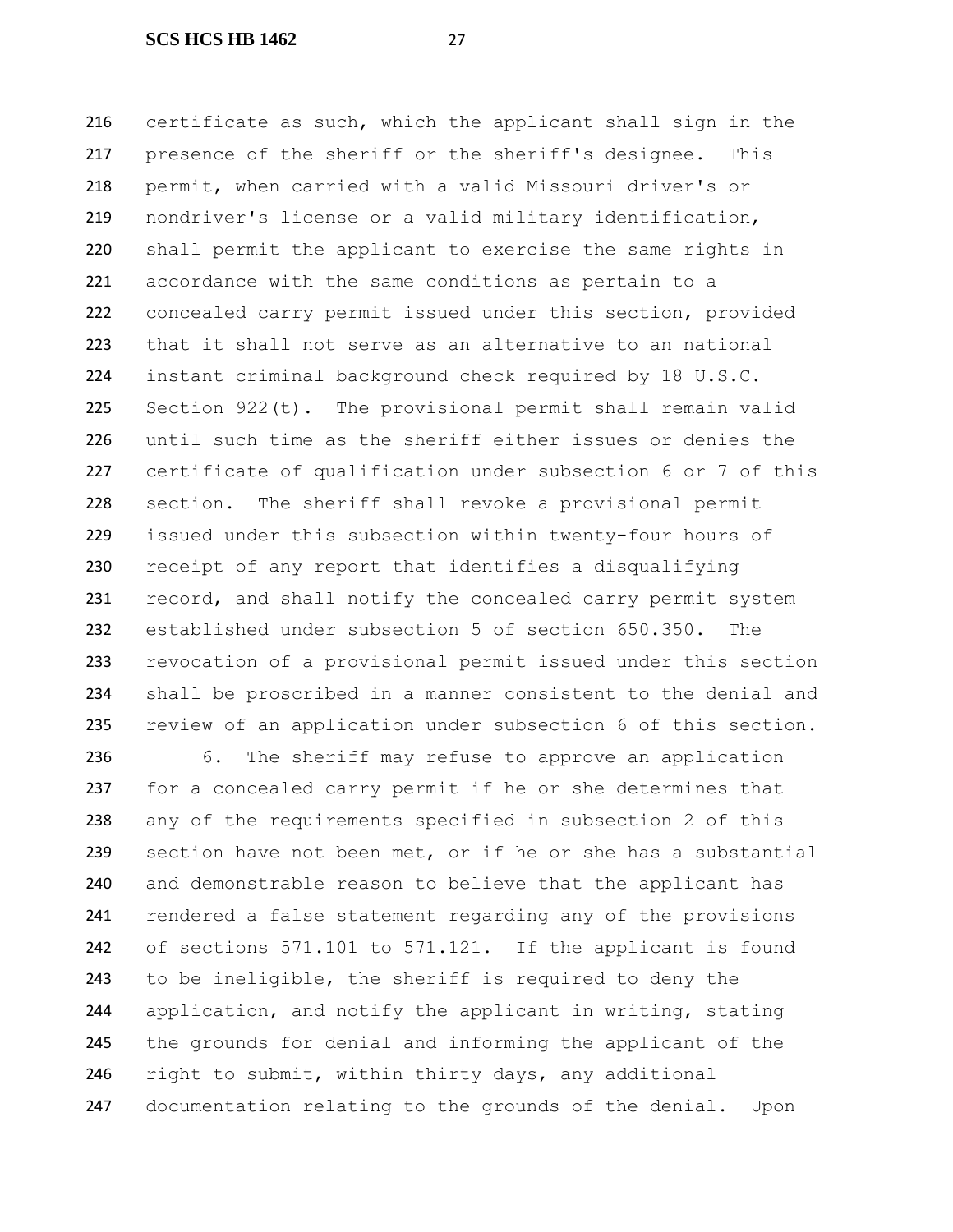certificate as such, which the applicant shall sign in the presence of the sheriff or the sheriff's designee. This permit, when carried with a valid Missouri driver's or nondriver's license or a valid military identification, shall permit the applicant to exercise the same rights in accordance with the same conditions as pertain to a concealed carry permit issued under this section, provided that it shall not serve as an alternative to an national instant criminal background check required by 18 U.S.C. Section 922(t). The provisional permit shall remain valid until such time as the sheriff either issues or denies the certificate of qualification under subsection 6 or 7 of this section. The sheriff shall revoke a provisional permit issued under this subsection within twenty-four hours of receipt of any report that identifies a disqualifying record, and shall notify the concealed carry permit system established under subsection 5 of section 650.350. The revocation of a provisional permit issued under this section shall be proscribed in a manner consistent to the denial and review of an application under subsection 6 of this section.

6. The sheriff may refuse to approve an application for a concealed carry permit if he or she determines that any of the requirements specified in subsection 2 of this section have not been met, or if he or she has a substantial and demonstrable reason to believe that the applicant has rendered a false statement regarding any of the provisions of sections 571.101 to 571.121. If the applicant is found to be ineligible, the sheriff is required to deny the application, and notify the applicant in writing, stating the grounds for denial and informing the applicant of the right to submit, within thirty days, any additional documentation relating to the grounds of the denial. Upon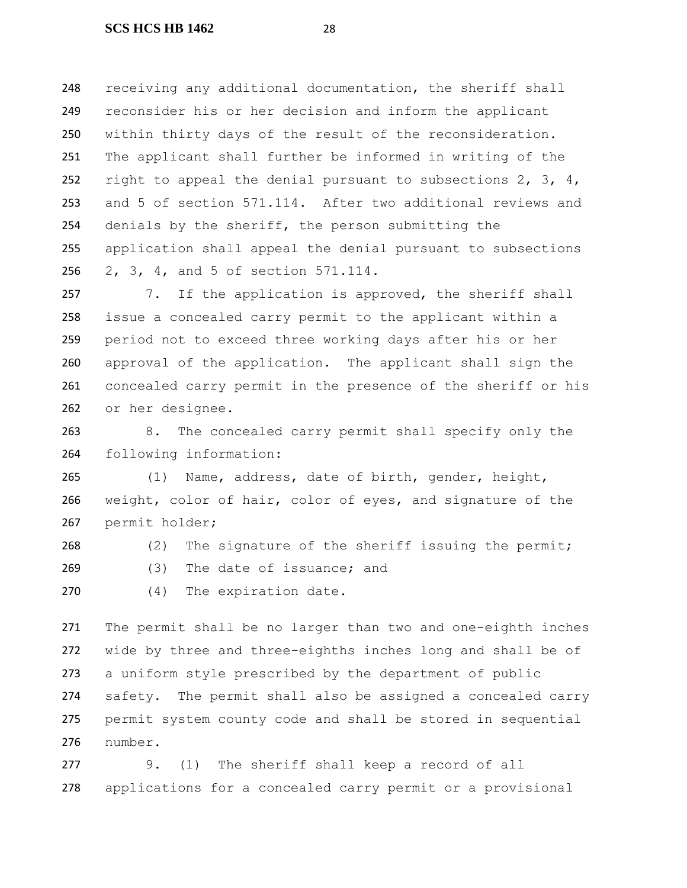receiving any additional documentation, the sheriff shall reconsider his or her decision and inform the applicant within thirty days of the result of the reconsideration. The applicant shall further be informed in writing of the right to appeal the denial pursuant to subsections 2, 3, 4, and 5 of section 571.114. After two additional reviews and denials by the sheriff, the person submitting the application shall appeal the denial pursuant to subsections 2, 3, 4, and 5 of section 571.114.

7. If the application is approved, the sheriff shall issue a concealed carry permit to the applicant within a period not to exceed three working days after his or her approval of the application. The applicant shall sign the concealed carry permit in the presence of the sheriff or his or her designee.

8. The concealed carry permit shall specify only the following information:

(1) Name, address, date of birth, gender, height, weight, color of hair, color of eyes, and signature of the permit holder;

(2) The signature of the sheriff issuing the permit;

(3) The date of issuance; and

(4) The expiration date.

The permit shall be no larger than two and one-eighth inches wide by three and three-eighths inches long and shall be of a uniform style prescribed by the department of public safety. The permit shall also be assigned a concealed carry permit system county code and shall be stored in sequential number.

9. (1) The sheriff shall keep a record of all applications for a concealed carry permit or a provisional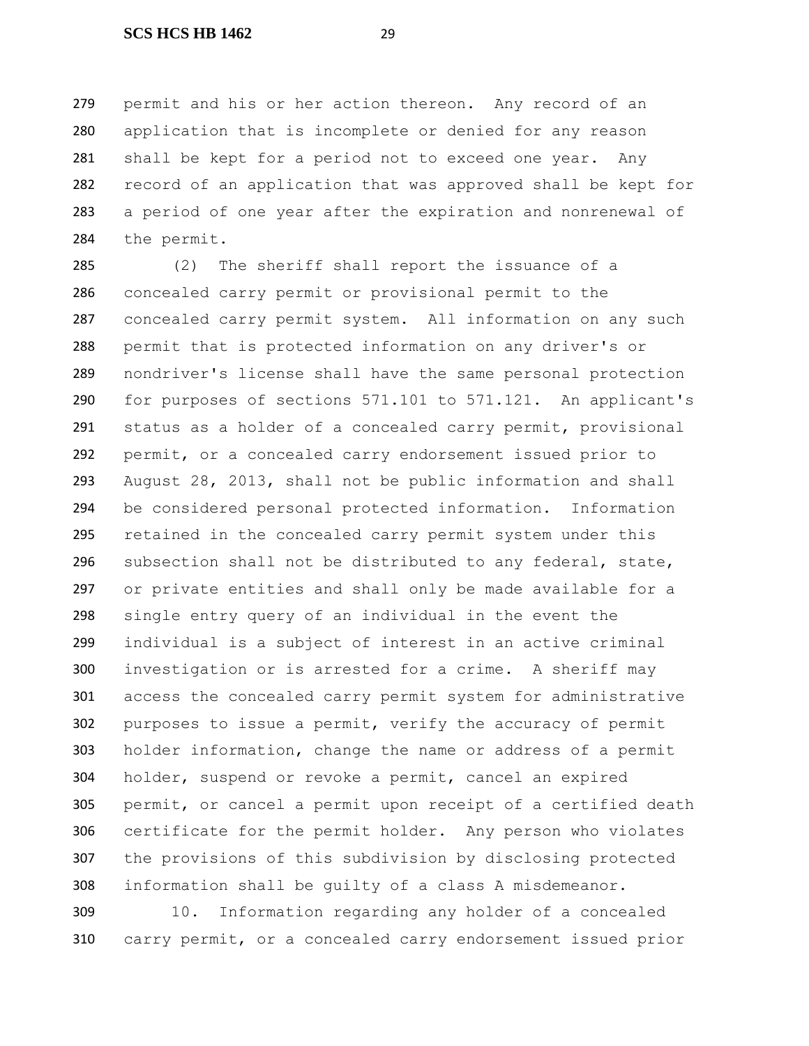permit and his or her action thereon. Any record of an application that is incomplete or denied for any reason shall be kept for a period not to exceed one year. Any record of an application that was approved shall be kept for a period of one year after the expiration and nonrenewal of the permit.

(2) The sheriff shall report the issuance of a concealed carry permit or provisional permit to the concealed carry permit system. All information on any such permit that is protected information on any driver's or nondriver's license shall have the same personal protection for purposes of sections 571.101 to 571.121. An applicant's status as a holder of a concealed carry permit, provisional permit, or a concealed carry endorsement issued prior to August 28, 2013, shall not be public information and shall be considered personal protected information. Information retained in the concealed carry permit system under this subsection shall not be distributed to any federal, state, or private entities and shall only be made available for a single entry query of an individual in the event the individual is a subject of interest in an active criminal investigation or is arrested for a crime. A sheriff may access the concealed carry permit system for administrative purposes to issue a permit, verify the accuracy of permit holder information, change the name or address of a permit holder, suspend or revoke a permit, cancel an expired permit, or cancel a permit upon receipt of a certified death certificate for the permit holder. Any person who violates the provisions of this subdivision by disclosing protected information shall be guilty of a class A misdemeanor.

10. Information regarding any holder of a concealed carry permit, or a concealed carry endorsement issued prior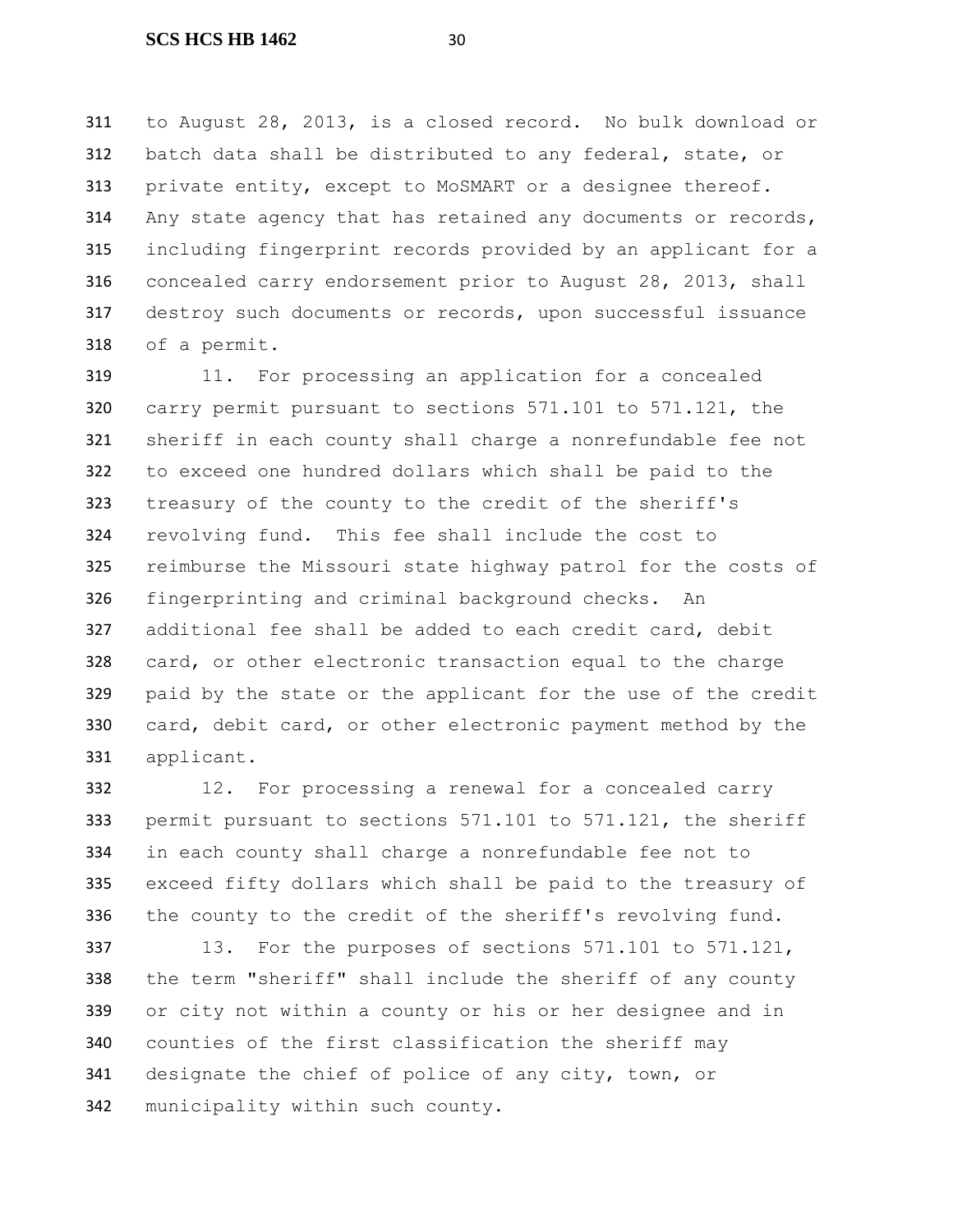to August 28, 2013, is a closed record. No bulk download or batch data shall be distributed to any federal, state, or private entity, except to MoSMART or a designee thereof. Any state agency that has retained any documents or records, including fingerprint records provided by an applicant for a concealed carry endorsement prior to August 28, 2013, shall destroy such documents or records, upon successful issuance of a permit.

11. For processing an application for a concealed carry permit pursuant to sections 571.101 to 571.121, the sheriff in each county shall charge a nonrefundable fee not to exceed one hundred dollars which shall be paid to the treasury of the county to the credit of the sheriff's revolving fund. This fee shall include the cost to reimburse the Missouri state highway patrol for the costs of fingerprinting and criminal background checks. An additional fee shall be added to each credit card, debit card, or other electronic transaction equal to the charge paid by the state or the applicant for the use of the credit card, debit card, or other electronic payment method by the applicant.

12. For processing a renewal for a concealed carry permit pursuant to sections 571.101 to 571.121, the sheriff in each county shall charge a nonrefundable fee not to exceed fifty dollars which shall be paid to the treasury of the county to the credit of the sheriff's revolving fund.

13. For the purposes of sections 571.101 to 571.121, the term "sheriff" shall include the sheriff of any county or city not within a county or his or her designee and in counties of the first classification the sheriff may designate the chief of police of any city, town, or municipality within such county.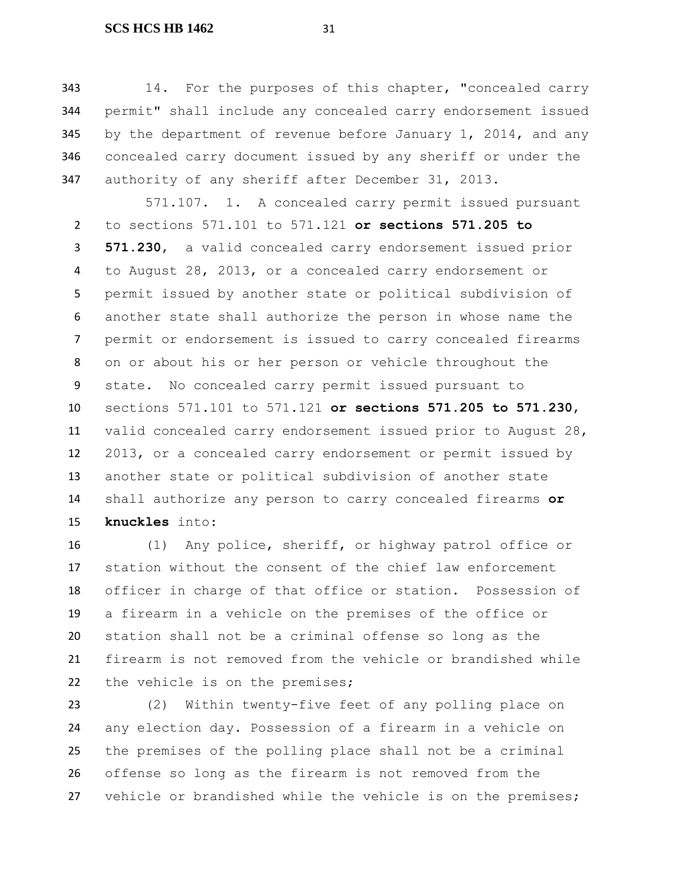14. For the purposes of this chapter, "concealed carry permit" shall include any concealed carry endorsement issued by the department of revenue before January 1, 2014, and any concealed carry document issued by any sheriff or under the authority of any sheriff after December 31, 2013.

571.107. 1. A concealed carry permit issued pursuant to sections 571.101 to 571.121 **or sections 571.205 to 571.230**, a valid concealed carry endorsement issued prior to August 28, 2013, or a concealed carry endorsement or permit issued by another state or political subdivision of another state shall authorize the person in whose name the permit or endorsement is issued to carry concealed firearms on or about his or her person or vehicle throughout the state. No concealed carry permit issued pursuant to sections 571.101 to 571.121 **or sections 571.205 to 571.230**, valid concealed carry endorsement issued prior to August 28, 2013, or a concealed carry endorsement or permit issued by another state or political subdivision of another state shall authorize any person to carry concealed firearms **or knuckles** into:

(1) Any police, sheriff, or highway patrol office or station without the consent of the chief law enforcement officer in charge of that office or station. Possession of a firearm in a vehicle on the premises of the office or station shall not be a criminal offense so long as the firearm is not removed from the vehicle or brandished while the vehicle is on the premises;

(2) Within twenty-five feet of any polling place on any election day. Possession of a firearm in a vehicle on the premises of the polling place shall not be a criminal offense so long as the firearm is not removed from the vehicle or brandished while the vehicle is on the premises;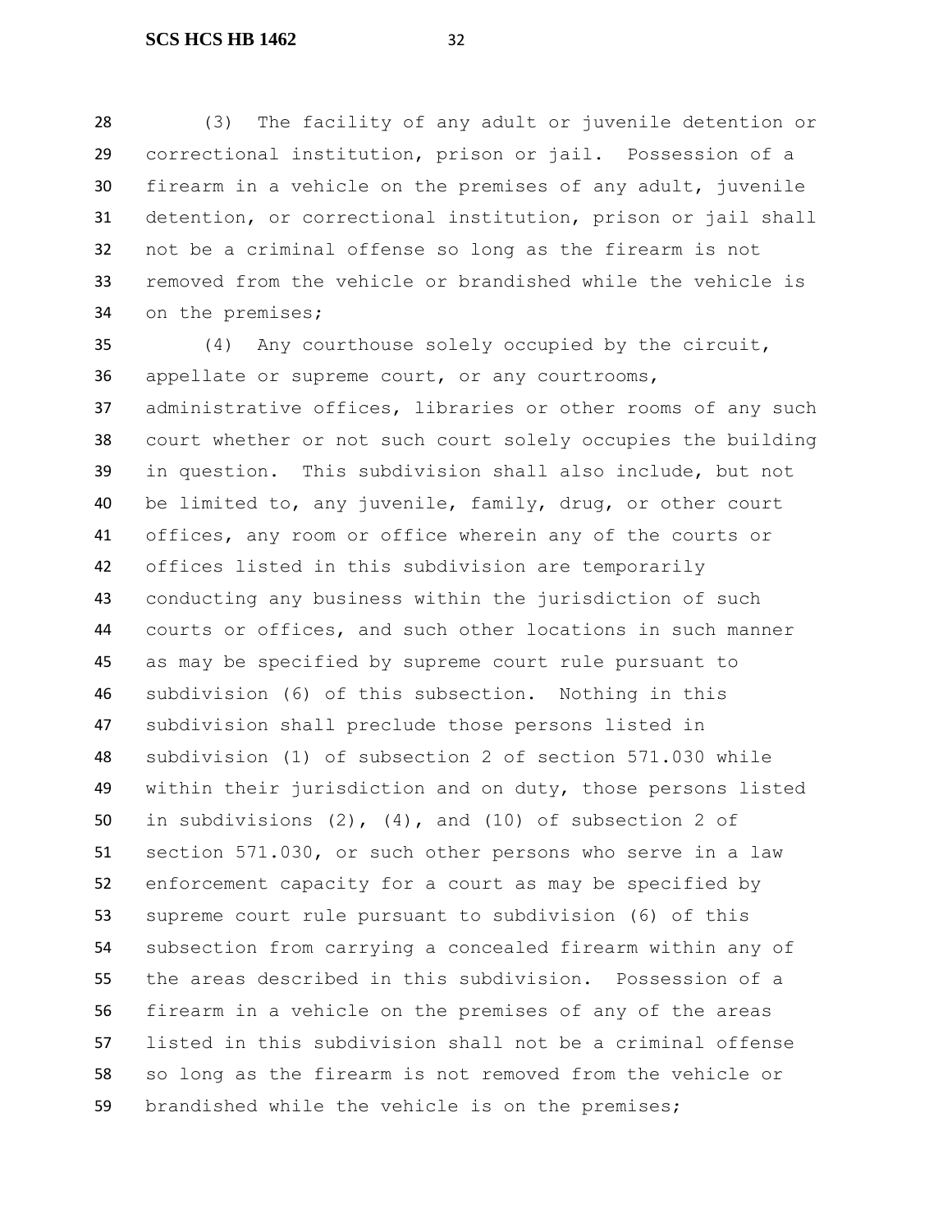(3) The facility of any adult or juvenile detention or correctional institution, prison or jail. Possession of a firearm in a vehicle on the premises of any adult, juvenile detention, or correctional institution, prison or jail shall not be a criminal offense so long as the firearm is not removed from the vehicle or brandished while the vehicle is on the premises;

(4) Any courthouse solely occupied by the circuit, appellate or supreme court, or any courtrooms, administrative offices, libraries or other rooms of any such court whether or not such court solely occupies the building in question. This subdivision shall also include, but not be limited to, any juvenile, family, drug, or other court offices, any room or office wherein any of the courts or offices listed in this subdivision are temporarily conducting any business within the jurisdiction of such courts or offices, and such other locations in such manner as may be specified by supreme court rule pursuant to subdivision (6) of this subsection. Nothing in this subdivision shall preclude those persons listed in subdivision (1) of subsection 2 of section 571.030 while within their jurisdiction and on duty, those persons listed in subdivisions (2), (4), and (10) of subsection 2 of section 571.030, or such other persons who serve in a law enforcement capacity for a court as may be specified by supreme court rule pursuant to subdivision (6) of this subsection from carrying a concealed firearm within any of the areas described in this subdivision. Possession of a firearm in a vehicle on the premises of any of the areas listed in this subdivision shall not be a criminal offense so long as the firearm is not removed from the vehicle or brandished while the vehicle is on the premises;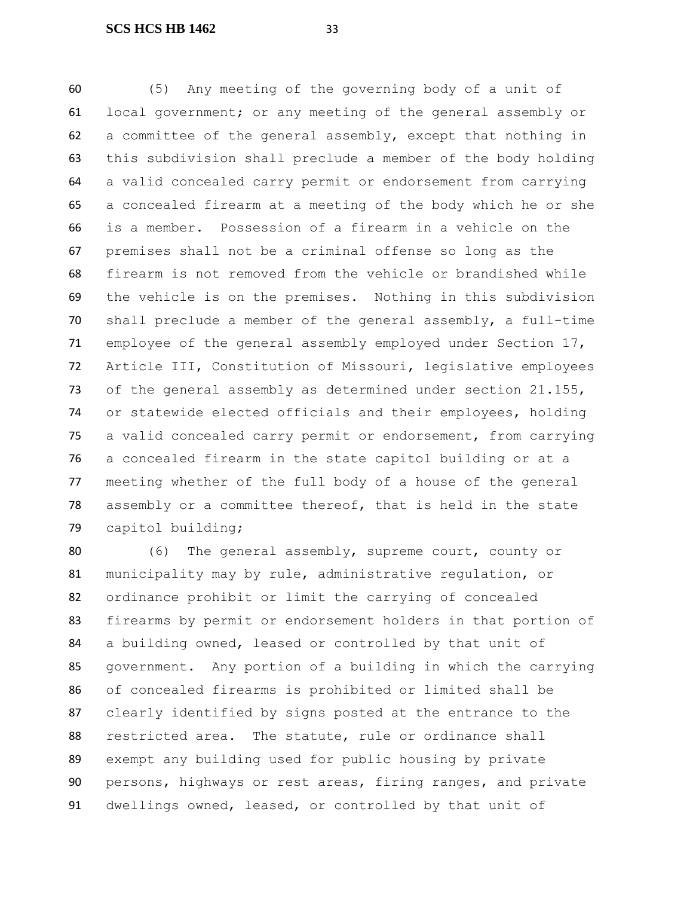(5) Any meeting of the governing body of a unit of local government; or any meeting of the general assembly or a committee of the general assembly, except that nothing in this subdivision shall preclude a member of the body holding a valid concealed carry permit or endorsement from carrying a concealed firearm at a meeting of the body which he or she is a member. Possession of a firearm in a vehicle on the premises shall not be a criminal offense so long as the firearm is not removed from the vehicle or brandished while the vehicle is on the premises. Nothing in this subdivision shall preclude a member of the general assembly, a full-time employee of the general assembly employed under Section 17, Article III, Constitution of Missouri, legislative employees of the general assembly as determined under section 21.155, or statewide elected officials and their employees, holding a valid concealed carry permit or endorsement, from carrying a concealed firearm in the state capitol building or at a meeting whether of the full body of a house of the general assembly or a committee thereof, that is held in the state capitol building;

(6) The general assembly, supreme court, county or municipality may by rule, administrative regulation, or ordinance prohibit or limit the carrying of concealed firearms by permit or endorsement holders in that portion of a building owned, leased or controlled by that unit of government. Any portion of a building in which the carrying of concealed firearms is prohibited or limited shall be clearly identified by signs posted at the entrance to the restricted area. The statute, rule or ordinance shall exempt any building used for public housing by private persons, highways or rest areas, firing ranges, and private dwellings owned, leased, or controlled by that unit of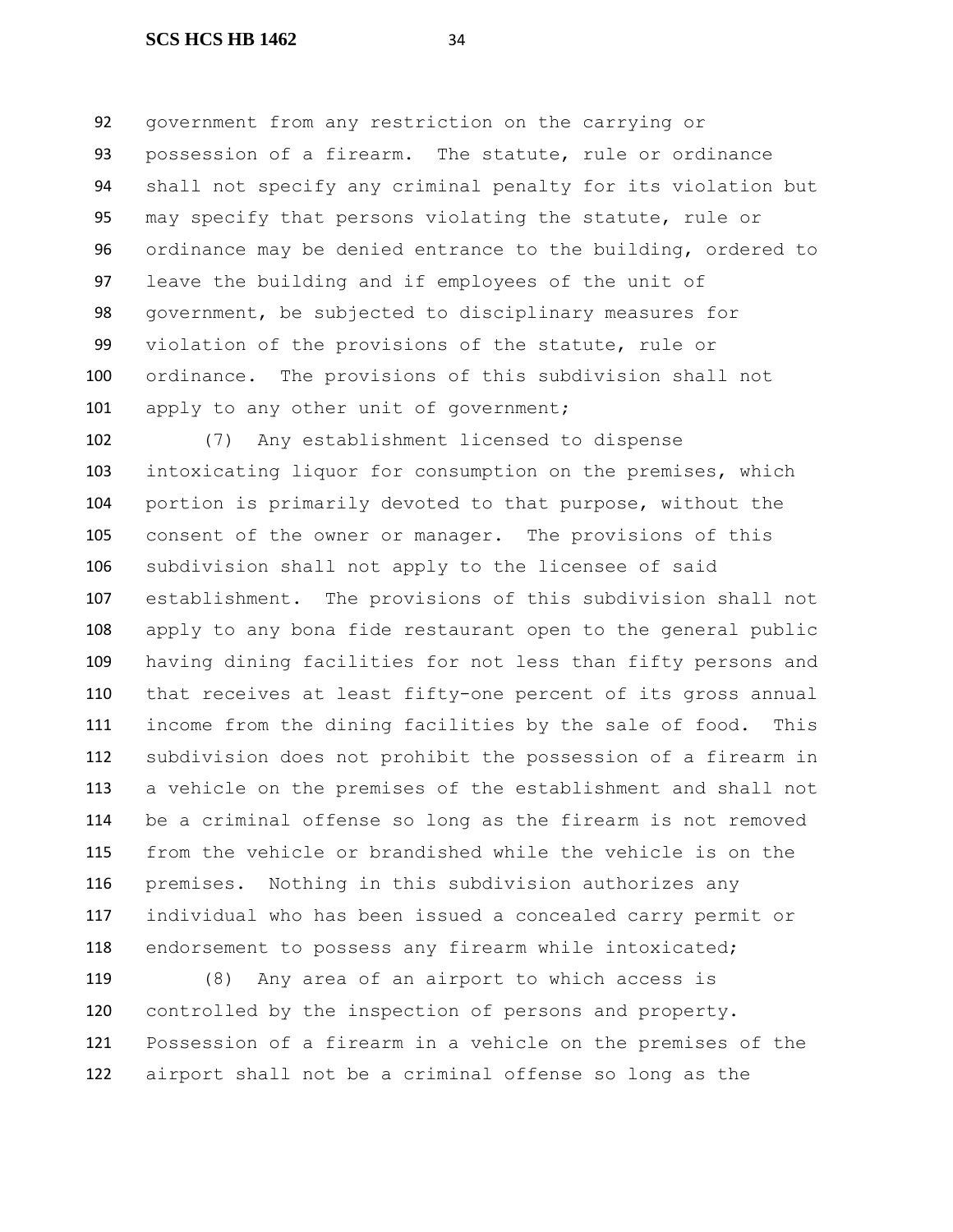government from any restriction on the carrying or possession of a firearm. The statute, rule or ordinance shall not specify any criminal penalty for its violation but may specify that persons violating the statute, rule or ordinance may be denied entrance to the building, ordered to leave the building and if employees of the unit of government, be subjected to disciplinary measures for violation of the provisions of the statute, rule or ordinance. The provisions of this subdivision shall not apply to any other unit of government;

(7) Any establishment licensed to dispense intoxicating liquor for consumption on the premises, which portion is primarily devoted to that purpose, without the consent of the owner or manager. The provisions of this subdivision shall not apply to the licensee of said establishment. The provisions of this subdivision shall not apply to any bona fide restaurant open to the general public having dining facilities for not less than fifty persons and that receives at least fifty-one percent of its gross annual income from the dining facilities by the sale of food. This subdivision does not prohibit the possession of a firearm in a vehicle on the premises of the establishment and shall not be a criminal offense so long as the firearm is not removed from the vehicle or brandished while the vehicle is on the premises. Nothing in this subdivision authorizes any individual who has been issued a concealed carry permit or endorsement to possess any firearm while intoxicated;

(8) Any area of an airport to which access is controlled by the inspection of persons and property. Possession of a firearm in a vehicle on the premises of the airport shall not be a criminal offense so long as the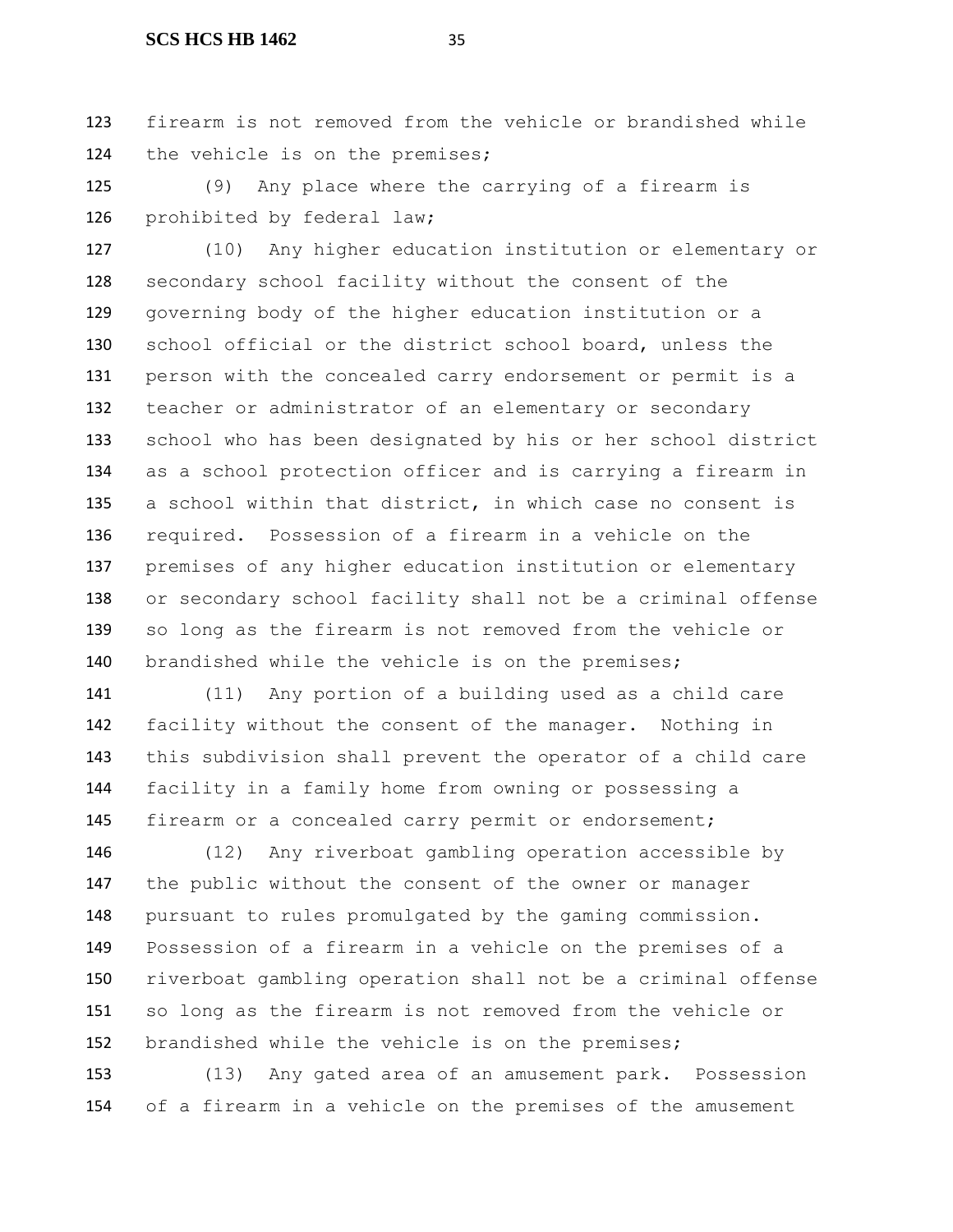firearm is not removed from the vehicle or brandished while the vehicle is on the premises;

(9) Any place where the carrying of a firearm is prohibited by federal law;

(10) Any higher education institution or elementary or secondary school facility without the consent of the governing body of the higher education institution or a school official or the district school board, unless the person with the concealed carry endorsement or permit is a teacher or administrator of an elementary or secondary school who has been designated by his or her school district as a school protection officer and is carrying a firearm in a school within that district, in which case no consent is required. Possession of a firearm in a vehicle on the premises of any higher education institution or elementary or secondary school facility shall not be a criminal offense so long as the firearm is not removed from the vehicle or brandished while the vehicle is on the premises;

(11) Any portion of a building used as a child care facility without the consent of the manager. Nothing in this subdivision shall prevent the operator of a child care facility in a family home from owning or possessing a firearm or a concealed carry permit or endorsement;

(12) Any riverboat gambling operation accessible by the public without the consent of the owner or manager pursuant to rules promulgated by the gaming commission. Possession of a firearm in a vehicle on the premises of a riverboat gambling operation shall not be a criminal offense so long as the firearm is not removed from the vehicle or brandished while the vehicle is on the premises;

(13) Any gated area of an amusement park. Possession of a firearm in a vehicle on the premises of the amusement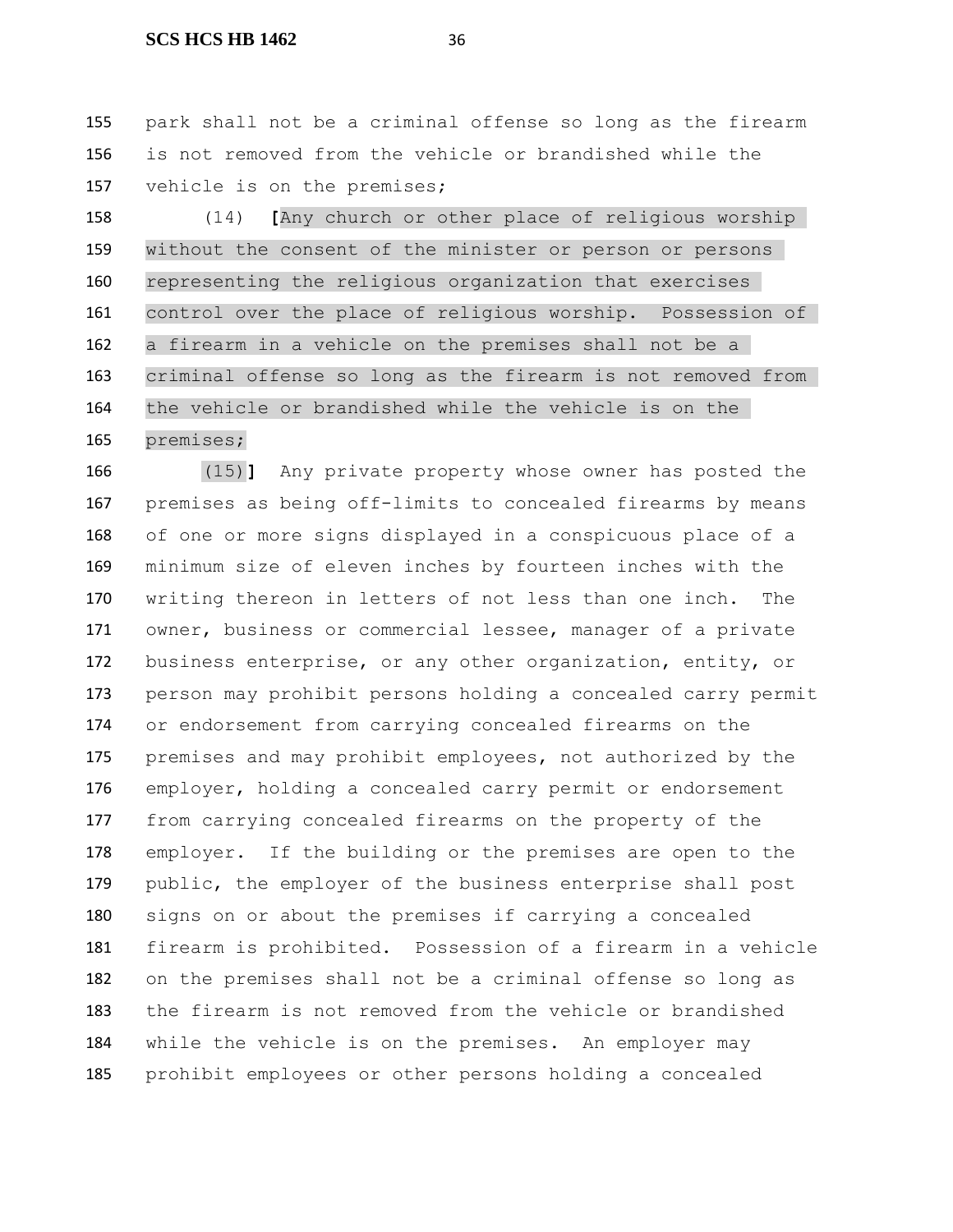park shall not be a criminal offense so long as the firearm is not removed from the vehicle or brandished while the vehicle is on the premises;

(14) [Any church or other place of religious worship without the consent of the minister or person or persons representing the religious organization that exercises control over the place of religious worship. Possession of a firearm in a vehicle on the premises shall not be a criminal offense so long as the firearm is not removed from the vehicle or brandished while the vehicle is on the premises;

(15)] Any private property whose owner has posted the premises as being off-limits to concealed firearms by means of one or more signs displayed in a conspicuous place of a minimum size of eleven inches by fourteen inches with the writing thereon in letters of not less than one inch. The owner, business or commercial lessee, manager of a private business enterprise, or any other organization, entity, or person may prohibit persons holding a concealed carry permit or endorsement from carrying concealed firearms on the premises and may prohibit employees, not authorized by the employer, holding a concealed carry permit or endorsement from carrying concealed firearms on the property of the employer. If the building or the premises are open to the public, the employer of the business enterprise shall post signs on or about the premises if carrying a concealed firearm is prohibited. Possession of a firearm in a vehicle on the premises shall not be a criminal offense so long as the firearm is not removed from the vehicle or brandished while the vehicle is on the premises. An employer may prohibit employees or other persons holding a concealed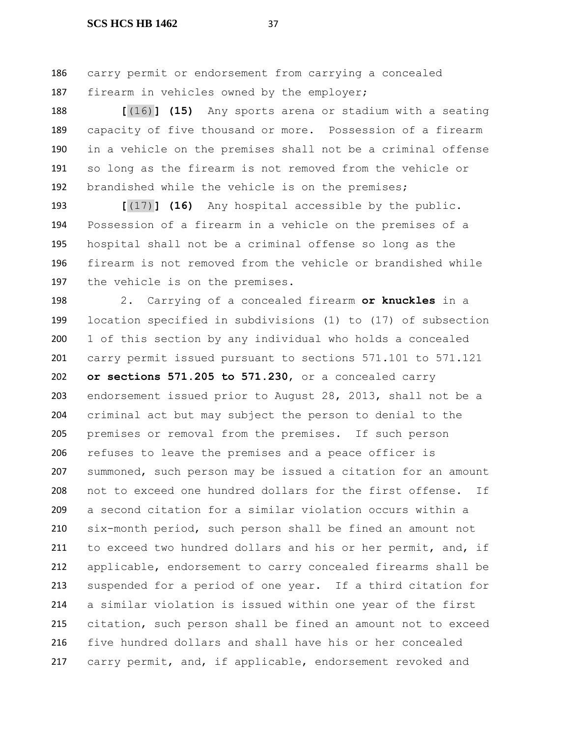carry permit or endorsement from carrying a concealed firearm in vehicles owned by the employer;

[(16)] **(15)** Any sports arena or stadium with a seating capacity of five thousand or more. Possession of a firearm in a vehicle on the premises shall not be a criminal offense so long as the firearm is not removed from the vehicle or brandished while the vehicle is on the premises;

[(17)] **(16)** Any hospital accessible by the public. Possession of a firearm in a vehicle on the premises of a hospital shall not be a criminal offense so long as the firearm is not removed from the vehicle or brandished while the vehicle is on the premises.

2. Carrying of a concealed firearm **or knuckles** in a location specified in subdivisions (1) to (17) of subsection 1 of this section by any individual who holds a concealed carry permit issued pursuant to sections 571.101 to 571.121 **or sections 571.205 to 571.230**, or a concealed carry endorsement issued prior to August 28, 2013, shall not be a criminal act but may subject the person to denial to the premises or removal from the premises. If such person refuses to leave the premises and a peace officer is summoned, such person may be issued a citation for an amount not to exceed one hundred dollars for the first offense. If a second citation for a similar violation occurs within a six-month period, such person shall be fined an amount not to exceed two hundred dollars and his or her permit, and, if applicable, endorsement to carry concealed firearms shall be suspended for a period of one year. If a third citation for a similar violation is issued within one year of the first citation, such person shall be fined an amount not to exceed five hundred dollars and shall have his or her concealed carry permit, and, if applicable, endorsement revoked and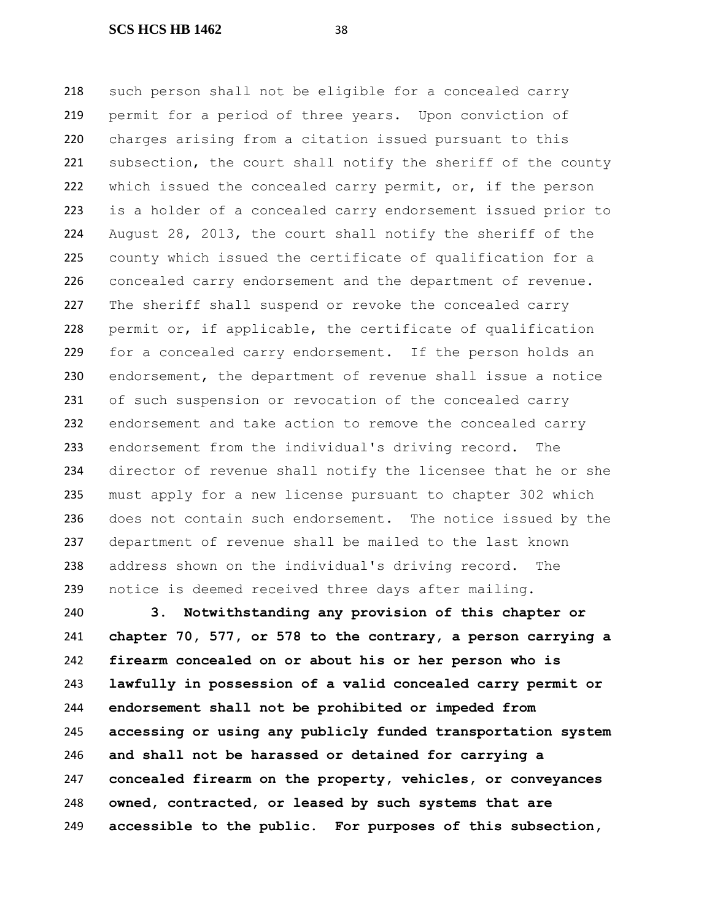such person shall not be eligible for a concealed carry permit for a period of three years. Upon conviction of charges arising from a citation issued pursuant to this subsection, the court shall notify the sheriff of the county which issued the concealed carry permit, or, if the person is a holder of a concealed carry endorsement issued prior to August 28, 2013, the court shall notify the sheriff of the county which issued the certificate of qualification for a concealed carry endorsement and the department of revenue. The sheriff shall suspend or revoke the concealed carry permit or, if applicable, the certificate of qualification for a concealed carry endorsement. If the person holds an endorsement, the department of revenue shall issue a notice of such suspension or revocation of the concealed carry endorsement and take action to remove the concealed carry endorsement from the individual's driving record. The director of revenue shall notify the licensee that he or she must apply for a new license pursuant to chapter 302 which does not contain such endorsement. The notice issued by the department of revenue shall be mailed to the last known address shown on the individual's driving record. The notice is deemed received three days after mailing.

**3. Notwithstanding any provision of this chapter or chapter 70, 577, or 578 to the contrary, a person carrying a firearm concealed on or about his or her person who is lawfully in possession of a valid concealed carry permit or endorsement shall not be prohibited or impeded from accessing or using any publicly funded transportation system and shall not be harassed or detained for carrying a concealed firearm on the property, vehicles, or conveyances owned, contracted, or leased by such systems that are accessible to the public. For purposes of this subsection,**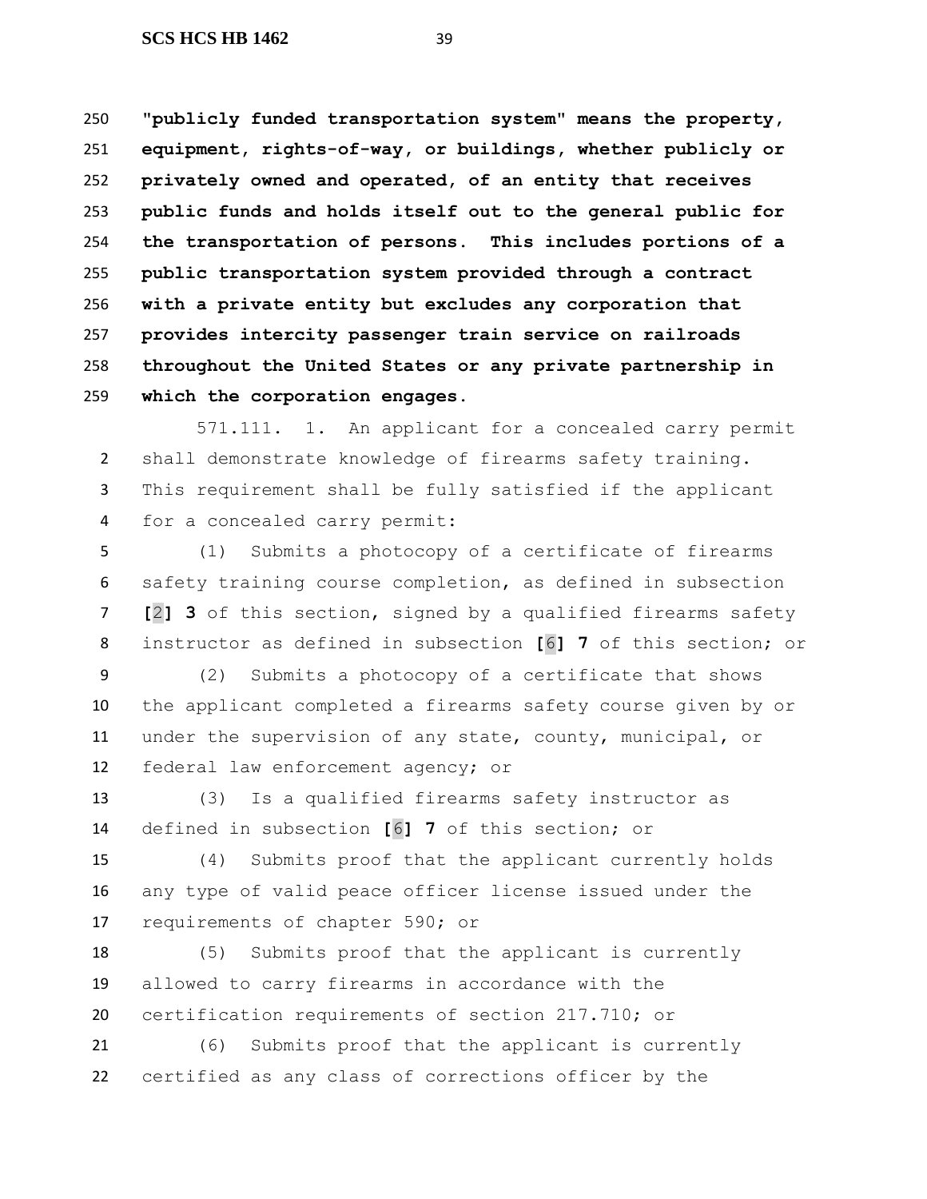**"publicly funded transportation system" means the property, equipment, rights-of-way, or buildings, whether publicly or privately owned and operated, of an entity that receives public funds and holds itself out to the general public for the transportation of persons. This includes portions of a public transportation system provided through a contract with a private entity but excludes any corporation that provides intercity passenger train service on railroads throughout the United States or any private partnership in which the corporation engages.**

571.111. 1. An applicant for a concealed carry permit shall demonstrate knowledge of firearms safety training. This requirement shall be fully satisfied if the applicant for a concealed carry permit:

(1) Submits a photocopy of a certificate of firearms safety training course completion, as defined in subsection **[**2**] 3** of this section, signed by a qualified firearms safety instructor as defined in subsection **[**6**] 7** of this section; or

(2) Submits a photocopy of a certificate that shows the applicant completed a firearms safety course given by or under the supervision of any state, county, municipal, or federal law enforcement agency; or

(3) Is a qualified firearms safety instructor as defined in subsection **[**6**] 7** of this section; or

(4) Submits proof that the applicant currently holds any type of valid peace officer license issued under the requirements of chapter 590; or

(5) Submits proof that the applicant is currently allowed to carry firearms in accordance with the certification requirements of section 217.710; or

(6) Submits proof that the applicant is currently certified as any class of corrections officer by the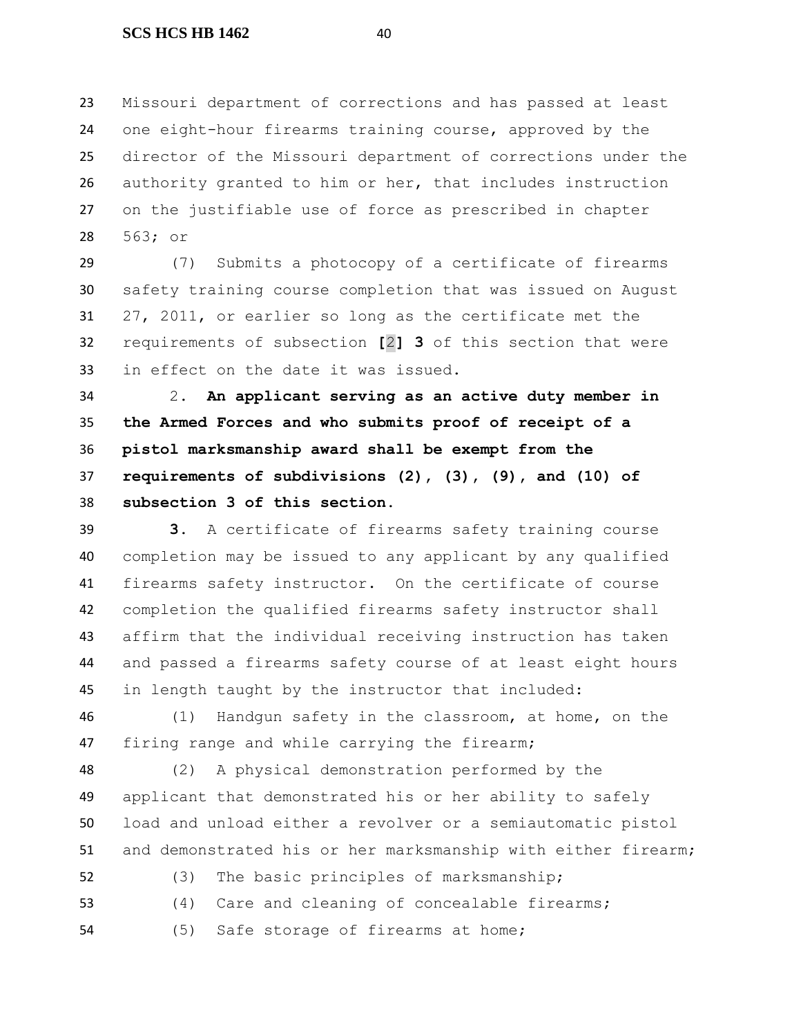Missouri department of corrections and has passed at least one eight-hour firearms training course, approved by the director of the Missouri department of corrections under the authority granted to him or her, that includes instruction on the justifiable use of force as prescribed in chapter 563; or

(7) Submits a photocopy of a certificate of firearms safety training course completion that was issued on August 27, 2011, or earlier so long as the certificate met the requirements of subsection **[**2**] 3** of this section that were in effect on the date it was issued.

2. **An applicant serving as an active duty member in the Armed Forces and who submits proof of receipt of a pistol marksmanship award shall be exempt from the requirements of subdivisions (2), (3), (9), and (10) of subsection 3 of this section.**

**3.** A certificate of firearms safety training course completion may be issued to any applicant by any qualified firearms safety instructor. On the certificate of course completion the qualified firearms safety instructor shall affirm that the individual receiving instruction has taken and passed a firearms safety course of at least eight hours in length taught by the instructor that included:

(1) Handgun safety in the classroom, at home, on the firing range and while carrying the firearm;

(2) A physical demonstration performed by the applicant that demonstrated his or her ability to safely load and unload either a revolver or a semiautomatic pistol and demonstrated his or her marksmanship with either firearm;

(3) The basic principles of marksmanship;

(4) Care and cleaning of concealable firearms;

(5) Safe storage of firearms at home;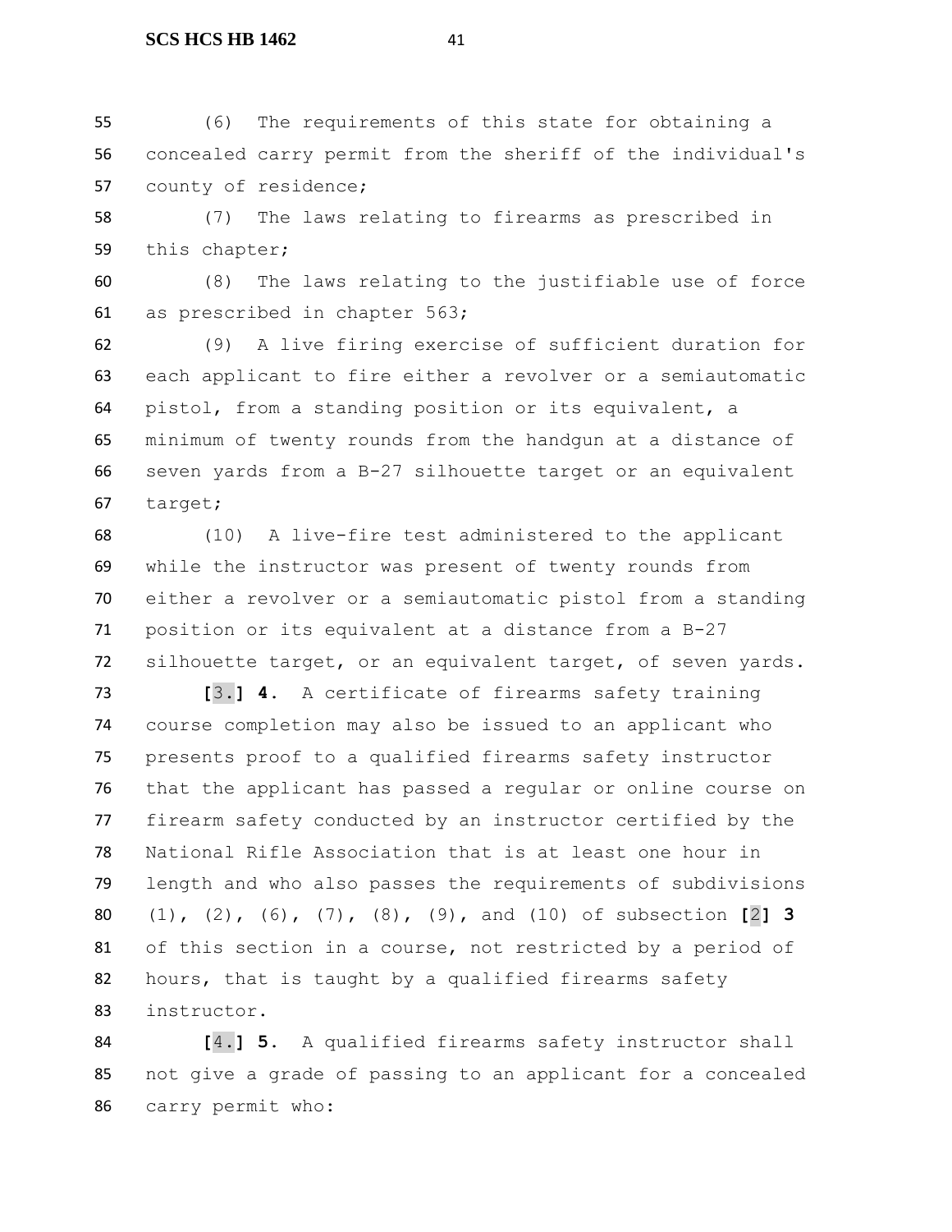(6) The requirements of this state for obtaining a concealed carry permit from the sheriff of the individual's county of residence;

(7) The laws relating to firearms as prescribed in this chapter;

(8) The laws relating to the justifiable use of force as prescribed in chapter 563;

(9) A live firing exercise of sufficient duration for each applicant to fire either a revolver or a semiautomatic pistol, from a standing position or its equivalent, a minimum of twenty rounds from the handgun at a distance of seven yards from a B-27 silhouette target or an equivalent target;

(10) A live-fire test administered to the applicant while the instructor was present of twenty rounds from either a revolver or a semiautomatic pistol from a standing position or its equivalent at a distance from a B-27 silhouette target, or an equivalent target, of seven yards.

**[**3.**] 4.** A certificate of firearms safety training course completion may also be issued to an applicant who presents proof to a qualified firearms safety instructor that the applicant has passed a regular or online course on firearm safety conducted by an instructor certified by the National Rifle Association that is at least one hour in length and who also passes the requirements of subdivisions (1), (2), (6), (7), (8), (9), and (10) of subsection **[**2**] 3** of this section in a course, not restricted by a period of hours, that is taught by a qualified firearms safety instructor.

**[**4.**] 5.** A qualified firearms safety instructor shall not give a grade of passing to an applicant for a concealed carry permit who: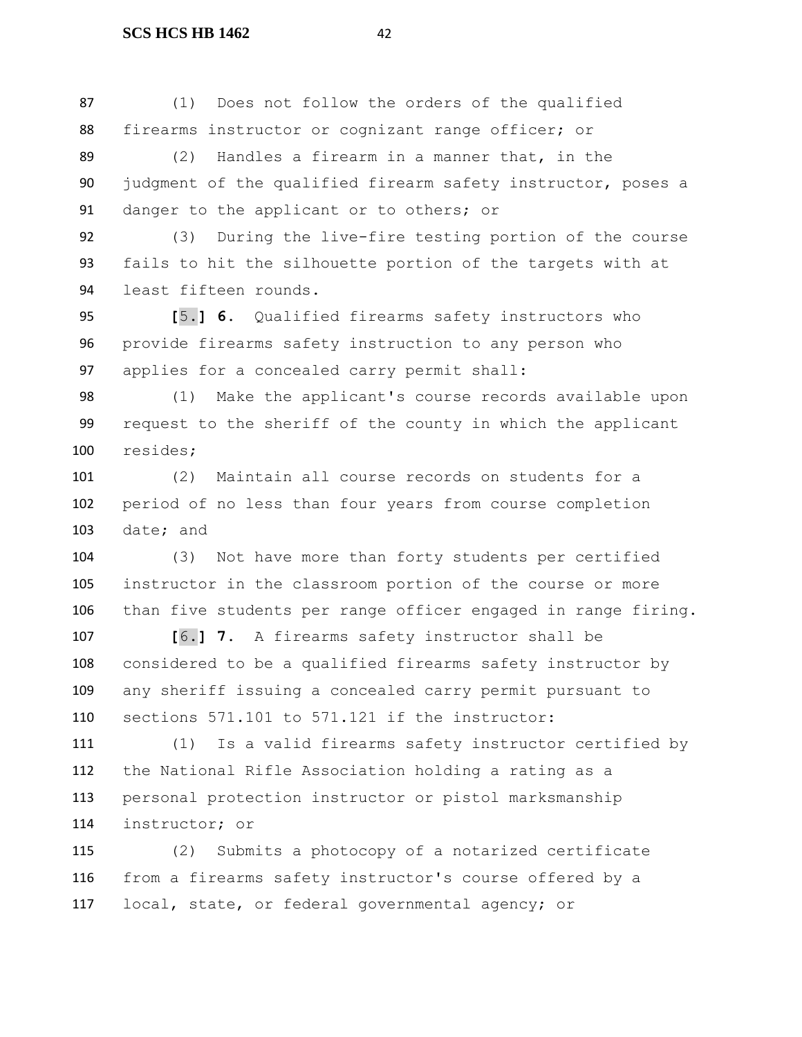(1) Does not follow the orders of the qualified firearms instructor or cognizant range officer; or

(2) Handles a firearm in a manner that, in the judgment of the qualified firearm safety instructor, poses a danger to the applicant or to others; or

(3) During the live-fire testing portion of the course fails to hit the silhouette portion of the targets with at least fifteen rounds.

[5.] **6.** Qualified firearms safety instructors who provide firearms safety instruction to any person who applies for a concealed carry permit shall:

(1) Make the applicant's course records available upon request to the sheriff of the county in which the applicant resides;

(2) Maintain all course records on students for a period of no less than four years from course completion date; and

(3) Not have more than forty students per certified instructor in the classroom portion of the course or more than five students per range officer engaged in range firing.

[6.] **7.** A firearms safety instructor shall be considered to be a qualified firearms safety instructor by any sheriff issuing a concealed carry permit pursuant to sections 571.101 to 571.121 if the instructor:

(1) Is a valid firearms safety instructor certified by the National Rifle Association holding a rating as a personal protection instructor or pistol marksmanship instructor; or

(2) Submits a photocopy of a notarized certificate from a firearms safety instructor's course offered by a local, state, or federal governmental agency; or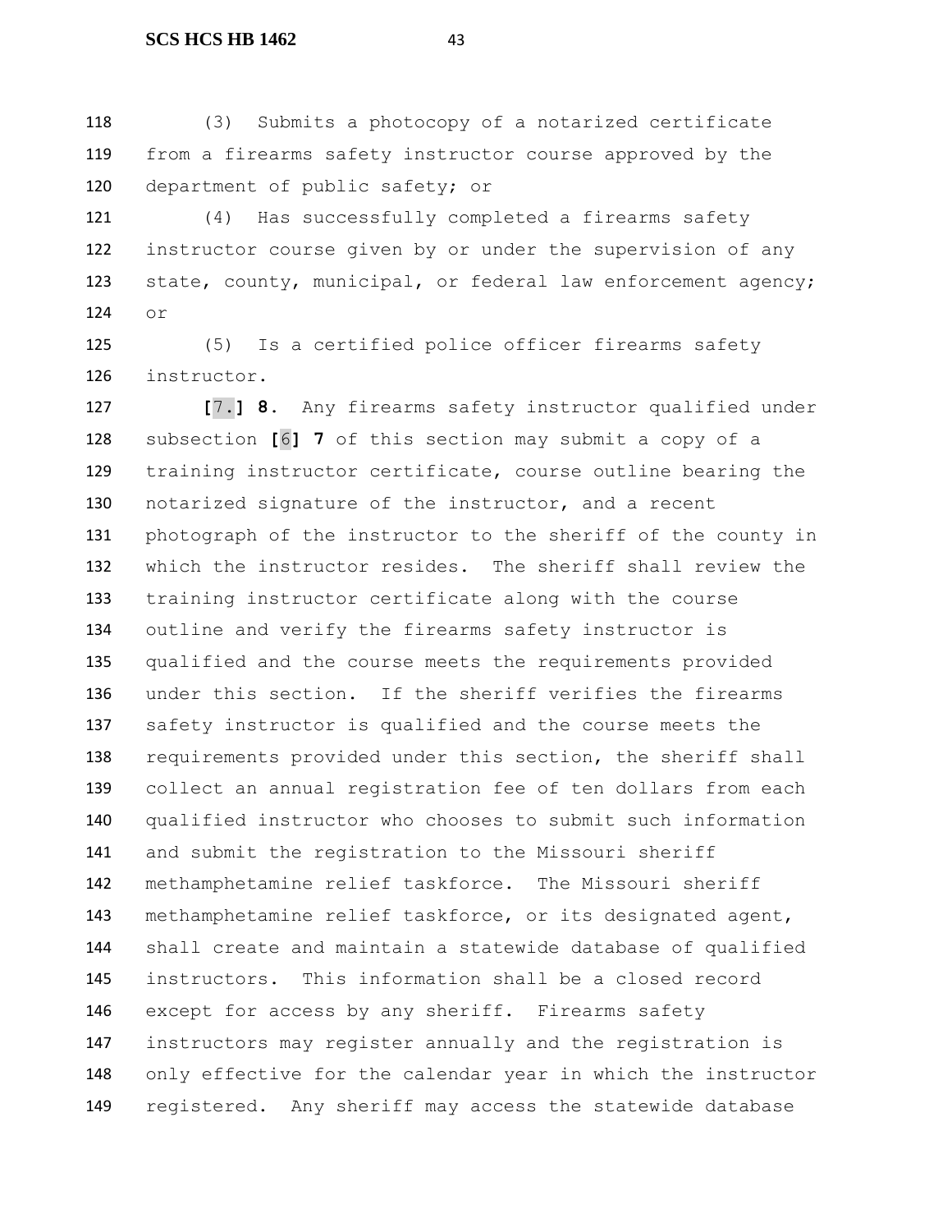(3) Submits a photocopy of a notarized certificate from a firearms safety instructor course approved by the department of public safety; or

(4) Has successfully completed a firearms safety instructor course given by or under the supervision of any state, county, municipal, or federal law enforcement agency; or

(5) Is a certified police officer firearms safety instructor.

[7.] **8.** Any firearms safety instructor qualified under subsection [6] **7** of this section may submit a copy of a training instructor certificate, course outline bearing the notarized signature of the instructor, and a recent photograph of the instructor to the sheriff of the county in which the instructor resides. The sheriff shall review the training instructor certificate along with the course outline and verify the firearms safety instructor is qualified and the course meets the requirements provided under this section. If the sheriff verifies the firearms safety instructor is qualified and the course meets the requirements provided under this section, the sheriff shall collect an annual registration fee of ten dollars from each qualified instructor who chooses to submit such information and submit the registration to the Missouri sheriff methamphetamine relief taskforce. The Missouri sheriff methamphetamine relief taskforce, or its designated agent, shall create and maintain a statewide database of qualified instructors. This information shall be a closed record except for access by any sheriff. Firearms safety instructors may register annually and the registration is only effective for the calendar year in which the instructor registered. Any sheriff may access the statewide database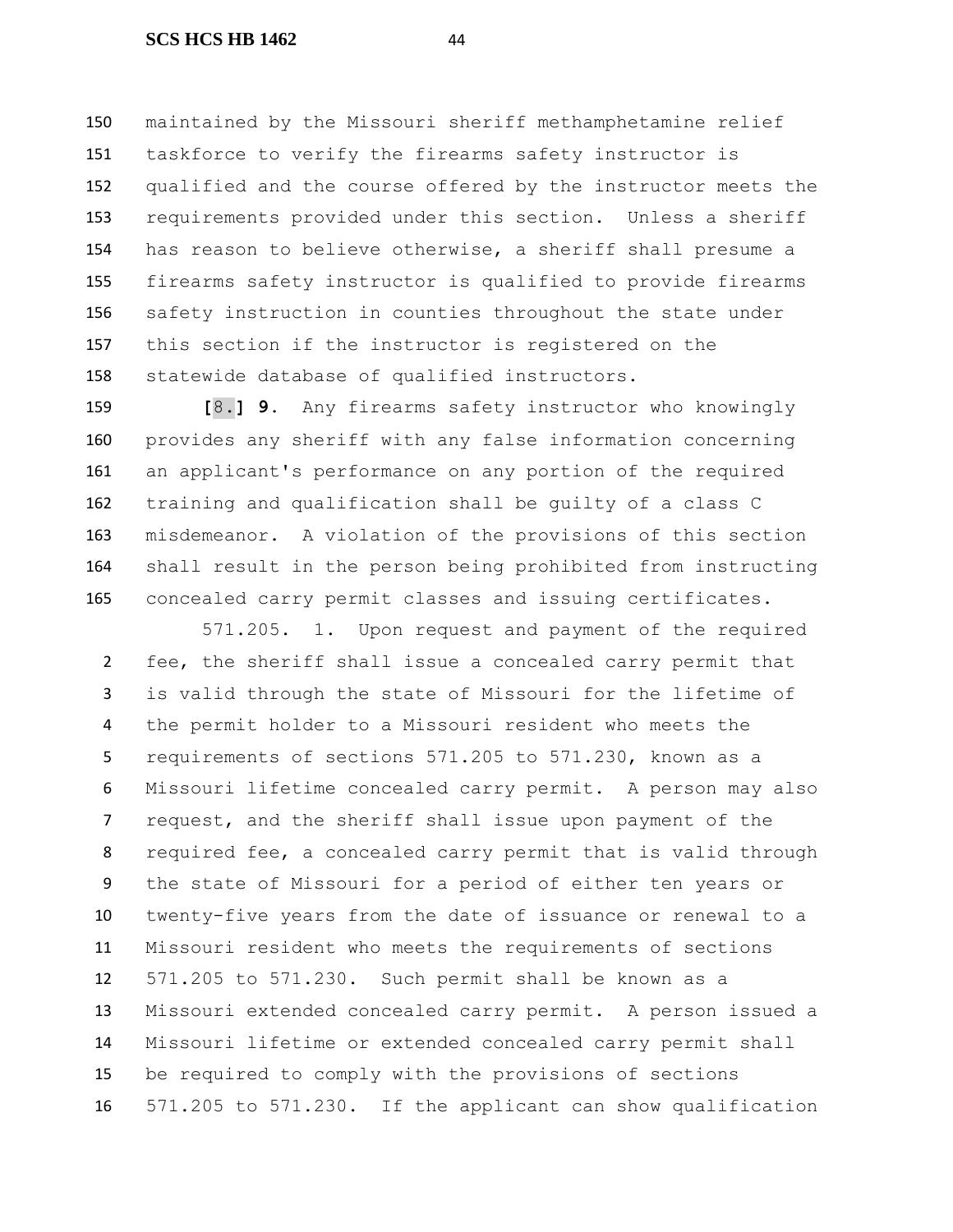maintained by the Missouri sheriff methamphetamine relief taskforce to verify the firearms safety instructor is qualified and the course offered by the instructor meets the requirements provided under this section. Unless a sheriff has reason to believe otherwise, a sheriff shall presume a firearms safety instructor is qualified to provide firearms safety instruction in counties throughout the state under this section if the instructor is registered on the statewide database of qualified instructors.

**[**8.**] 9.** Any firearms safety instructor who knowingly provides any sheriff with any false information concerning an applicant's performance on any portion of the required training and qualification shall be guilty of a class C misdemeanor. A violation of the provisions of this section shall result in the person being prohibited from instructing concealed carry permit classes and issuing certificates.

571.205. 1. Upon request and payment of the required fee, the sheriff shall issue a concealed carry permit that is valid through the state of Missouri for the lifetime of the permit holder to a Missouri resident who meets the requirements of sections 571.205 to 571.230, known as a Missouri lifetime concealed carry permit. A person may also request, and the sheriff shall issue upon payment of the required fee, a concealed carry permit that is valid through the state of Missouri for a period of either ten years or twenty-five years from the date of issuance or renewal to a Missouri resident who meets the requirements of sections 571.205 to 571.230. Such permit shall be known as a Missouri extended concealed carry permit. A person issued a Missouri lifetime or extended concealed carry permit shall be required to comply with the provisions of sections 571.205 to 571.230. If the applicant can show qualification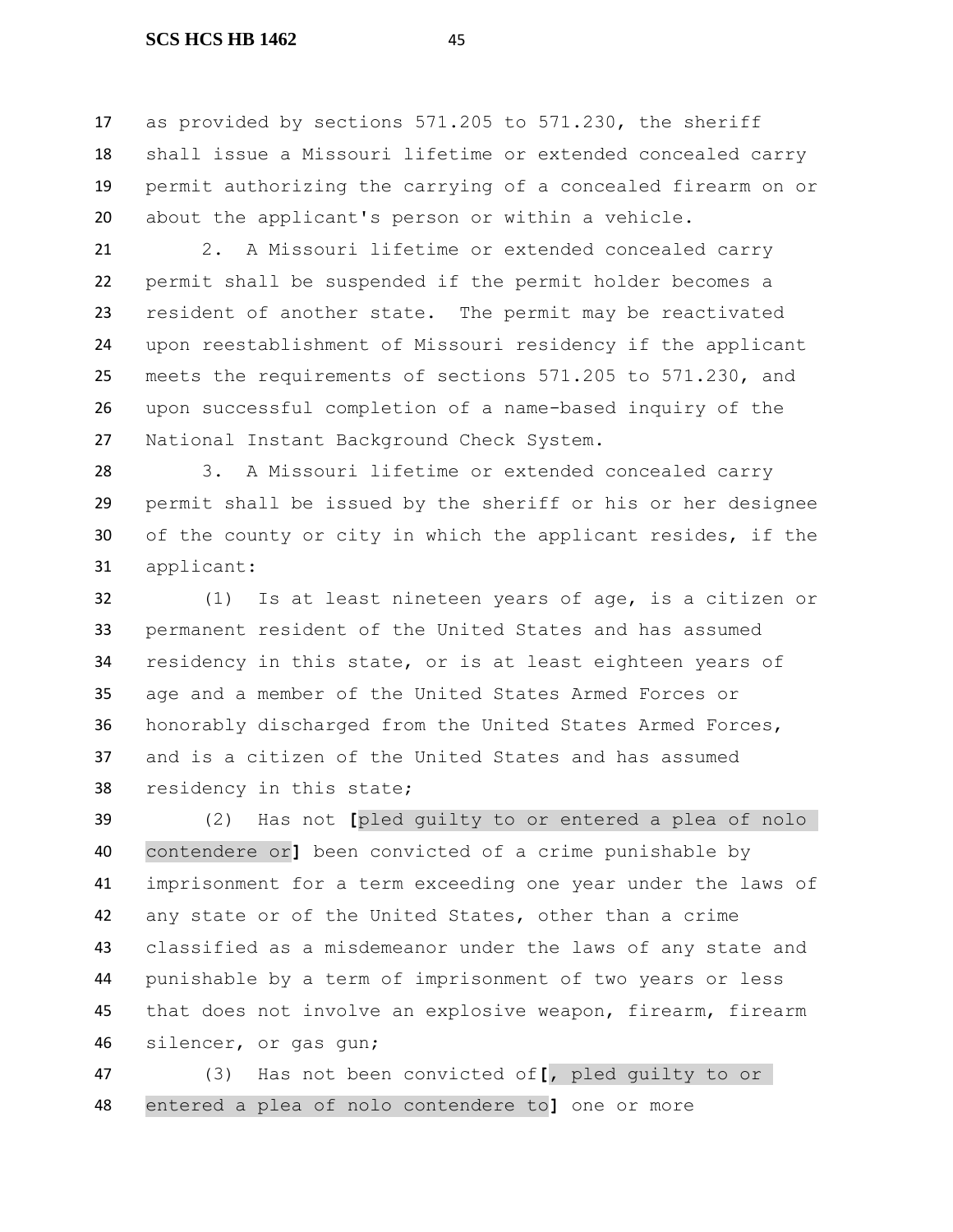as provided by sections 571.205 to 571.230, the sheriff shall issue a Missouri lifetime or extended concealed carry permit authorizing the carrying of a concealed firearm on or about the applicant's person or within a vehicle.

2. A Missouri lifetime or extended concealed carry permit shall be suspended if the permit holder becomes a resident of another state. The permit may be reactivated upon reestablishment of Missouri residency if the applicant meets the requirements of sections 571.205 to 571.230, and upon successful completion of a name-based inquiry of the National Instant Background Check System.

3. A Missouri lifetime or extended concealed carry permit shall be issued by the sheriff or his or her designee of the county or city in which the applicant resides, if the applicant:

(1) Is at least nineteen years of age, is a citizen or permanent resident of the United States and has assumed residency in this state, or is at least eighteen years of age and a member of the United States Armed Forces or honorably discharged from the United States Armed Forces, and is a citizen of the United States and has assumed residency in this state;

(2) Has not **[**pled guilty to or entered a plea of nolo contendere or**]** been convicted of a crime punishable by imprisonment for a term exceeding one year under the laws of any state or of the United States, other than a crime classified as a misdemeanor under the laws of any state and punishable by a term of imprisonment of two years or less that does not involve an explosive weapon, firearm, firearm silencer, or gas gun;

(3) Has not been convicted of**[**, pled guilty to or entered a plea of nolo contendere to**]** one or more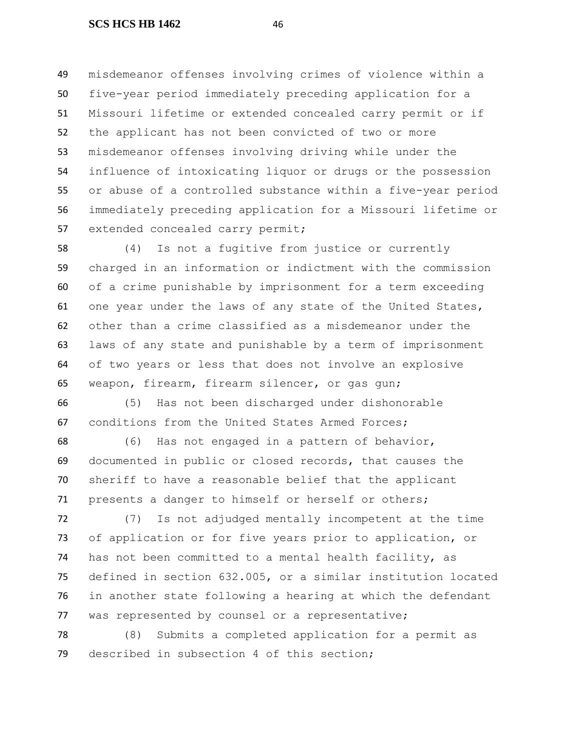misdemeanor offenses involving crimes of violence within a five-year period immediately preceding application for a Missouri lifetime or extended concealed carry permit or if the applicant has not been convicted of two or more misdemeanor offenses involving driving while under the influence of intoxicating liquor or drugs or the possession or abuse of a controlled substance within a five-year period immediately preceding application for a Missouri lifetime or extended concealed carry permit;

(4) Is not a fugitive from justice or currently charged in an information or indictment with the commission of a crime punishable by imprisonment for a term exceeding one year under the laws of any state of the United States, other than a crime classified as a misdemeanor under the laws of any state and punishable by a term of imprisonment of two years or less that does not involve an explosive weapon, firearm, firearm silencer, or gas gun;

(5) Has not been discharged under dishonorable conditions from the United States Armed Forces;

(6) Has not engaged in a pattern of behavior, documented in public or closed records, that causes the sheriff to have a reasonable belief that the applicant presents a danger to himself or herself or others;

(7) Is not adjudged mentally incompetent at the time of application or for five years prior to application, or has not been committed to a mental health facility, as defined in section 632.005, or a similar institution located in another state following a hearing at which the defendant was represented by counsel or a representative;

(8) Submits a completed application for a permit as described in subsection 4 of this section;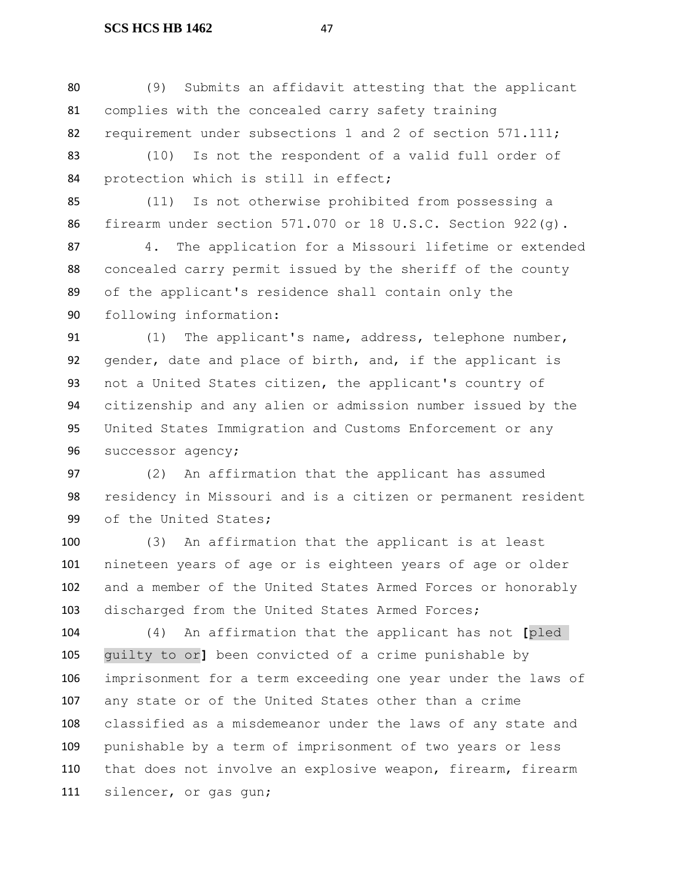(9) Submits an affidavit attesting that the applicant complies with the concealed carry safety training requirement under subsections 1 and 2 of section 571.111;

(10) Is not the respondent of a valid full order of protection which is still in effect;

(11) Is not otherwise prohibited from possessing a firearm under section 571.070 or 18 U.S.C. Section 922(g).

4. The application for a Missouri lifetime or extended concealed carry permit issued by the sheriff of the county of the applicant's residence shall contain only the following information:

(1) The applicant's name, address, telephone number, gender, date and place of birth, and, if the applicant is not a United States citizen, the applicant's country of citizenship and any alien or admission number issued by the United States Immigration and Customs Enforcement or any successor agency;

(2) An affirmation that the applicant has assumed residency in Missouri and is a citizen or permanent resident of the United States;

(3) An affirmation that the applicant is at least nineteen years of age or is eighteen years of age or older and a member of the United States Armed Forces or honorably discharged from the United States Armed Forces;

(4) An affirmation that the applicant has not [pled guilty to or] been convicted of a crime punishable by imprisonment for a term exceeding one year under the laws of any state or of the United States other than a crime classified as a misdemeanor under the laws of any state and punishable by a term of imprisonment of two years or less that does not involve an explosive weapon, firearm, firearm silencer, or gas gun;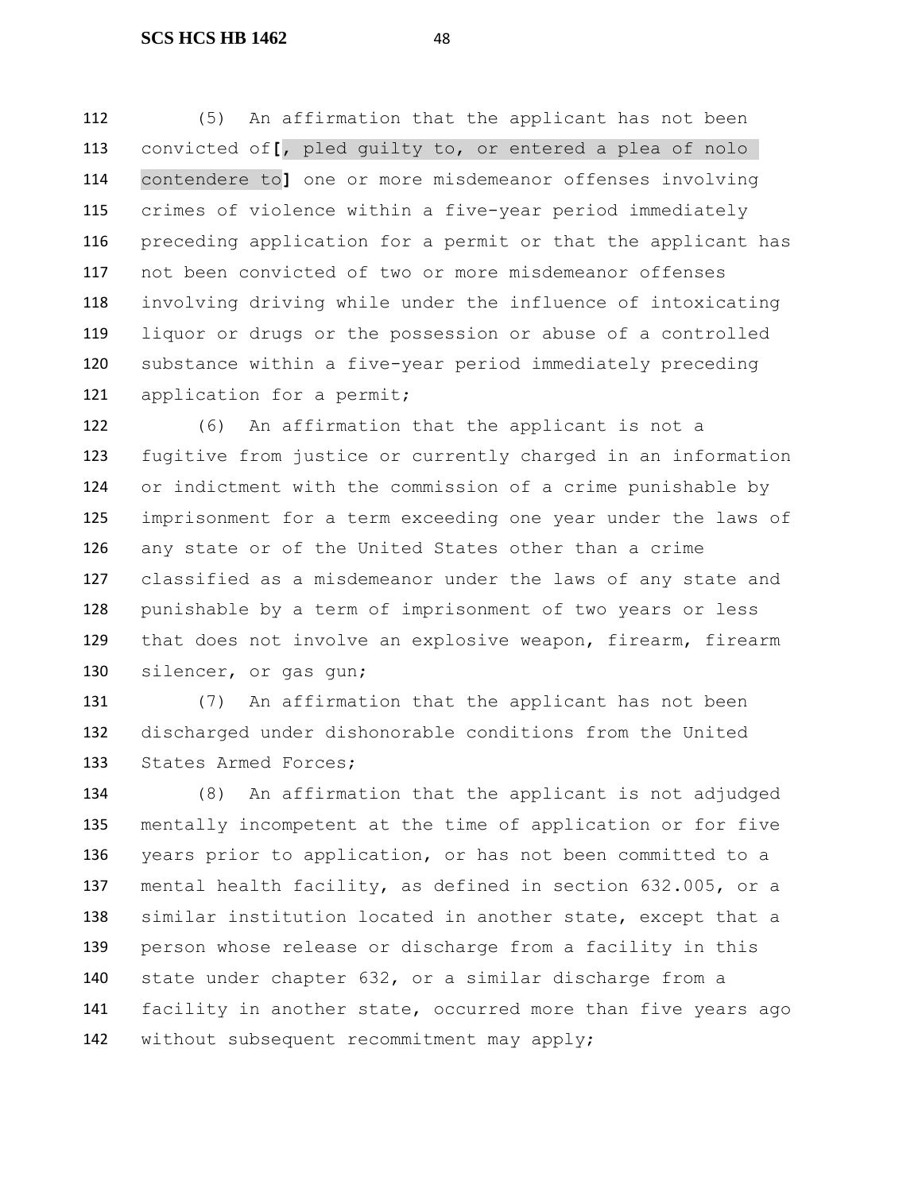(5) An affirmation that the applicant has not been convicted of**[**, pled guilty to, or entered a plea of nolo contendere to**]** one or more misdemeanor offenses involving crimes of violence within a five-year period immediately preceding application for a permit or that the applicant has not been convicted of two or more misdemeanor offenses involving driving while under the influence of intoxicating liquor or drugs or the possession or abuse of a controlled substance within a five-year period immediately preceding application for a permit;

(6) An affirmation that the applicant is not a fugitive from justice or currently charged in an information or indictment with the commission of a crime punishable by imprisonment for a term exceeding one year under the laws of any state or of the United States other than a crime classified as a misdemeanor under the laws of any state and punishable by a term of imprisonment of two years or less that does not involve an explosive weapon, firearm, firearm silencer, or gas gun;

(7) An affirmation that the applicant has not been discharged under dishonorable conditions from the United States Armed Forces;

(8) An affirmation that the applicant is not adjudged mentally incompetent at the time of application or for five years prior to application, or has not been committed to a mental health facility, as defined in section 632.005, or a similar institution located in another state, except that a person whose release or discharge from a facility in this state under chapter 632, or a similar discharge from a facility in another state, occurred more than five years ago without subsequent recommitment may apply;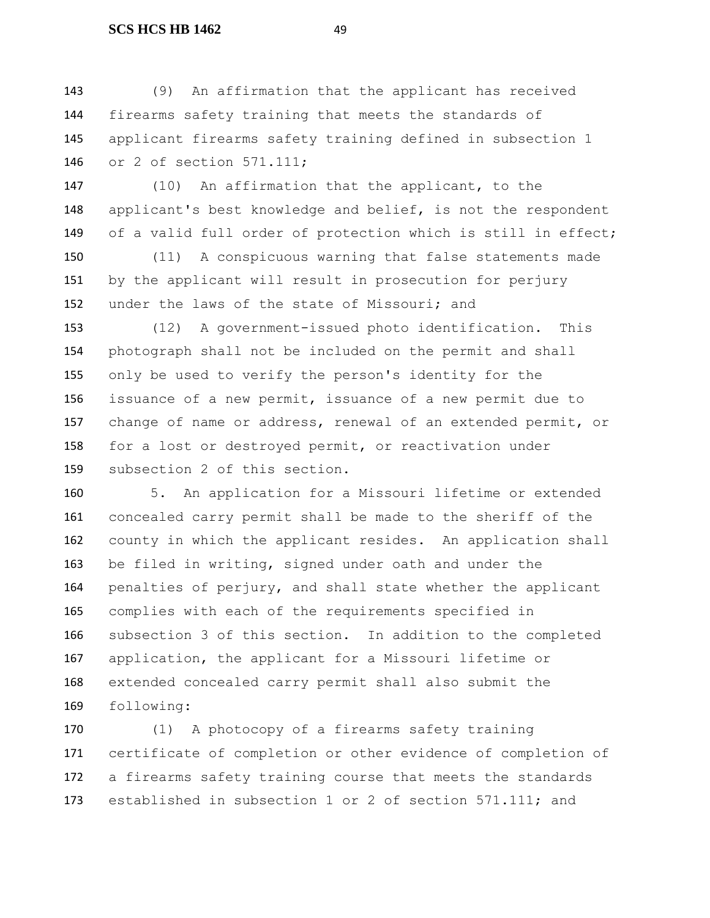(9) An affirmation that the applicant has received firearms safety training that meets the standards of applicant firearms safety training defined in subsection 1 or 2 of section 571.111;

(10) An affirmation that the applicant, to the applicant's best knowledge and belief, is not the respondent of a valid full order of protection which is still in effect;

(11) A conspicuous warning that false statements made by the applicant will result in prosecution for perjury under the laws of the state of Missouri; and

(12) A government-issued photo identification. This photograph shall not be included on the permit and shall only be used to verify the person's identity for the issuance of a new permit, issuance of a new permit due to change of name or address, renewal of an extended permit, or for a lost or destroyed permit, or reactivation under subsection 2 of this section.

5. An application for a Missouri lifetime or extended concealed carry permit shall be made to the sheriff of the county in which the applicant resides. An application shall be filed in writing, signed under oath and under the penalties of perjury, and shall state whether the applicant complies with each of the requirements specified in subsection 3 of this section. In addition to the completed application, the applicant for a Missouri lifetime or extended concealed carry permit shall also submit the following:

(1) A photocopy of a firearms safety training certificate of completion or other evidence of completion of a firearms safety training course that meets the standards established in subsection 1 or 2 of section 571.111; and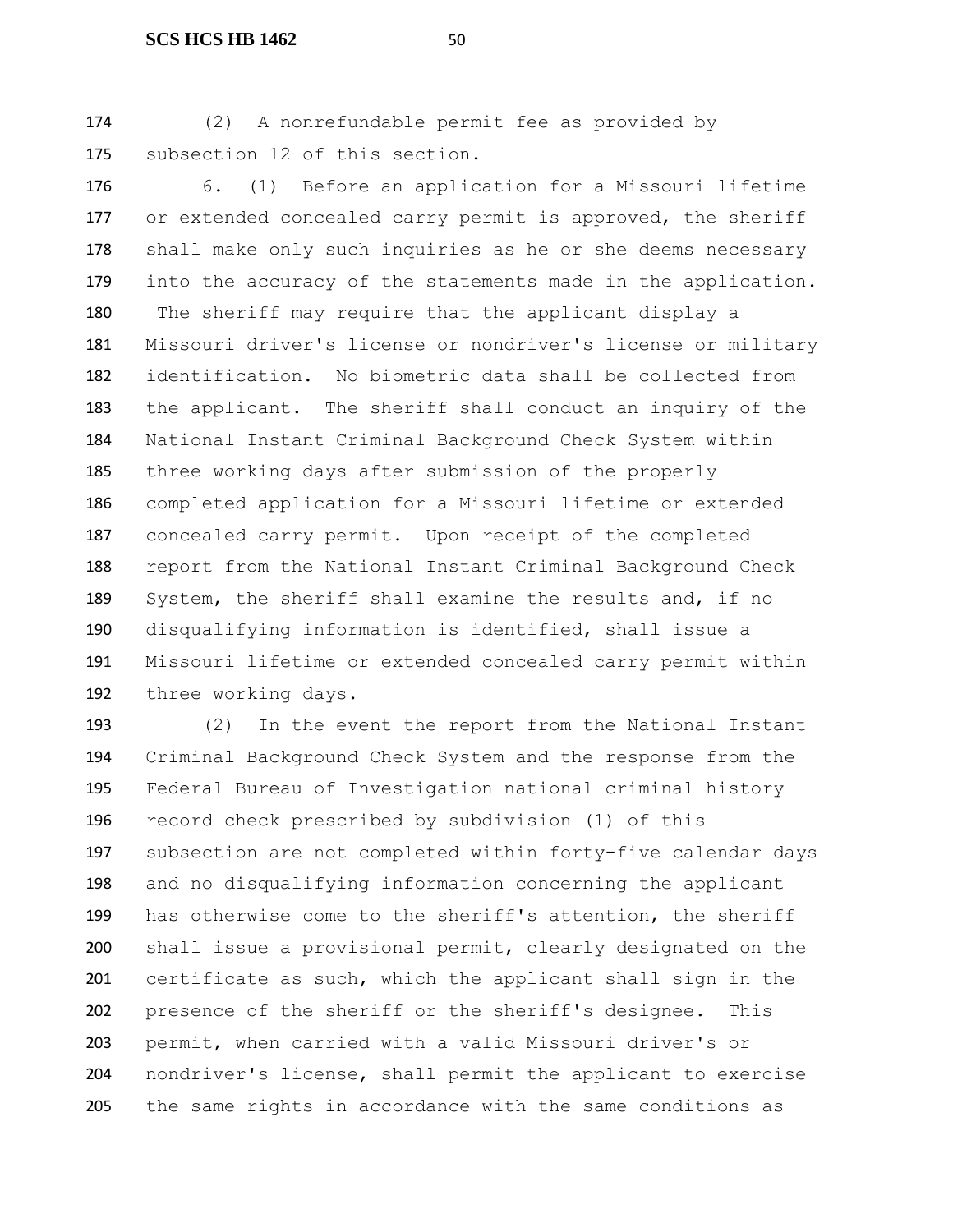(2) A nonrefundable permit fee as provided by subsection 12 of this section.

6. (1) Before an application for a Missouri lifetime or extended concealed carry permit is approved, the sheriff shall make only such inquiries as he or she deems necessary into the accuracy of the statements made in the application. The sheriff may require that the applicant display a Missouri driver's license or nondriver's license or military identification. No biometric data shall be collected from the applicant. The sheriff shall conduct an inquiry of the National Instant Criminal Background Check System within three working days after submission of the properly completed application for a Missouri lifetime or extended concealed carry permit. Upon receipt of the completed report from the National Instant Criminal Background Check System, the sheriff shall examine the results and, if no disqualifying information is identified, shall issue a Missouri lifetime or extended concealed carry permit within three working days.

(2) In the event the report from the National Instant Criminal Background Check System and the response from the Federal Bureau of Investigation national criminal history record check prescribed by subdivision (1) of this subsection are not completed within forty-five calendar days and no disqualifying information concerning the applicant has otherwise come to the sheriff's attention, the sheriff shall issue a provisional permit, clearly designated on the certificate as such, which the applicant shall sign in the presence of the sheriff or the sheriff's designee. This permit, when carried with a valid Missouri driver's or nondriver's license, shall permit the applicant to exercise the same rights in accordance with the same conditions as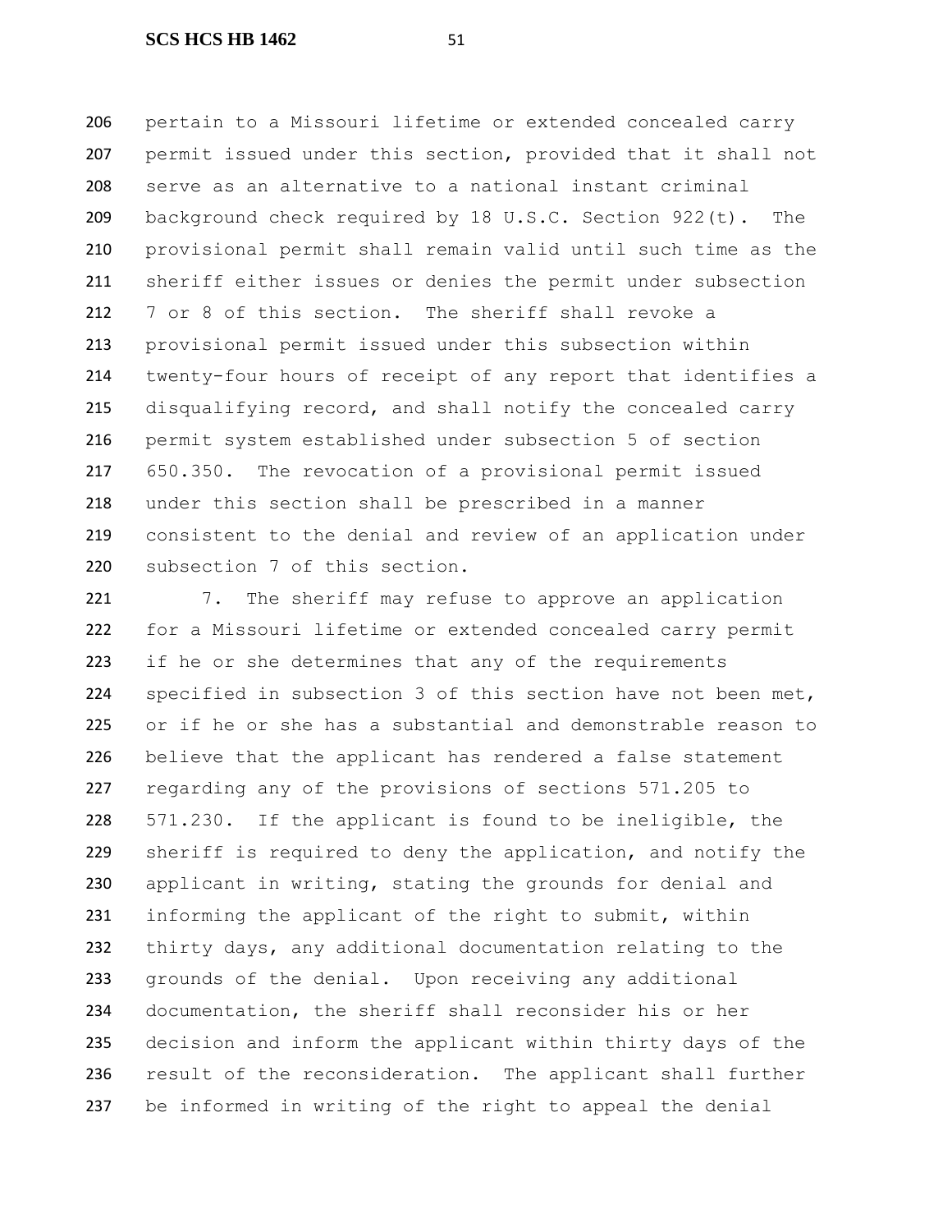pertain to a Missouri lifetime or extended concealed carry permit issued under this section, provided that it shall not serve as an alternative to a national instant criminal background check required by 18 U.S.C. Section 922(t). The provisional permit shall remain valid until such time as the sheriff either issues or denies the permit under subsection 7 or 8 of this section. The sheriff shall revoke a provisional permit issued under this subsection within twenty-four hours of receipt of any report that identifies a disqualifying record, and shall notify the concealed carry permit system established under subsection 5 of section 650.350. The revocation of a provisional permit issued under this section shall be prescribed in a manner consistent to the denial and review of an application under subsection 7 of this section.

7. The sheriff may refuse to approve an application for a Missouri lifetime or extended concealed carry permit if he or she determines that any of the requirements specified in subsection 3 of this section have not been met, or if he or she has a substantial and demonstrable reason to believe that the applicant has rendered a false statement regarding any of the provisions of sections 571.205 to 571.230. If the applicant is found to be ineligible, the sheriff is required to deny the application, and notify the applicant in writing, stating the grounds for denial and informing the applicant of the right to submit, within thirty days, any additional documentation relating to the grounds of the denial. Upon receiving any additional documentation, the sheriff shall reconsider his or her decision and inform the applicant within thirty days of the result of the reconsideration. The applicant shall further be informed in writing of the right to appeal the denial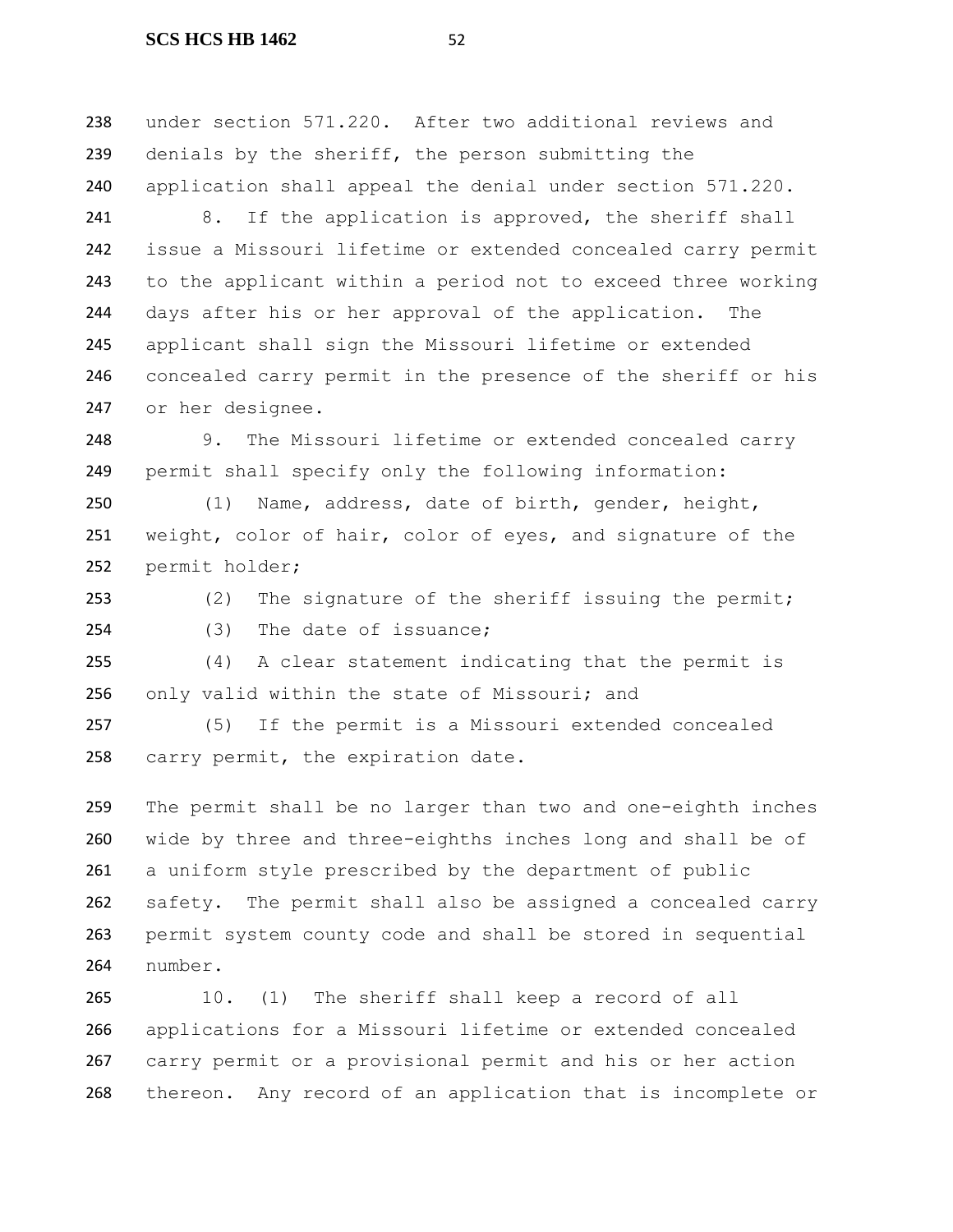under section 571.220. After two additional reviews and denials by the sheriff, the person submitting the application shall appeal the denial under section 571.220.

8. If the application is approved, the sheriff shall issue a Missouri lifetime or extended concealed carry permit to the applicant within a period not to exceed three working days after his or her approval of the application. The applicant shall sign the Missouri lifetime or extended concealed carry permit in the presence of the sheriff or his or her designee.

9. The Missouri lifetime or extended concealed carry permit shall specify only the following information:

(1) Name, address, date of birth, gender, height, weight, color of hair, color of eyes, and signature of the permit holder;

(2) The signature of the sheriff issuing the permit;

(3) The date of issuance;

(4) A clear statement indicating that the permit is only valid within the state of Missouri; and

(5) If the permit is a Missouri extended concealed carry permit, the expiration date.

The permit shall be no larger than two and one-eighth inches wide by three and three-eighths inches long and shall be of a uniform style prescribed by the department of public safety. The permit shall also be assigned a concealed carry permit system county code and shall be stored in sequential number.

10. (1) The sheriff shall keep a record of all applications for a Missouri lifetime or extended concealed carry permit or a provisional permit and his or her action thereon. Any record of an application that is incomplete or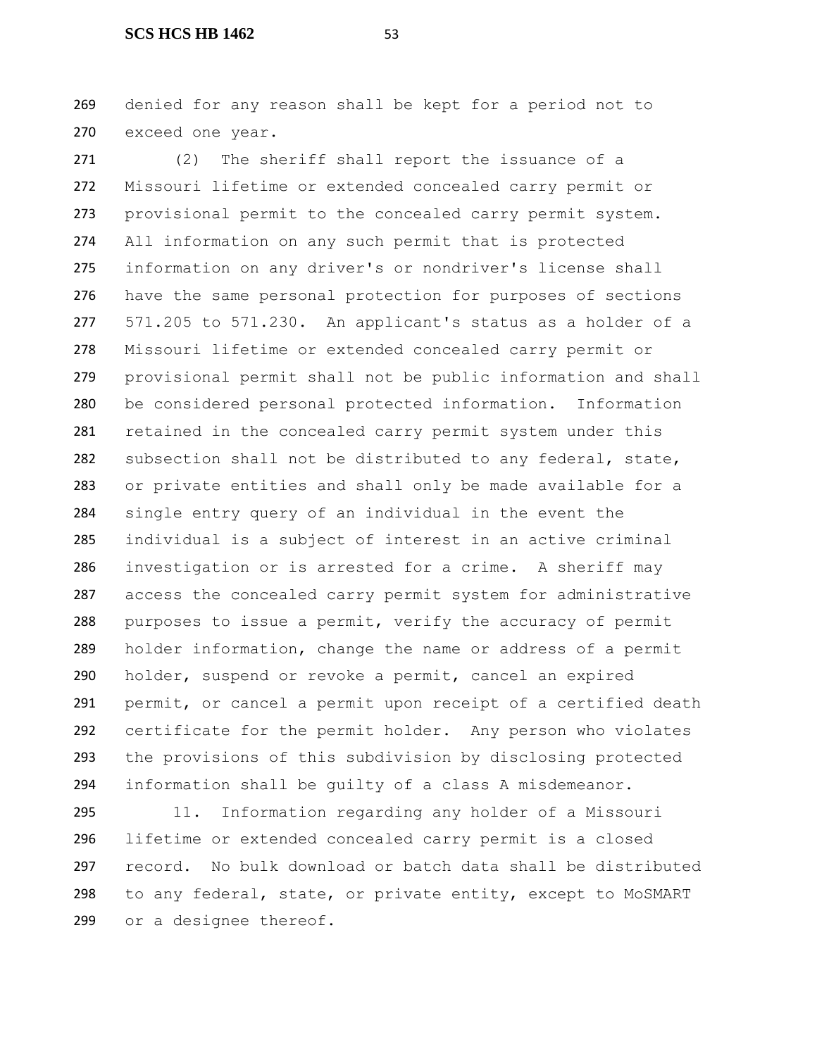denied for any reason shall be kept for a period not to exceed one year.

(2) The sheriff shall report the issuance of a Missouri lifetime or extended concealed carry permit or provisional permit to the concealed carry permit system. All information on any such permit that is protected information on any driver's or nondriver's license shall have the same personal protection for purposes of sections 571.205 to 571.230. An applicant's status as a holder of a Missouri lifetime or extended concealed carry permit or provisional permit shall not be public information and shall be considered personal protected information. Information retained in the concealed carry permit system under this subsection shall not be distributed to any federal, state, or private entities and shall only be made available for a single entry query of an individual in the event the individual is a subject of interest in an active criminal investigation or is arrested for a crime. A sheriff may access the concealed carry permit system for administrative purposes to issue a permit, verify the accuracy of permit holder information, change the name or address of a permit holder, suspend or revoke a permit, cancel an expired permit, or cancel a permit upon receipt of a certified death certificate for the permit holder. Any person who violates the provisions of this subdivision by disclosing protected information shall be guilty of a class A misdemeanor.

11. Information regarding any holder of a Missouri lifetime or extended concealed carry permit is a closed record. No bulk download or batch data shall be distributed to any federal, state, or private entity, except to MoSMART or a designee thereof.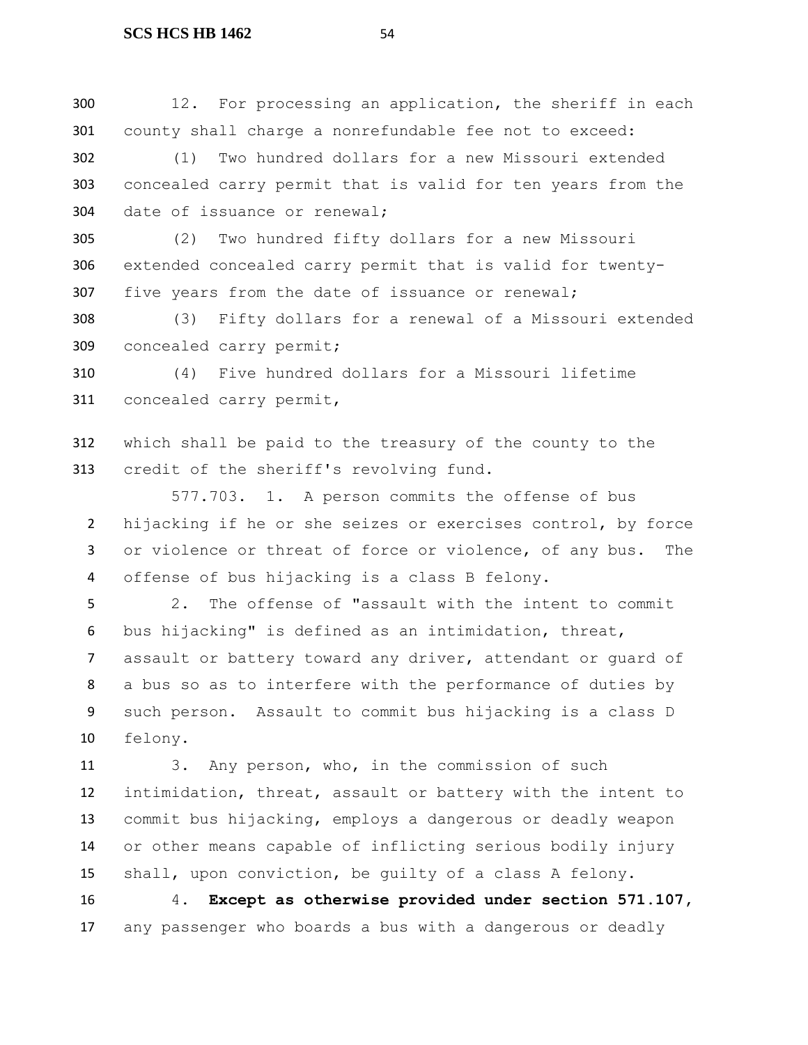12. For processing an application, the sheriff in each county shall charge a nonrefundable fee not to exceed:

(1) Two hundred dollars for a new Missouri extended concealed carry permit that is valid for ten years from the date of issuance or renewal;

(2) Two hundred fifty dollars for a new Missouri extended concealed carry permit that is valid for twenty-five years from the date of issuance or renewal;

(3) Fifty dollars for a renewal of a Missouri extended concealed carry permit;

(4) Five hundred dollars for a Missouri lifetime concealed carry permit,

which shall be paid to the treasury of the county to the credit of the sheriff's revolving fund.

577.703. 1. A person commits the offense of bus hijacking if he or she seizes or exercises control, by force or violence or threat of force or violence, of any bus. The offense of bus hijacking is a class B felony.

2. The offense of "assault with the intent to commit bus hijacking" is defined as an intimidation, threat, assault or battery toward any driver, attendant or guard of a bus so as to interfere with the performance of duties by such person. Assault to commit bus hijacking is a class D felony.

3. Any person, who, in the commission of such intimidation, threat, assault or battery with the intent to commit bus hijacking, employs a dangerous or deadly weapon or other means capable of inflicting serious bodily injury shall, upon conviction, be guilty of a class A felony.

4. **Except as otherwise provided under section 571.107,** any passenger who boards a bus with a dangerous or deadly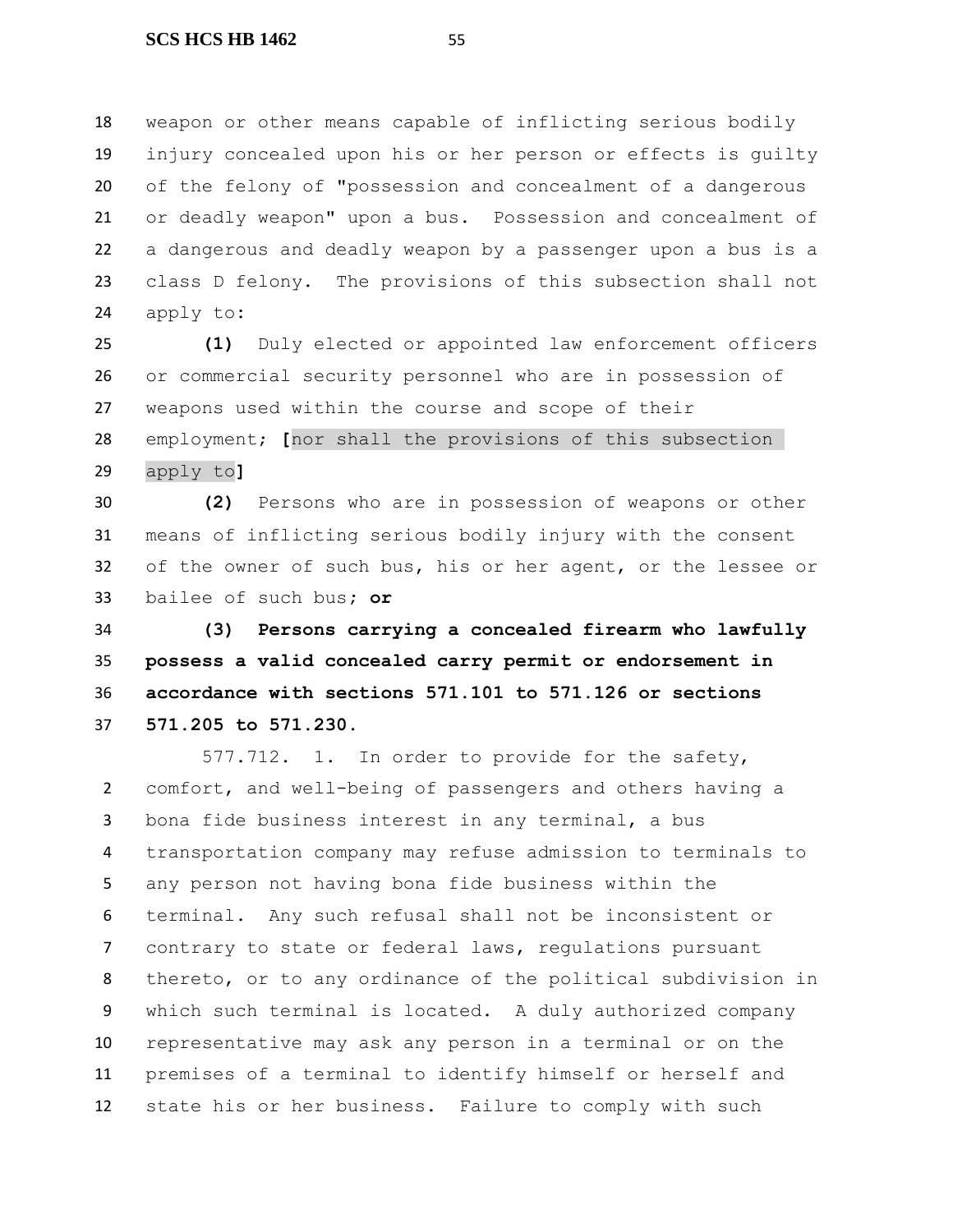weapon or other means capable of inflicting serious bodily injury concealed upon his or her person or effects is guilty of the felony of "possession and concealment of a dangerous or deadly weapon" upon a bus. Possession and concealment of a dangerous and deadly weapon by a passenger upon a bus is a class D felony. The provisions of this subsection shall not apply to:

**(1)** Duly elected or appointed law enforcement officers or commercial security personnel who are in possession of weapons used within the course and scope of their employment; **[**nor shall the provisions of this subsection apply to**]**

**(2)** Persons who are in possession of weapons or other means of inflicting serious bodily injury with the consent of the owner of such bus, his or her agent, or the lessee or bailee of such bus; **or**

**(3) Persons carrying a concealed firearm who lawfully possess a valid concealed carry permit or endorsement in accordance with sections 571.101 to 571.126 or sections 571.205 to 571.230.**

577.712. 1. In order to provide for the safety, comfort, and well-being of passengers and others having a bona fide business interest in any terminal, a bus transportation company may refuse admission to terminals to any person not having bona fide business within the terminal. Any such refusal shall not be inconsistent or contrary to state or federal laws, regulations pursuant thereto, or to any ordinance of the political subdivision in which such terminal is located. A duly authorized company representative may ask any person in a terminal or on the premises of a terminal to identify himself or herself and state his or her business. Failure to comply with such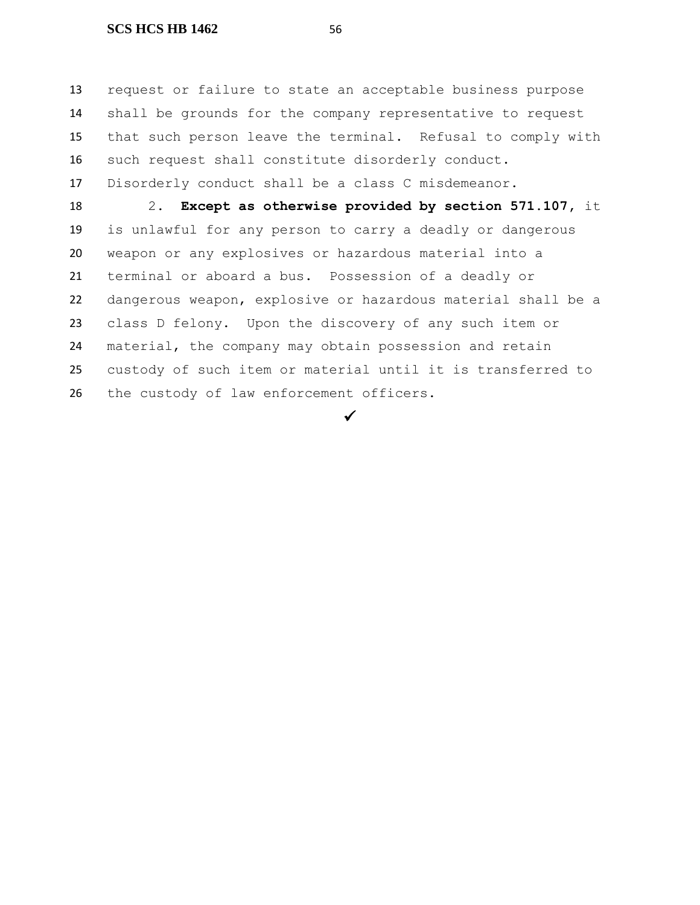request or failure to state an acceptable business purpose shall be grounds for the company representative to request that such person leave the terminal. Refusal to comply with such request shall constitute disorderly conduct. Disorderly conduct shall be a class C misdemeanor.

2. **Except as otherwise provided by section 571.107,** it is unlawful for any person to carry a deadly or dangerous weapon or any explosives or hazardous material into a terminal or aboard a bus. Possession of a deadly or dangerous weapon, explosive or hazardous material shall be a class D felony. Upon the discovery of any such item or material, the company may obtain possession and retain custody of such item or material until it is transferred to the custody of law enforcement officers.

✔